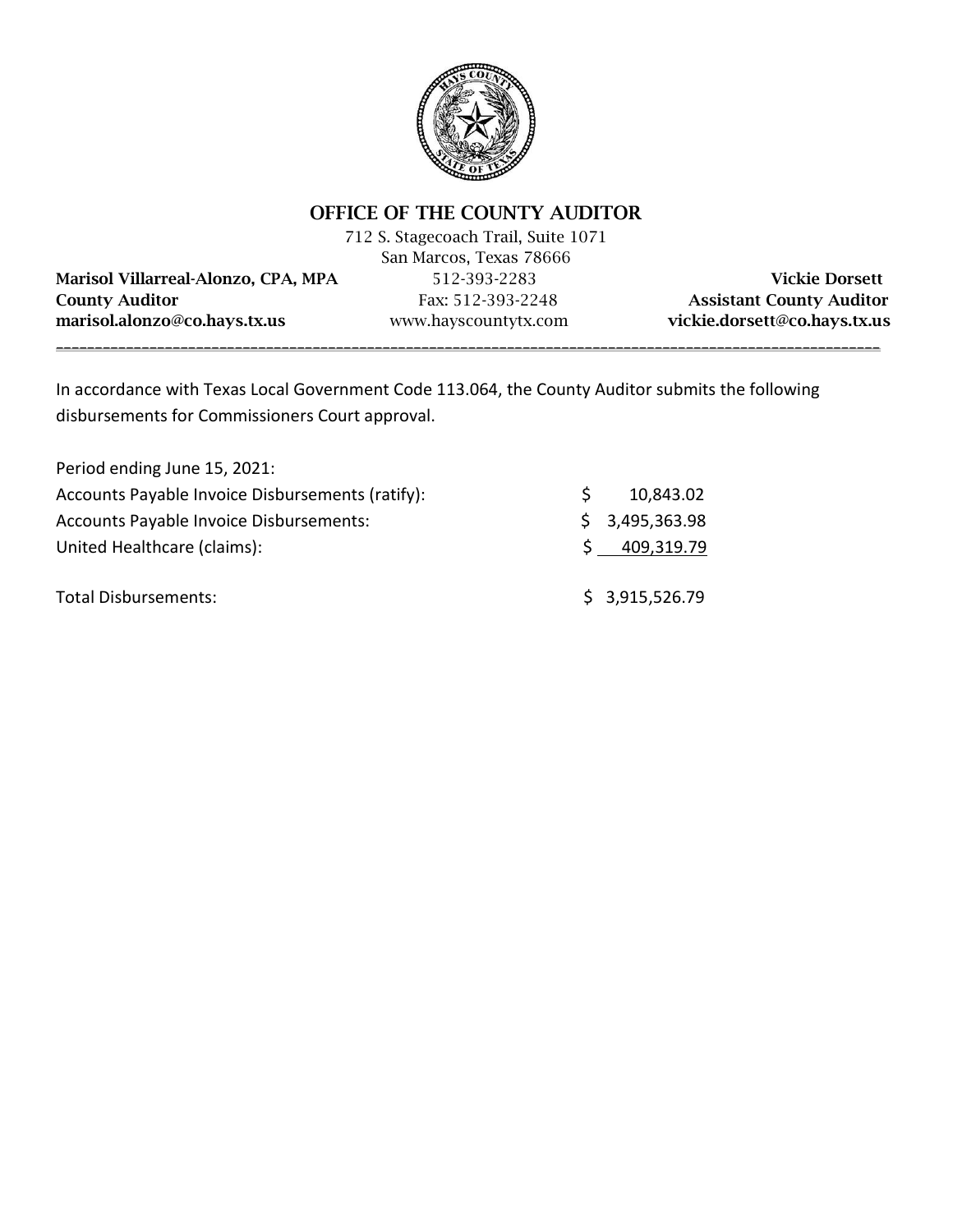# OFFICE OF THE COUNTY AUDITOR

712 S. Stagecoach Trail, Suite 1071
San Marcos, Texas 78666

| | | |
|---|---|---|
| **Marisol Villarreal-Alonzo, CPA, MPA** | 512-393-2283 | **Vickie Dorsett** |
| **County Auditor** | Fax: 512-393-2248 | **Assistant County Auditor** |
| **marisol.alonzo@co.hays.tx.us** | www.hayscountytx.com | **vickie.dorsett@co.hays.tx.us** |

---

In accordance with Texas Local Government Code 113.064, the County Auditor submits the following disbursements for Commissioners Court approval.

| | |
|---|---|
| Period ending June 15, 2021: | |
| Accounts Payable Invoice Disbursements (ratify): | $ 10,843.02 |
| Accounts Payable Invoice Disbursements: | $ 3,495,363.98 |
| United Healthcare (claims): | $ 409,319.79 |
| Total Disbursements: | $ 3,915,526.79 |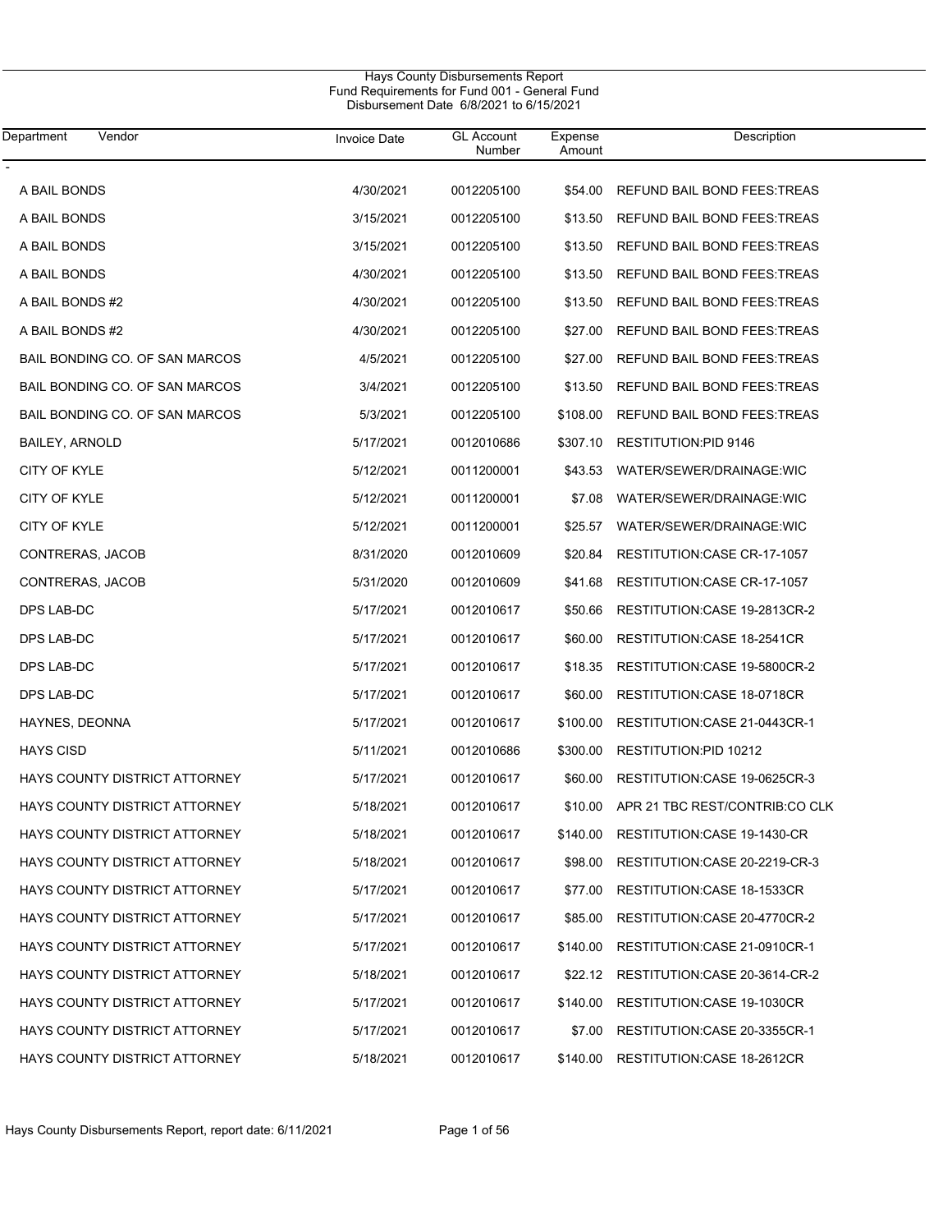Hays County Disbursements Report
Fund Requirements for Fund 001 - General Fund
Disbursement Date 6/8/2021 to 6/15/2021

| Department Vendor | Invoice Date | GL Account Number | Expense Amount | Description |
|---|---|---|---|---|
| - | | | | |
| A BAIL BONDS | 4/30/2021 | 0012205100 | $54.00 | REFUND BAIL BOND FEES:TREAS |
| A BAIL BONDS | 3/15/2021 | 0012205100 | $13.50 | REFUND BAIL BOND FEES:TREAS |
| A BAIL BONDS | 3/15/2021 | 0012205100 | $13.50 | REFUND BAIL BOND FEES:TREAS |
| A BAIL BONDS | 4/30/2021 | 0012205100 | $13.50 | REFUND BAIL BOND FEES:TREAS |
| A BAIL BONDS #2 | 4/30/2021 | 0012205100 | $13.50 | REFUND BAIL BOND FEES:TREAS |
| A BAIL BONDS #2 | 4/30/2021 | 0012205100 | $27.00 | REFUND BAIL BOND FEES:TREAS |
| BAIL BONDING CO. OF SAN MARCOS | 4/5/2021 | 0012205100 | $27.00 | REFUND BAIL BOND FEES:TREAS |
| BAIL BONDING CO. OF SAN MARCOS | 3/4/2021 | 0012205100 | $13.50 | REFUND BAIL BOND FEES:TREAS |
| BAIL BONDING CO. OF SAN MARCOS | 5/3/2021 | 0012205100 | $108.00 | REFUND BAIL BOND FEES:TREAS |
| BAILEY, ARNOLD | 5/17/2021 | 0012010686 | $307.10 | RESTITUTION:PID 9146 |
| CITY OF KYLE | 5/12/2021 | 0011200001 | $43.53 | WATER/SEWER/DRAINAGE:WIC |
| CITY OF KYLE | 5/12/2021 | 0011200001 | $7.08 | WATER/SEWER/DRAINAGE:WIC |
| CITY OF KYLE | 5/12/2021 | 0011200001 | $25.57 | WATER/SEWER/DRAINAGE:WIC |
| CONTRERAS, JACOB | 8/31/2020 | 0012010609 | $20.84 | RESTITUTION:CASE CR-17-1057 |
| CONTRERAS, JACOB | 5/31/2020 | 0012010609 | $41.68 | RESTITUTION:CASE CR-17-1057 |
| DPS LAB-DC | 5/17/2021 | 0012010617 | $50.66 | RESTITUTION:CASE 19-2813CR-2 |
| DPS LAB-DC | 5/17/2021 | 0012010617 | $60.00 | RESTITUTION:CASE 18-2541CR |
| DPS LAB-DC | 5/17/2021 | 0012010617 | $18.35 | RESTITUTION:CASE 19-5800CR-2 |
| DPS LAB-DC | 5/17/2021 | 0012010617 | $60.00 | RESTITUTION:CASE 18-0718CR |
| HAYNES, DEONNA | 5/17/2021 | 0012010617 | $100.00 | RESTITUTION:CASE 21-0443CR-1 |
| HAYS CISD | 5/11/2021 | 0012010686 | $300.00 | RESTITUTION:PID 10212 |
| HAYS COUNTY DISTRICT ATTORNEY | 5/17/2021 | 0012010617 | $60.00 | RESTITUTION:CASE 19-0625CR-3 |
| HAYS COUNTY DISTRICT ATTORNEY | 5/18/2021 | 0012010617 | $10.00 | APR 21 TBC REST/CONTRIB:CO CLK |
| HAYS COUNTY DISTRICT ATTORNEY | 5/18/2021 | 0012010617 | $140.00 | RESTITUTION:CASE 19-1430-CR |
| HAYS COUNTY DISTRICT ATTORNEY | 5/18/2021 | 0012010617 | $98.00 | RESTITUTION:CASE 20-2219-CR-3 |
| HAYS COUNTY DISTRICT ATTORNEY | 5/17/2021 | 0012010617 | $77.00 | RESTITUTION:CASE 18-1533CR |
| HAYS COUNTY DISTRICT ATTORNEY | 5/17/2021 | 0012010617 | $85.00 | RESTITUTION:CASE 20-4770CR-2 |
| HAYS COUNTY DISTRICT ATTORNEY | 5/17/2021 | 0012010617 | $140.00 | RESTITUTION:CASE 21-0910CR-1 |
| HAYS COUNTY DISTRICT ATTORNEY | 5/18/2021 | 0012010617 | $22.12 | RESTITUTION:CASE 20-3614-CR-2 |
| HAYS COUNTY DISTRICT ATTORNEY | 5/17/2021 | 0012010617 | $140.00 | RESTITUTION:CASE 19-1030CR |
| HAYS COUNTY DISTRICT ATTORNEY | 5/17/2021 | 0012010617 | $7.00 | RESTITUTION:CASE 20-3355CR-1 |
| HAYS COUNTY DISTRICT ATTORNEY | 5/18/2021 | 0012010617 | $140.00 | RESTITUTION:CASE 18-2612CR |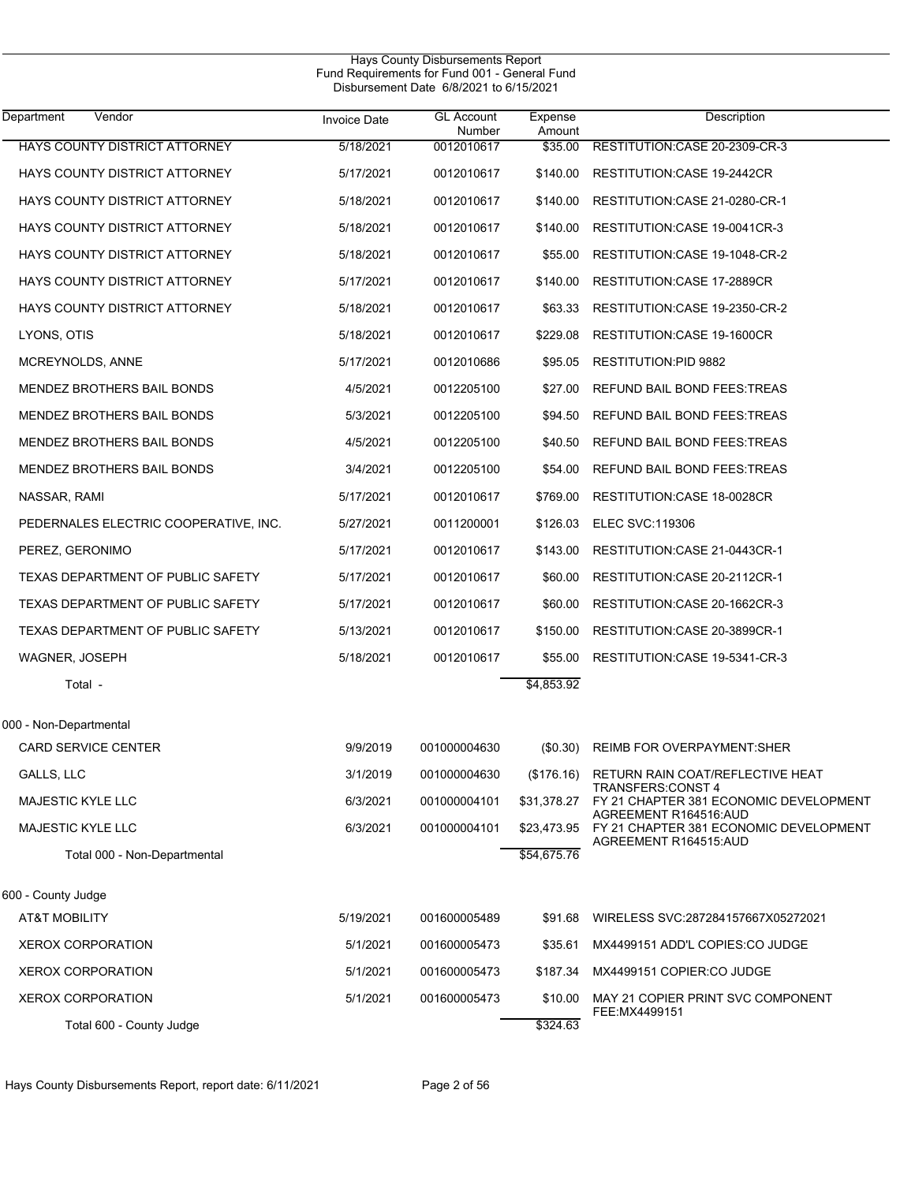Hays County Disbursements Report
Fund Requirements for Fund 001 - General Fund
Disbursement Date 6/8/2021 to 6/15/2021

| Department Vendor | Invoice Date | GL Account Number | Expense Amount | Description |
|---|---|---|---|---|
| HAYS COUNTY DISTRICT ATTORNEY | 5/18/2021 | 0012010617 | $35.00 | RESTITUTION:CASE 20-2309-CR-3 |
| HAYS COUNTY DISTRICT ATTORNEY | 5/17/2021 | 0012010617 | $140.00 | RESTITUTION:CASE 19-2442CR |
| HAYS COUNTY DISTRICT ATTORNEY | 5/18/2021 | 0012010617 | $140.00 | RESTITUTION:CASE 21-0280-CR-1 |
| HAYS COUNTY DISTRICT ATTORNEY | 5/18/2021 | 0012010617 | $140.00 | RESTITUTION:CASE 19-0041CR-3 |
| HAYS COUNTY DISTRICT ATTORNEY | 5/18/2021 | 0012010617 | $55.00 | RESTITUTION:CASE 19-1048-CR-2 |
| HAYS COUNTY DISTRICT ATTORNEY | 5/17/2021 | 0012010617 | $140.00 | RESTITUTION:CASE 17-2889CR |
| HAYS COUNTY DISTRICT ATTORNEY | 5/18/2021 | 0012010617 | $63.33 | RESTITUTION:CASE 19-2350-CR-2 |
| LYONS, OTIS | 5/18/2021 | 0012010617 | $229.08 | RESTITUTION:CASE 19-1600CR |
| MCREYNOLDS, ANNE | 5/17/2021 | 0012010686 | $95.05 | RESTITUTION:PID 9882 |
| MENDEZ BROTHERS BAIL BONDS | 4/5/2021 | 0012205100 | $27.00 | REFUND BAIL BOND FEES:TREAS |
| MENDEZ BROTHERS BAIL BONDS | 5/3/2021 | 0012205100 | $94.50 | REFUND BAIL BOND FEES:TREAS |
| MENDEZ BROTHERS BAIL BONDS | 4/5/2021 | 0012205100 | $40.50 | REFUND BAIL BOND FEES:TREAS |
| MENDEZ BROTHERS BAIL BONDS | 3/4/2021 | 0012205100 | $54.00 | REFUND BAIL BOND FEES:TREAS |
| NASSAR, RAMI | 5/17/2021 | 0012010617 | $769.00 | RESTITUTION:CASE 18-0028CR |
| PEDERNALES ELECTRIC COOPERATIVE, INC. | 5/27/2021 | 0011200001 | $126.03 | ELEC SVC:119306 |
| PEREZ, GERONIMO | 5/17/2021 | 0012010617 | $143.00 | RESTITUTION:CASE 21-0443CR-1 |
| TEXAS DEPARTMENT OF PUBLIC SAFETY | 5/17/2021 | 0012010617 | $60.00 | RESTITUTION:CASE 20-2112CR-1 |
| TEXAS DEPARTMENT OF PUBLIC SAFETY | 5/17/2021 | 0012010617 | $60.00 | RESTITUTION:CASE 20-1662CR-3 |
| TEXAS DEPARTMENT OF PUBLIC SAFETY | 5/13/2021 | 0012010617 | $150.00 | RESTITUTION:CASE 20-3899CR-1 |
| WAGNER, JOSEPH | 5/18/2021 | 0012010617 | $55.00 | RESTITUTION:CASE 19-5341-CR-3 |
| Total - | | | $4,853.92 | |
| **000 - Non-Departmental** | | | | |
| CARD SERVICE CENTER | 9/9/2019 | 001000004630 | ($0.30) | REIMB FOR OVERPAYMENT:SHER |
| GALLS, LLC | 3/1/2019 | 001000004630 | ($176.16) | RETURN RAIN COAT/REFLECTIVE HEAT TRANSFERS:CONST 4 |
| MAJESTIC KYLE LLC | 6/3/2021 | 001000004101 | $31,378.27 | FY 21 CHAPTER 381 ECONOMIC DEVELOPMENT AGREEMENT R164516:AUD |
| MAJESTIC KYLE LLC | 6/3/2021 | 001000004101 | $23,473.95 | FY 21 CHAPTER 381 ECONOMIC DEVELOPMENT AGREEMENT R164515:AUD |
| Total 000 - Non-Departmental | | | $54,675.76 | |
| **600 - County Judge** | | | | |
| AT&T MOBILITY | 5/19/2021 | 001600005489 | $91.68 | WIRELESS SVC:287284157667X05272021 |
| XEROX CORPORATION | 5/1/2021 | 001600005473 | $35.61 | MX4499151 ADD'L COPIES:CO JUDGE |
| XEROX CORPORATION | 5/1/2021 | 001600005473 | $187.34 | MX4499151 COPIER:CO JUDGE |
| XEROX CORPORATION | 5/1/2021 | 001600005473 | $10.00 | MAY 21 COPIER PRINT SVC COMPONENT FEE:MX4499151 |
| Total 600 - County Judge | | | $324.63 | |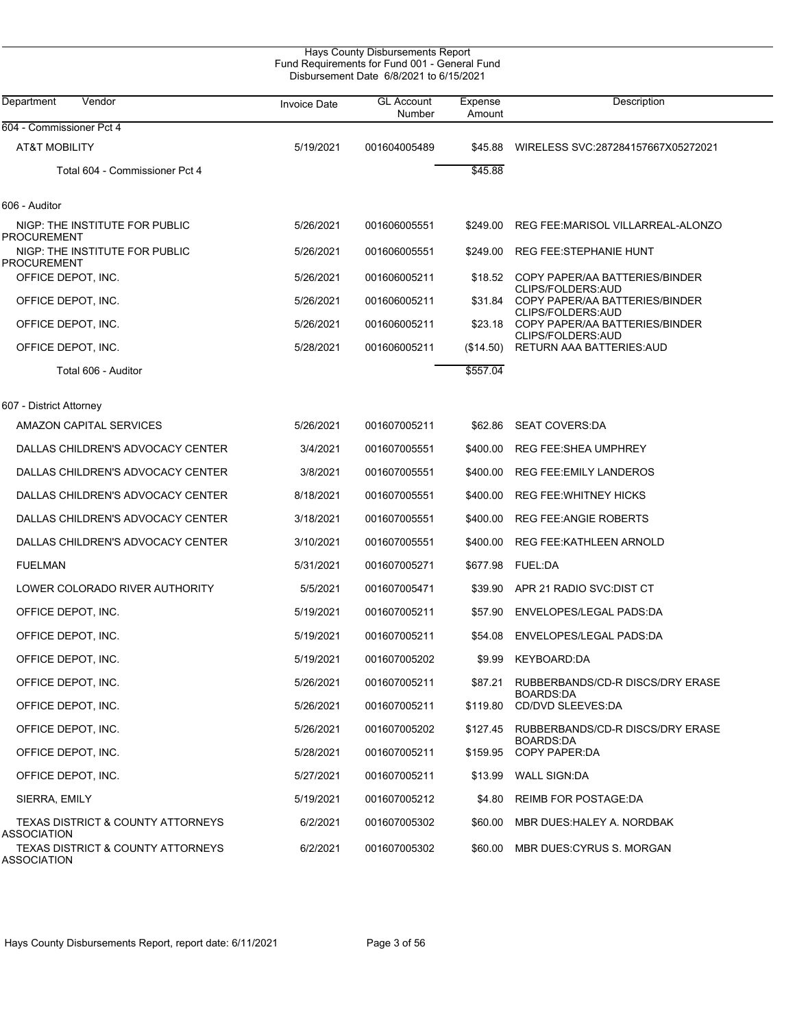Hays County Disbursements Report
Fund Requirements for Fund 001 - General Fund
Disbursement Date 6/8/2021 to 6/15/2021

| Department Vendor | Invoice Date | GL Account Number | Expense Amount | Description |
|---|---|---|---|---|
| **604 - Commissioner Pct 4** | | | | |
| AT&T MOBILITY | 5/19/2021 | 001604005489 | $45.88 | WIRELESS SVC:287284157667X05272021 |
| Total 604 - Commissioner Pct 4 | | | $45.88 | |
| **606 - Auditor** | | | | |
| NIGP: THE INSTITUTE FOR PUBLIC PROCUREMENT | 5/26/2021 | 001606005551 | $249.00 | REG FEE:MARISOL VILLARREAL-ALONZO |
| NIGP: THE INSTITUTE FOR PUBLIC PROCUREMENT | 5/26/2021 | 001606005551 | $249.00 | REG FEE:STEPHANIE HUNT |
| OFFICE DEPOT, INC. | 5/26/2021 | 001606005211 | $18.52 | COPY PAPER/AA BATTERIES/BINDER CLIPS/FOLDERS:AUD |
| OFFICE DEPOT, INC. | 5/26/2021 | 001606005211 | $31.84 | COPY PAPER/AA BATTERIES/BINDER CLIPS/FOLDERS:AUD |
| OFFICE DEPOT, INC. | 5/26/2021 | 001606005211 | $23.18 | COPY PAPER/AA BATTERIES/BINDER CLIPS/FOLDERS:AUD |
| OFFICE DEPOT, INC. | 5/28/2021 | 001606005211 | ($14.50) | RETURN AAA BATTERIES:AUD |
| Total 606 - Auditor | | | $557.04 | |
| **607 - District Attorney** | | | | |
| AMAZON CAPITAL SERVICES | 5/26/2021 | 001607005211 | $62.86 | SEAT COVERS:DA |
| DALLAS CHILDREN'S ADVOCACY CENTER | 3/4/2021 | 001607005551 | $400.00 | REG FEE:SHEA UMPHREY |
| DALLAS CHILDREN'S ADVOCACY CENTER | 3/8/2021 | 001607005551 | $400.00 | REG FEE:EMILY LANDEROS |
| DALLAS CHILDREN'S ADVOCACY CENTER | 8/18/2021 | 001607005551 | $400.00 | REG FEE:WHITNEY HICKS |
| DALLAS CHILDREN'S ADVOCACY CENTER | 3/18/2021 | 001607005551 | $400.00 | REG FEE:ANGIE ROBERTS |
| DALLAS CHILDREN'S ADVOCACY CENTER | 3/10/2021 | 001607005551 | $400.00 | REG FEE:KATHLEEN ARNOLD |
| FUELMAN | 5/31/2021 | 001607005271 | $677.98 | FUEL:DA |
| LOWER COLORADO RIVER AUTHORITY | 5/5/2021 | 001607005471 | $39.90 | APR 21 RADIO SVC:DIST CT |
| OFFICE DEPOT, INC. | 5/19/2021 | 001607005211 | $57.90 | ENVELOPES/LEGAL PADS:DA |
| OFFICE DEPOT, INC. | 5/19/2021 | 001607005211 | $54.08 | ENVELOPES/LEGAL PADS:DA |
| OFFICE DEPOT, INC. | 5/19/2021 | 001607005202 | $9.99 | KEYBOARD:DA |
| OFFICE DEPOT, INC. | 5/26/2021 | 001607005211 | $87.21 | RUBBERBANDS/CD-R DISCS/DRY ERASE BOARDS:DA |
| OFFICE DEPOT, INC. | 5/26/2021 | 001607005211 | $119.80 | CD/DVD SLEEVES:DA |
| OFFICE DEPOT, INC. | 5/26/2021 | 001607005202 | $127.45 | RUBBERBANDS/CD-R DISCS/DRY ERASE BOARDS:DA |
| OFFICE DEPOT, INC. | 5/28/2021 | 001607005211 | $159.95 | COPY PAPER:DA |
| OFFICE DEPOT, INC. | 5/27/2021 | 001607005211 | $13.99 | WALL SIGN:DA |
| SIERRA, EMILY | 5/19/2021 | 001607005212 | $4.80 | REIMB FOR POSTAGE:DA |
| TEXAS DISTRICT & COUNTY ATTORNEYS ASSOCIATION | 6/2/2021 | 001607005302 | $60.00 | MBR DUES:HALEY A. NORDBAK |
| TEXAS DISTRICT & COUNTY ATTORNEYS ASSOCIATION | 6/2/2021 | 001607005302 | $60.00 | MBR DUES:CYRUS S. MORGAN |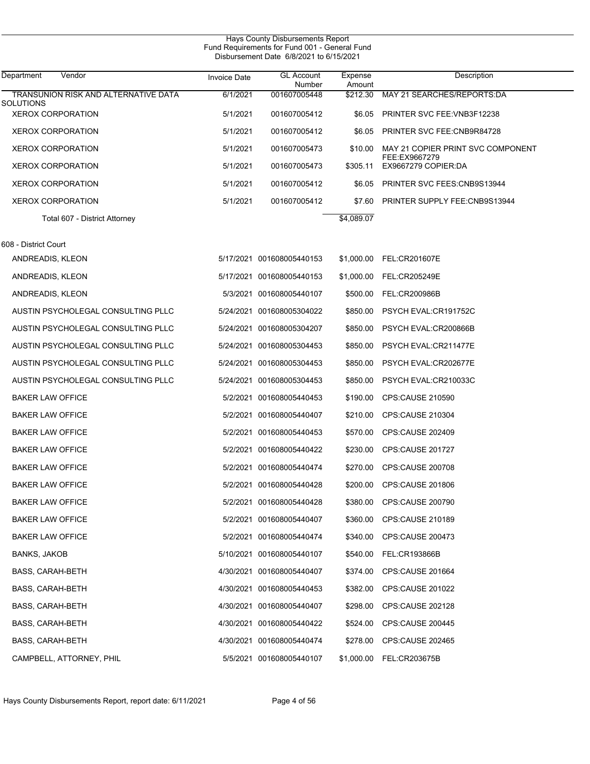Hays County Disbursements Report
Fund Requirements for Fund 001 - General Fund
Disbursement Date 6/8/2021 to 6/15/2021

| Department Vendor | Invoice Date | GL Account Number | Expense Amount | Description |
|---|---|---|---|---|
| TRANSUNION RISK AND ALTERNATIVE DATA SOLUTIONS | 6/1/2021 | 001607005448 | $212.30 | MAY 21 SEARCHES/REPORTS:DA |
| XEROX CORPORATION | 5/1/2021 | 001607005412 | $6.05 | PRINTER SVC FEE:VNB3F12238 |
| XEROX CORPORATION | 5/1/2021 | 001607005412 | $6.05 | PRINTER SVC FEE:CNB9R84728 |
| XEROX CORPORATION | 5/1/2021 | 001607005473 | $10.00 | MAY 21 COPIER PRINT SVC COMPONENT FEE:EX9667279 |
| XEROX CORPORATION | 5/1/2021 | 001607005473 | $305.11 | EX9667279 COPIER:DA |
| XEROX CORPORATION | 5/1/2021 | 001607005412 | $6.05 | PRINTER SVC FEES:CNB9S13944 |
| XEROX CORPORATION | 5/1/2021 | 001607005412 | $7.60 | PRINTER SUPPLY FEE:CNB9S13944 |
| Total 607 - District Attorney | | | $4,089.07 | |
| **608 - District Court** | | | | |
| ANDREADIS, KLEON | 5/17/2021 | 001608005440153 | $1,000.00 | FEL:CR201607E |
| ANDREADIS, KLEON | 5/17/2021 | 001608005440153 | $1,000.00 | FEL:CR205249E |
| ANDREADIS, KLEON | 5/3/2021 | 001608005440107 | $500.00 | FEL:CR200986B |
| AUSTIN PSYCHOLEGAL CONSULTING PLLC | 5/24/2021 | 001608005304022 | $850.00 | PSYCH EVAL:CR191752C |
| AUSTIN PSYCHOLEGAL CONSULTING PLLC | 5/24/2021 | 001608005304207 | $850.00 | PSYCH EVAL:CR200866B |
| AUSTIN PSYCHOLEGAL CONSULTING PLLC | 5/24/2021 | 001608005304453 | $850.00 | PSYCH EVAL:CR211477E |
| AUSTIN PSYCHOLEGAL CONSULTING PLLC | 5/24/2021 | 001608005304453 | $850.00 | PSYCH EVAL:CR202677E |
| AUSTIN PSYCHOLEGAL CONSULTING PLLC | 5/24/2021 | 001608005304453 | $850.00 | PSYCH EVAL:CR210033C |
| BAKER LAW OFFICE | 5/2/2021 | 001608005440453 | $190.00 | CPS:CAUSE 210590 |
| BAKER LAW OFFICE | 5/2/2021 | 001608005440407 | $210.00 | CPS:CAUSE 210304 |
| BAKER LAW OFFICE | 5/2/2021 | 001608005440453 | $570.00 | CPS:CAUSE 202409 |
| BAKER LAW OFFICE | 5/2/2021 | 001608005440422 | $230.00 | CPS:CAUSE 201727 |
| BAKER LAW OFFICE | 5/2/2021 | 001608005440474 | $270.00 | CPS:CAUSE 200708 |
| BAKER LAW OFFICE | 5/2/2021 | 001608005440428 | $200.00 | CPS:CAUSE 201806 |
| BAKER LAW OFFICE | 5/2/2021 | 001608005440428 | $380.00 | CPS:CAUSE 200790 |
| BAKER LAW OFFICE | 5/2/2021 | 001608005440407 | $360.00 | CPS:CAUSE 210189 |
| BAKER LAW OFFICE | 5/2/2021 | 001608005440474 | $340.00 | CPS:CAUSE 200473 |
| BANKS, JAKOB | 5/10/2021 | 001608005440107 | $540.00 | FEL:CR193866B |
| BASS, CARAH-BETH | 4/30/2021 | 001608005440407 | $374.00 | CPS:CAUSE 201664 |
| BASS, CARAH-BETH | 4/30/2021 | 001608005440453 | $382.00 | CPS:CAUSE 201022 |
| BASS, CARAH-BETH | 4/30/2021 | 001608005440407 | $298.00 | CPS:CAUSE 202128 |
| BASS, CARAH-BETH | 4/30/2021 | 001608005440422 | $524.00 | CPS:CAUSE 200445 |
| BASS, CARAH-BETH | 4/30/2021 | 001608005440474 | $278.00 | CPS:CAUSE 202465 |
| CAMPBELL, ATTORNEY, PHIL | 5/5/2021 | 001608005440107 | $1,000.00 | FEL:CR203675B |

Hays County Disbursements Report, report date: 6/11/2021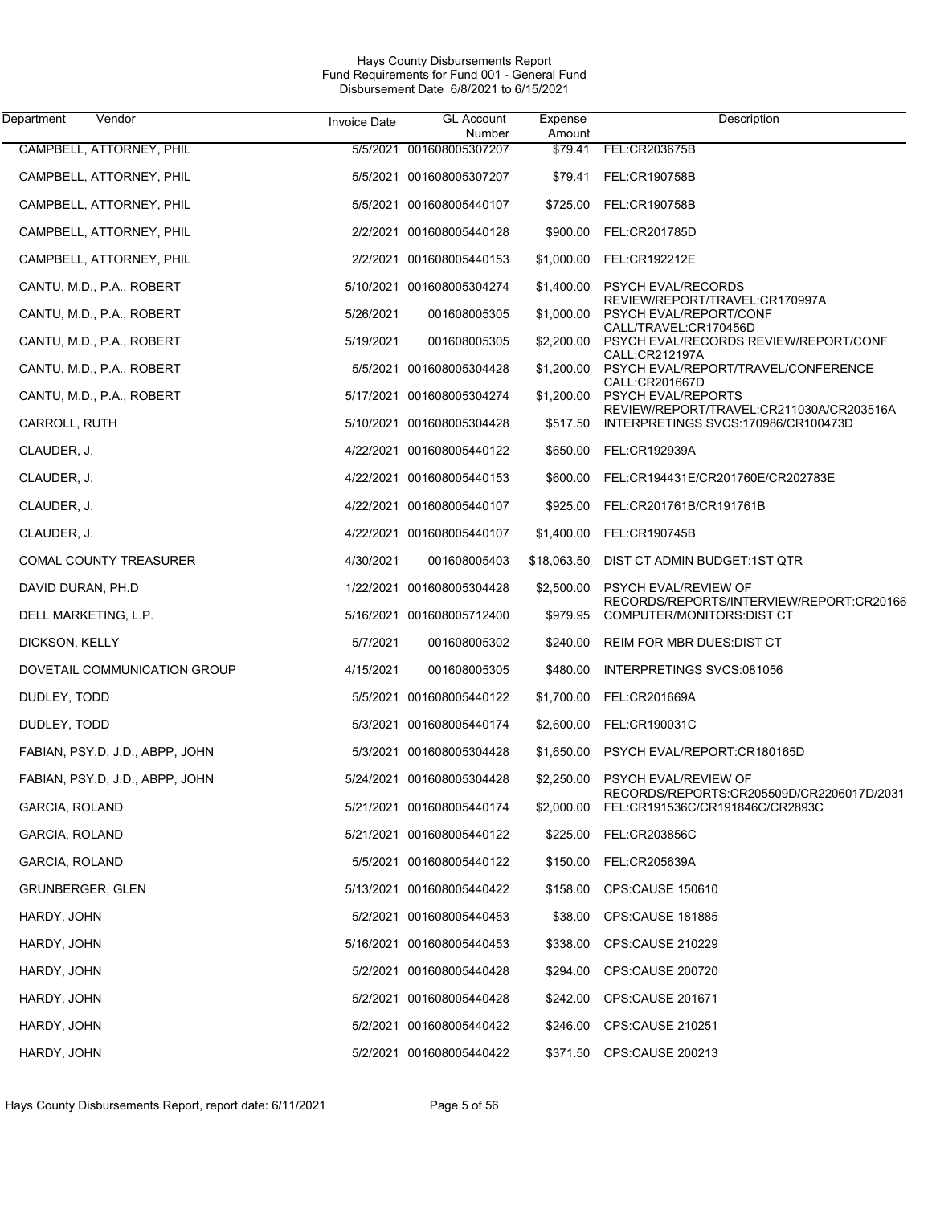Hays County Disbursements Report
Fund Requirements for Fund 001 - General Fund
Disbursement Date 6/8/2021 to 6/15/2021

| Department Vendor | Invoice Date | GL Account Number | Expense Amount | Description |
|---|---|---|---|---|
| CAMPBELL, ATTORNEY, PHIL | 5/5/2021 | 001608005307207 | $79.41 | FEL:CR203675B |
| CAMPBELL, ATTORNEY, PHIL | 5/5/2021 | 001608005307207 | $79.41 | FEL:CR190758B |
| CAMPBELL, ATTORNEY, PHIL | 5/5/2021 | 001608005440107 | $725.00 | FEL:CR190758B |
| CAMPBELL, ATTORNEY, PHIL | 2/2/2021 | 001608005440128 | $900.00 | FEL:CR201785D |
| CAMPBELL, ATTORNEY, PHIL | 2/2/2021 | 001608005440153 | $1,000.00 | FEL:CR192212E |
| CANTU, M.D., P.A., ROBERT | 5/10/2021 | 001608005304274 | $1,400.00 | PSYCH EVAL/RECORDS REVIEW/REPORT/TRAVEL:CR170997A |
| CANTU, M.D., P.A., ROBERT | 5/26/2021 | 001608005305 | $1,000.00 | PSYCH EVAL/REPORT/CONF CALL/TRAVEL:CR170456D |
| CANTU, M.D., P.A., ROBERT | 5/19/2021 | 001608005305 | $2,200.00 | PSYCH EVAL/RECORDS REVIEW/REPORT/CONF CALL:CR212197A |
| CANTU, M.D., P.A., ROBERT | 5/5/2021 | 001608005304428 | $1,200.00 | PSYCH EVAL/REPORT/TRAVEL/CONFERENCE CALL:CR201667D |
| CANTU, M.D., P.A., ROBERT | 5/17/2021 | 001608005304274 | $1,200.00 | PSYCH EVAL/REPORTS REVIEW/REPORT/TRAVEL:CR211030A/CR203516A |
| CARROLL, RUTH | 5/10/2021 | 001608005304428 | $517.50 | INTERPRETINGS SVCS:170986/CR100473D |
| CLAUDER, J. | 4/22/2021 | 001608005440122 | $650.00 | FEL:CR192939A |
| CLAUDER, J. | 4/22/2021 | 001608005440153 | $600.00 | FEL:CR194431E/CR201760E/CR202783E |
| CLAUDER, J. | 4/22/2021 | 001608005440107 | $925.00 | FEL:CR201761B/CR191761B |
| CLAUDER, J. | 4/22/2021 | 001608005440107 | $1,400.00 | FEL:CR190745B |
| COMAL COUNTY TREASURER | 4/30/2021 | 001608005403 | $18,063.50 | DIST CT ADMIN BUDGET:1ST QTR |
| DAVID DURAN, PH.D | 1/22/2021 | 001608005304428 | $2,500.00 | PSYCH EVAL/REVIEW OF RECORDS/REPORTS/INTERVIEW/REPORT:CR20166 |
| DELL MARKETING, L.P. | 5/16/2021 | 001608005712400 | $979.95 | COMPUTER/MONITORS:DIST CT |
| DICKSON, KELLY | 5/7/2021 | 001608005302 | $240.00 | REIM FOR MBR DUES:DIST CT |
| DOVETAIL COMMUNICATION GROUP | 4/15/2021 | 001608005305 | $480.00 | INTERPRETINGS SVCS:081056 |
| DUDLEY, TODD | 5/5/2021 | 001608005440122 | $1,700.00 | FEL:CR201669A |
| DUDLEY, TODD | 5/3/2021 | 001608005440174 | $2,600.00 | FEL:CR190031C |
| FABIAN, PSY.D, J.D., ABPP, JOHN | 5/3/2021 | 001608005304428 | $1,650.00 | PSYCH EVAL/REPORT:CR180165D |
| FABIAN, PSY.D, J.D., ABPP, JOHN | 5/24/2021 | 001608005304428 | $2,250.00 | PSYCH EVAL/REVIEW OF RECORDS/REPORTS:CR205509D/CR2206017D/2031 |
| GARCIA, ROLAND | 5/21/2021 | 001608005440174 | $2,000.00 | FEL:CR191536C/CR191846C/CR2893C |
| GARCIA, ROLAND | 5/21/2021 | 001608005440122 | $225.00 | FEL:CR203856C |
| GARCIA, ROLAND | 5/5/2021 | 001608005440122 | $150.00 | FEL:CR205639A |
| GRUNBERGER, GLEN | 5/13/2021 | 001608005440422 | $158.00 | CPS:CAUSE 150610 |
| HARDY, JOHN | 5/2/2021 | 001608005440453 | $38.00 | CPS:CAUSE 181885 |
| HARDY, JOHN | 5/16/2021 | 001608005440453 | $338.00 | CPS:CAUSE 210229 |
| HARDY, JOHN | 5/2/2021 | 001608005440428 | $294.00 | CPS:CAUSE 200720 |
| HARDY, JOHN | 5/2/2021 | 001608005440428 | $242.00 | CPS:CAUSE 201671 |
| HARDY, JOHN | 5/2/2021 | 001608005440422 | $246.00 | CPS:CAUSE 210251 |
| HARDY, JOHN | 5/2/2021 | 001608005440422 | $371.50 | CPS:CAUSE 200213 |

Hays County Disbursements Report, report date: 6/11/2021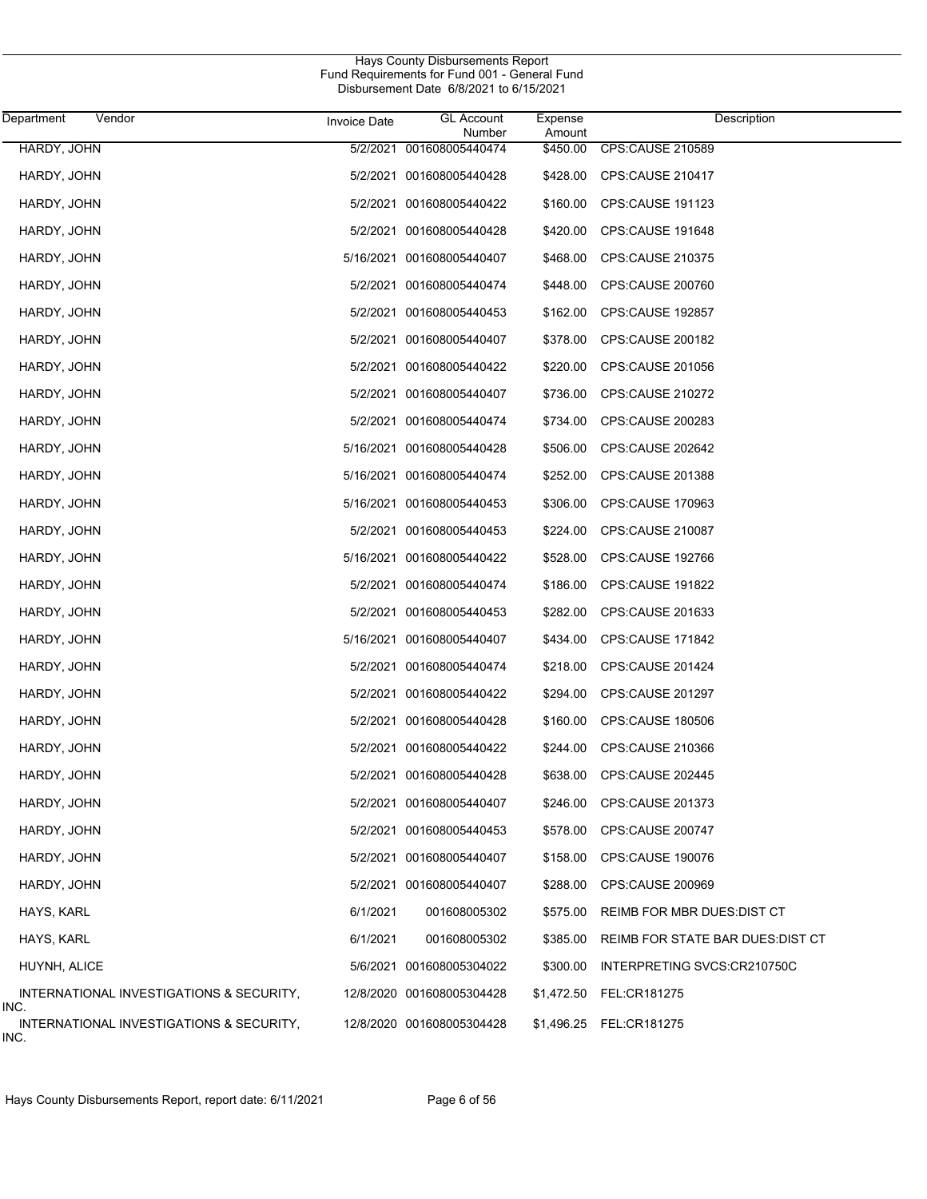Hays County Disbursements Report
Fund Requirements for Fund 001 - General Fund
Disbursement Date 6/8/2021 to 6/15/2021

| Department | Vendor | Invoice Date | GL Account Number | Expense Amount | Description |
|---|---|---|---|---|---|
| HARDY, JOHN | | 5/2/2021 | 001608005440474 | $450.00 | CPS:CAUSE 210589 |
| HARDY, JOHN | | 5/2/2021 | 001608005440428 | $428.00 | CPS:CAUSE 210417 |
| HARDY, JOHN | | 5/2/2021 | 001608005440422 | $160.00 | CPS:CAUSE 191123 |
| HARDY, JOHN | | 5/2/2021 | 001608005440428 | $420.00 | CPS:CAUSE 191648 |
| HARDY, JOHN | | 5/16/2021 | 001608005440407 | $468.00 | CPS:CAUSE 210375 |
| HARDY, JOHN | | 5/2/2021 | 001608005440474 | $448.00 | CPS:CAUSE 200760 |
| HARDY, JOHN | | 5/2/2021 | 001608005440453 | $162.00 | CPS:CAUSE 192857 |
| HARDY, JOHN | | 5/2/2021 | 001608005440407 | $378.00 | CPS:CAUSE 200182 |
| HARDY, JOHN | | 5/2/2021 | 001608005440422 | $220.00 | CPS:CAUSE 201056 |
| HARDY, JOHN | | 5/2/2021 | 001608005440407 | $736.00 | CPS:CAUSE 210272 |
| HARDY, JOHN | | 5/2/2021 | 001608005440474 | $734.00 | CPS:CAUSE 200283 |
| HARDY, JOHN | | 5/16/2021 | 001608005440428 | $506.00 | CPS:CAUSE 202642 |
| HARDY, JOHN | | 5/16/2021 | 001608005440474 | $252.00 | CPS:CAUSE 201388 |
| HARDY, JOHN | | 5/16/2021 | 001608005440453 | $306.00 | CPS:CAUSE 170963 |
| HARDY, JOHN | | 5/2/2021 | 001608005440453 | $224.00 | CPS:CAUSE 210087 |
| HARDY, JOHN | | 5/16/2021 | 001608005440422 | $528.00 | CPS:CAUSE 192766 |
| HARDY, JOHN | | 5/2/2021 | 001608005440474 | $186.00 | CPS:CAUSE 191822 |
| HARDY, JOHN | | 5/2/2021 | 001608005440453 | $282.00 | CPS:CAUSE 201633 |
| HARDY, JOHN | | 5/16/2021 | 001608005440407 | $434.00 | CPS:CAUSE 171842 |
| HARDY, JOHN | | 5/2/2021 | 001608005440474 | $218.00 | CPS:CAUSE 201424 |
| HARDY, JOHN | | 5/2/2021 | 001608005440422 | $294.00 | CPS:CAUSE 201297 |
| HARDY, JOHN | | 5/2/2021 | 001608005440428 | $160.00 | CPS:CAUSE 180506 |
| HARDY, JOHN | | 5/2/2021 | 001608005440422 | $244.00 | CPS:CAUSE 210366 |
| HARDY, JOHN | | 5/2/2021 | 001608005440428 | $638.00 | CPS:CAUSE 202445 |
| HARDY, JOHN | | 5/2/2021 | 001608005440407 | $246.00 | CPS:CAUSE 201373 |
| HARDY, JOHN | | 5/2/2021 | 001608005440453 | $578.00 | CPS:CAUSE 200747 |
| HARDY, JOHN | | 5/2/2021 | 001608005440407 | $158.00 | CPS:CAUSE 190076 |
| HARDY, JOHN | | 5/2/2021 | 001608005440407 | $288.00 | CPS:CAUSE 200969 |
| HAYS, KARL | | 6/1/2021 | 001608005302 | $575.00 | REIMB FOR MBR DUES:DIST CT |
| HAYS, KARL | | 6/1/2021 | 001608005302 | $385.00 | REIMB FOR STATE BAR DUES:DIST CT |
| HUYNH, ALICE | | 5/6/2021 | 001608005304022 | $300.00 | INTERPRETING SVCS:CR210750C |
| INTERNATIONAL INVESTIGATIONS & SECURITY, INC. | | 12/8/2020 | 001608005304428 | $1,472.50 | FEL:CR181275 |
| INTERNATIONAL INVESTIGATIONS & SECURITY, INC. | | 12/8/2020 | 001608005304428 | $1,496.25 | FEL:CR181275 |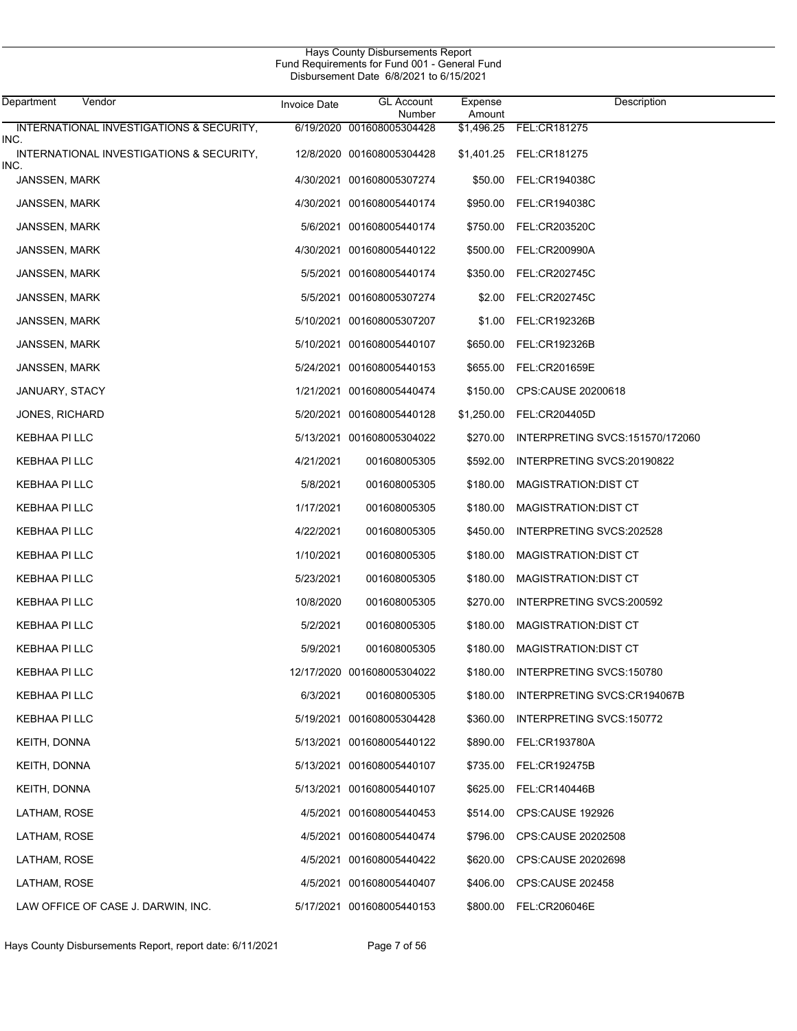Hays County Disbursements Report
Fund Requirements for Fund 001 - General Fund
Disbursement Date 6/8/2021 to 6/15/2021

| Department | Vendor | Invoice Date | GL Account Number | Expense Amount | Description |
|---|---|---|---|---|---|
| | INTERNATIONAL INVESTIGATIONS & SECURITY, INC. | 6/19/2020 | 001608005304428 | $1,496.25 | FEL:CR181275 |
| | INTERNATIONAL INVESTIGATIONS & SECURITY, INC. | 12/8/2020 | 001608005304428 | $1,401.25 | FEL:CR181275 |
| | JANSSEN, MARK | 4/30/2021 | 001608005307274 | $50.00 | FEL:CR194038C |
| | JANSSEN, MARK | 4/30/2021 | 001608005440174 | $950.00 | FEL:CR194038C |
| | JANSSEN, MARK | 5/6/2021 | 001608005440174 | $750.00 | FEL:CR203520C |
| | JANSSEN, MARK | 4/30/2021 | 001608005440122 | $500.00 | FEL:CR200990A |
| | JANSSEN, MARK | 5/5/2021 | 001608005440174 | $350.00 | FEL:CR202745C |
| | JANSSEN, MARK | 5/5/2021 | 001608005307274 | $2.00 | FEL:CR202745C |
| | JANSSEN, MARK | 5/10/2021 | 001608005307207 | $1.00 | FEL:CR192326B |
| | JANSSEN, MARK | 5/10/2021 | 001608005440107 | $650.00 | FEL:CR192326B |
| | JANSSEN, MARK | 5/24/2021 | 001608005440153 | $655.00 | FEL:CR201659E |
| | JANUARY, STACY | 1/21/2021 | 001608005440474 | $150.00 | CPS:CAUSE 20200618 |
| | JONES, RICHARD | 5/20/2021 | 001608005440128 | $1,250.00 | FEL:CR204405D |
| | KEBHAA PI LLC | 5/13/2021 | 001608005304022 | $270.00 | INTERPRETING SVCS:151570/172060 |
| | KEBHAA PI LLC | 4/21/2021 | 001608005305 | $592.00 | INTERPRETING SVCS:20190822 |
| | KEBHAA PI LLC | 5/8/2021 | 001608005305 | $180.00 | MAGISTRATION:DIST CT |
| | KEBHAA PI LLC | 1/17/2021 | 001608005305 | $180.00 | MAGISTRATION:DIST CT |
| | KEBHAA PI LLC | 4/22/2021 | 001608005305 | $450.00 | INTERPRETING SVCS:202528 |
| | KEBHAA PI LLC | 1/10/2021 | 001608005305 | $180.00 | MAGISTRATION:DIST CT |
| | KEBHAA PI LLC | 5/23/2021 | 001608005305 | $180.00 | MAGISTRATION:DIST CT |
| | KEBHAA PI LLC | 10/8/2020 | 001608005305 | $270.00 | INTERPRETING SVCS:200592 |
| | KEBHAA PI LLC | 5/2/2021 | 001608005305 | $180.00 | MAGISTRATION:DIST CT |
| | KEBHAA PI LLC | 5/9/2021 | 001608005305 | $180.00 | MAGISTRATION:DIST CT |
| | KEBHAA PI LLC | 12/17/2020 | 001608005304022 | $180.00 | INTERPRETING SVCS:150780 |
| | KEBHAA PI LLC | 6/3/2021 | 001608005305 | $180.00 | INTERPRETING SVCS:CR194067B |
| | KEBHAA PI LLC | 5/19/2021 | 001608005304428 | $360.00 | INTERPRETING SVCS:150772 |
| | KEITH, DONNA | 5/13/2021 | 001608005440122 | $890.00 | FEL:CR193780A |
| | KEITH, DONNA | 5/13/2021 | 001608005440107 | $735.00 | FEL:CR192475B |
| | KEITH, DONNA | 5/13/2021 | 001608005440107 | $625.00 | FEL:CR140446B |
| | LATHAM, ROSE | 4/5/2021 | 001608005440453 | $514.00 | CPS:CAUSE 192926 |
| | LATHAM, ROSE | 4/5/2021 | 001608005440474 | $796.00 | CPS:CAUSE 20202508 |
| | LATHAM, ROSE | 4/5/2021 | 001608005440422 | $620.00 | CPS:CAUSE 20202698 |
| | LATHAM, ROSE | 4/5/2021 | 001608005440407 | $406.00 | CPS:CAUSE 202458 |
| | LAW OFFICE OF CASE J. DARWIN, INC. | 5/17/2021 | 001608005440153 | $800.00 | FEL:CR206046E |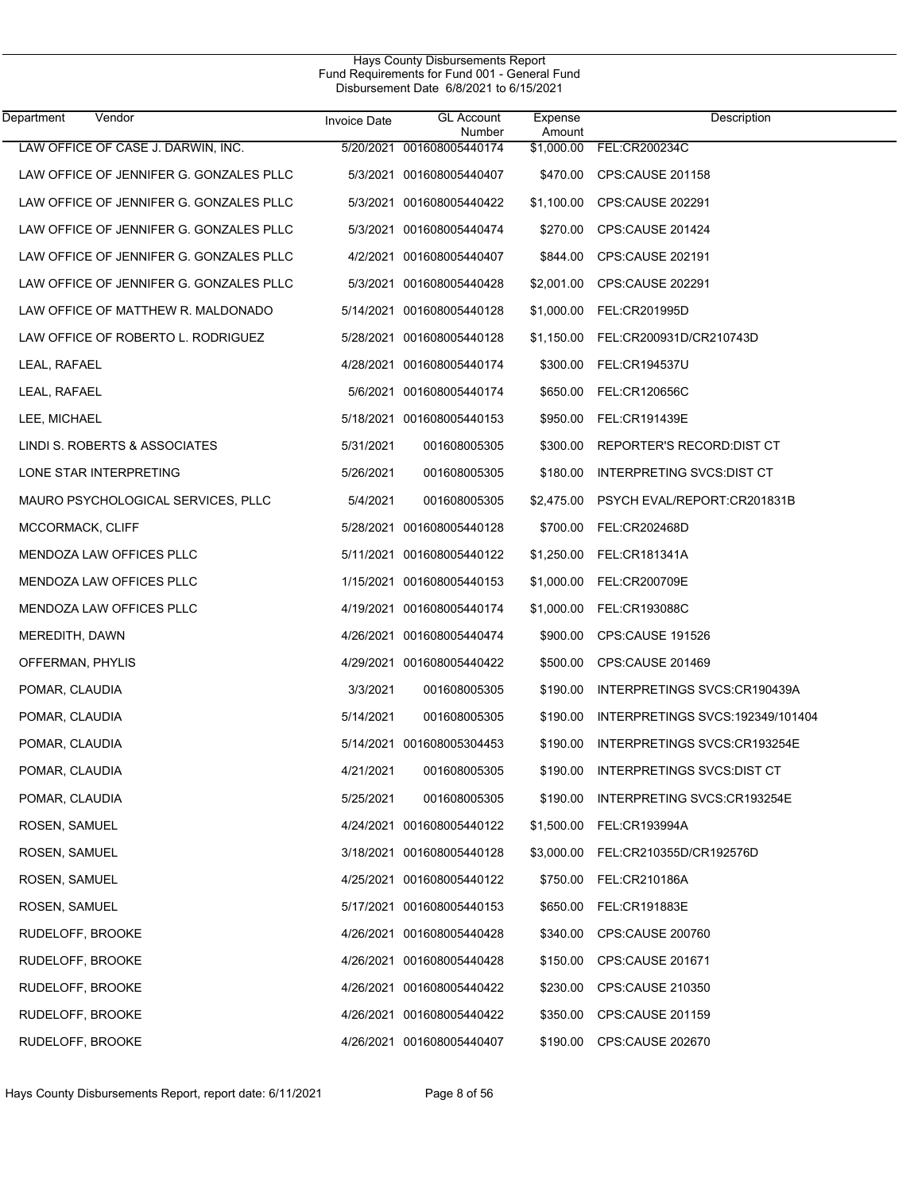Hays County Disbursements Report
Fund Requirements for Fund 001 - General Fund
Disbursement Date 6/8/2021 to 6/15/2021

| Department | Vendor | Invoice Date | GL Account Number | Expense Amount | Description |
|---|---|---|---|---|---|
| | LAW OFFICE OF CASE J. DARWIN, INC. | 5/20/2021 | 001608005440174 | $1,000.00 | FEL:CR200234C |
| | LAW OFFICE OF JENNIFER G. GONZALES PLLC | 5/3/2021 | 001608005440407 | $470.00 | CPS:CAUSE 201158 |
| | LAW OFFICE OF JENNIFER G. GONZALES PLLC | 5/3/2021 | 001608005440422 | $1,100.00 | CPS:CAUSE 202291 |
| | LAW OFFICE OF JENNIFER G. GONZALES PLLC | 5/3/2021 | 001608005440474 | $270.00 | CPS:CAUSE 201424 |
| | LAW OFFICE OF JENNIFER G. GONZALES PLLC | 4/2/2021 | 001608005440407 | $844.00 | CPS:CAUSE 202191 |
| | LAW OFFICE OF JENNIFER G. GONZALES PLLC | 5/3/2021 | 001608005440428 | $2,001.00 | CPS:CAUSE 202291 |
| | LAW OFFICE OF MATTHEW R. MALDONADO | 5/14/2021 | 001608005440128 | $1,000.00 | FEL:CR201995D |
| | LAW OFFICE OF ROBERTO L. RODRIGUEZ | 5/28/2021 | 001608005440128 | $1,150.00 | FEL:CR200931D/CR210743D |
| | LEAL, RAFAEL | 4/28/2021 | 001608005440174 | $300.00 | FEL:CR194537U |
| | LEAL, RAFAEL | 5/6/2021 | 001608005440174 | $650.00 | FEL:CR120656C |
| | LEE, MICHAEL | 5/18/2021 | 001608005440153 | $950.00 | FEL:CR191439E |
| | LINDI S. ROBERTS & ASSOCIATES | 5/31/2021 | 001608005305 | $300.00 | REPORTER'S RECORD:DIST CT |
| | LONE STAR INTERPRETING | 5/26/2021 | 001608005305 | $180.00 | INTERPRETING SVCS:DIST CT |
| | MAURO PSYCHOLOGICAL SERVICES, PLLC | 5/4/2021 | 001608005305 | $2,475.00 | PSYCH EVAL/REPORT:CR201831B |
| | MCCORMACK, CLIFF | 5/28/2021 | 001608005440128 | $700.00 | FEL:CR202468D |
| | MENDOZA LAW OFFICES PLLC | 5/11/2021 | 001608005440122 | $1,250.00 | FEL:CR181341A |
| | MENDOZA LAW OFFICES PLLC | 1/15/2021 | 001608005440153 | $1,000.00 | FEL:CR200709E |
| | MENDOZA LAW OFFICES PLLC | 4/19/2021 | 001608005440174 | $1,000.00 | FEL:CR193088C |
| | MEREDITH, DAWN | 4/26/2021 | 001608005440474 | $900.00 | CPS:CAUSE 191526 |
| | OFFERMAN, PHYLIS | 4/29/2021 | 001608005440422 | $500.00 | CPS:CAUSE 201469 |
| | POMAR, CLAUDIA | 3/3/2021 | 001608005305 | $190.00 | INTERPRETINGS SVCS:CR190439A |
| | POMAR, CLAUDIA | 5/14/2021 | 001608005305 | $190.00 | INTERPRETINGS SVCS:192349/101404 |
| | POMAR, CLAUDIA | 5/14/2021 | 001608005304453 | $190.00 | INTERPRETINGS SVCS:CR193254E |
| | POMAR, CLAUDIA | 4/21/2021 | 001608005305 | $190.00 | INTERPRETINGS SVCS:DIST CT |
| | POMAR, CLAUDIA | 5/25/2021 | 001608005305 | $190.00 | INTERPRETING SVCS:CR193254E |
| | ROSEN, SAMUEL | 4/24/2021 | 001608005440122 | $1,500.00 | FEL:CR193994A |
| | ROSEN, SAMUEL | 3/18/2021 | 001608005440128 | $3,000.00 | FEL:CR210355D/CR192576D |
| | ROSEN, SAMUEL | 4/25/2021 | 001608005440122 | $750.00 | FEL:CR210186A |
| | ROSEN, SAMUEL | 5/17/2021 | 001608005440153 | $650.00 | FEL:CR191883E |
| | RUDELOFF, BROOKE | 4/26/2021 | 001608005440428 | $340.00 | CPS:CAUSE 200760 |
| | RUDELOFF, BROOKE | 4/26/2021 | 001608005440428 | $150.00 | CPS:CAUSE 201671 |
| | RUDELOFF, BROOKE | 4/26/2021 | 001608005440422 | $230.00 | CPS:CAUSE 210350 |
| | RUDELOFF, BROOKE | 4/26/2021 | 001608005440422 | $350.00 | CPS:CAUSE 201159 |
| | RUDELOFF, BROOKE | 4/26/2021 | 001608005440407 | $190.00 | CPS:CAUSE 202670 |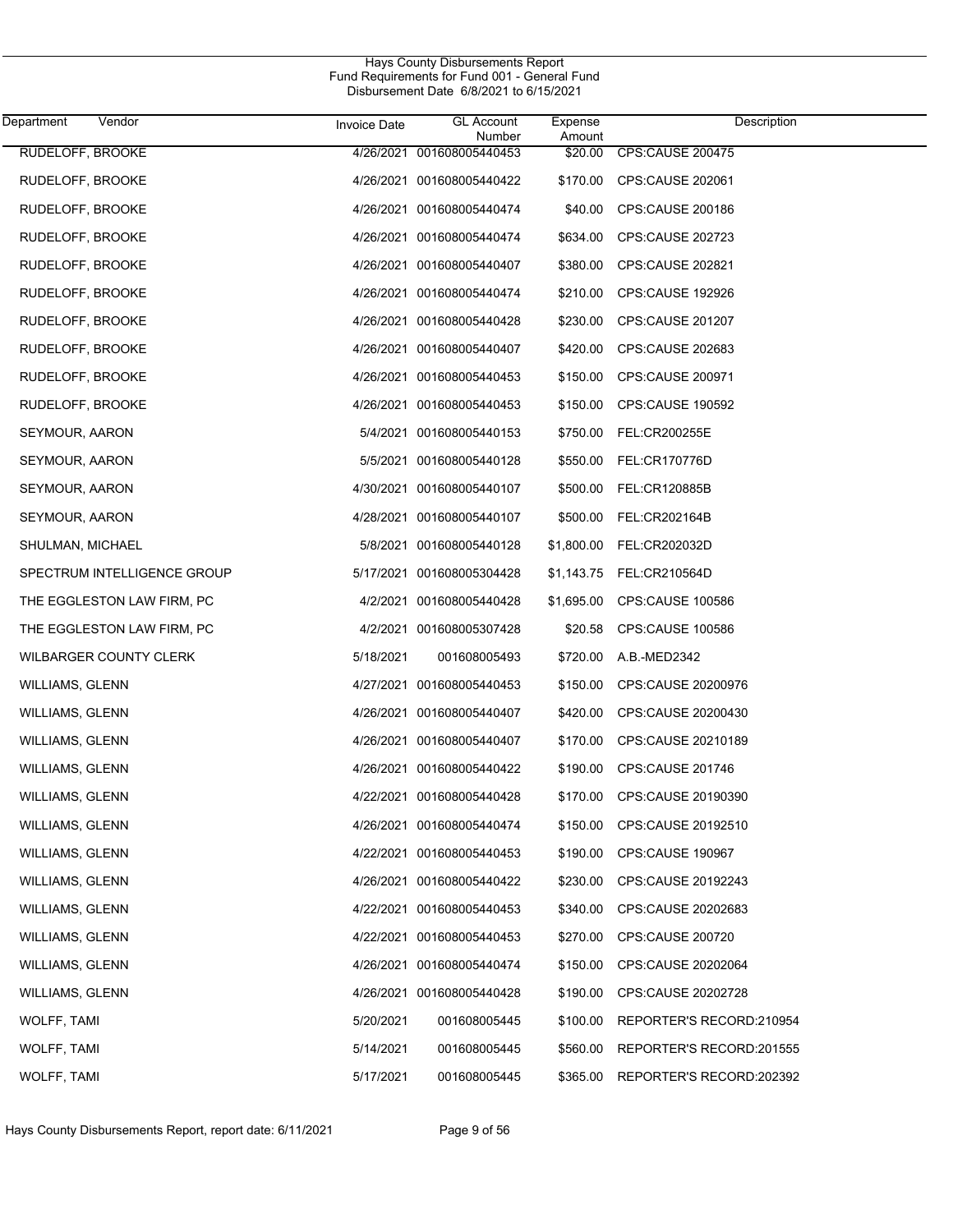Hays County Disbursements Report
Fund Requirements for Fund 001 - General Fund
Disbursement Date 6/8/2021 to 6/15/2021

| Department | Vendor | Invoice Date | GL Account Number | Expense Amount | Description |
|---|---|---|---|---|---|
| | RUDELOFF, BROOKE | 4/26/2021 | 001608005440453 | $20.00 | CPS:CAUSE 200475 |
| | RUDELOFF, BROOKE | 4/26/2021 | 001608005440422 | $170.00 | CPS:CAUSE 202061 |
| | RUDELOFF, BROOKE | 4/26/2021 | 001608005440474 | $40.00 | CPS:CAUSE 200186 |
| | RUDELOFF, BROOKE | 4/26/2021 | 001608005440474 | $634.00 | CPS:CAUSE 202723 |
| | RUDELOFF, BROOKE | 4/26/2021 | 001608005440407 | $380.00 | CPS:CAUSE 202821 |
| | RUDELOFF, BROOKE | 4/26/2021 | 001608005440474 | $210.00 | CPS:CAUSE 192926 |
| | RUDELOFF, BROOKE | 4/26/2021 | 001608005440428 | $230.00 | CPS:CAUSE 201207 |
| | RUDELOFF, BROOKE | 4/26/2021 | 001608005440407 | $420.00 | CPS:CAUSE 202683 |
| | RUDELOFF, BROOKE | 4/26/2021 | 001608005440453 | $150.00 | CPS:CAUSE 200971 |
| | RUDELOFF, BROOKE | 4/26/2021 | 001608005440453 | $150.00 | CPS:CAUSE 190592 |
| | SEYMOUR, AARON | 5/4/2021 | 001608005440153 | $750.00 | FEL:CR200255E |
| | SEYMOUR, AARON | 5/5/2021 | 001608005440128 | $550.00 | FEL:CR170776D |
| | SEYMOUR, AARON | 4/30/2021 | 001608005440107 | $500.00 | FEL:CR120885B |
| | SEYMOUR, AARON | 4/28/2021 | 001608005440107 | $500.00 | FEL:CR202164B |
| | SHULMAN, MICHAEL | 5/8/2021 | 001608005440128 | $1,800.00 | FEL:CR202032D |
| | SPECTRUM INTELLIGENCE GROUP | 5/17/2021 | 001608005304428 | $1,143.75 | FEL:CR210564D |
| | THE EGGLESTON LAW FIRM, PC | 4/2/2021 | 001608005440428 | $1,695.00 | CPS:CAUSE 100586 |
| | THE EGGLESTON LAW FIRM, PC | 4/2/2021 | 001608005307428 | $20.58 | CPS:CAUSE 100586 |
| | WILBARGER COUNTY CLERK | 5/18/2021 | 001608005493 | $720.00 | A.B.-MED2342 |
| | WILLIAMS, GLENN | 4/27/2021 | 001608005440453 | $150.00 | CPS:CAUSE 20200976 |
| | WILLIAMS, GLENN | 4/26/2021 | 001608005440407 | $420.00 | CPS:CAUSE 20200430 |
| | WILLIAMS, GLENN | 4/26/2021 | 001608005440407 | $170.00 | CPS:CAUSE 20210189 |
| | WILLIAMS, GLENN | 4/26/2021 | 001608005440422 | $190.00 | CPS:CAUSE 201746 |
| | WILLIAMS, GLENN | 4/22/2021 | 001608005440428 | $170.00 | CPS:CAUSE 20190390 |
| | WILLIAMS, GLENN | 4/26/2021 | 001608005440474 | $150.00 | CPS:CAUSE 20192510 |
| | WILLIAMS, GLENN | 4/22/2021 | 001608005440453 | $190.00 | CPS:CAUSE 190967 |
| | WILLIAMS, GLENN | 4/26/2021 | 001608005440422 | $230.00 | CPS:CAUSE 20192243 |
| | WILLIAMS, GLENN | 4/22/2021 | 001608005440453 | $340.00 | CPS:CAUSE 20202683 |
| | WILLIAMS, GLENN | 4/22/2021 | 001608005440453 | $270.00 | CPS:CAUSE 200720 |
| | WILLIAMS, GLENN | 4/26/2021 | 001608005440474 | $150.00 | CPS:CAUSE 20202064 |
| | WILLIAMS, GLENN | 4/26/2021 | 001608005440428 | $190.00 | CPS:CAUSE 20202728 |
| | WOLFF, TAMI | 5/20/2021 | 001608005445 | $100.00 | REPORTER'S RECORD:210954 |
| | WOLFF, TAMI | 5/14/2021 | 001608005445 | $560.00 | REPORTER'S RECORD:201555 |
| | WOLFF, TAMI | 5/17/2021 | 001608005445 | $365.00 | REPORTER'S RECORD:202392 |

Hays County Disbursements Report, report date: 6/11/2021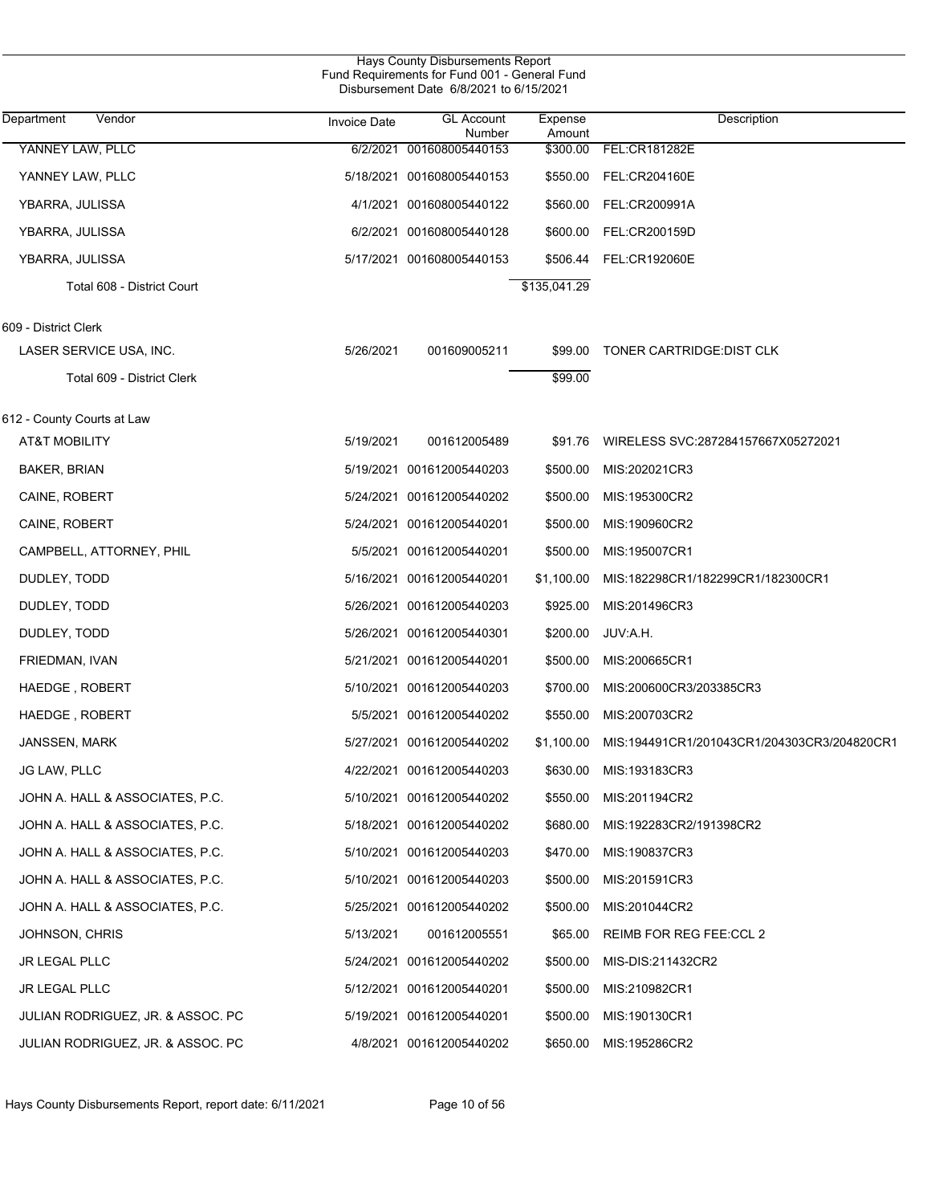Hays County Disbursements Report
Fund Requirements for Fund 001 - General Fund
Disbursement Date 6/8/2021 to 6/15/2021

| Department Vendor | Invoice Date | GL Account Number | Expense Amount | Description |
|---|---|---|---|---|
| YANNEY LAW, PLLC | 6/2/2021 | 001608005440153 | $300.00 | FEL:CR181282E |
| YANNEY LAW, PLLC | 5/18/2021 | 001608005440153 | $550.00 | FEL:CR204160E |
| YBARRA, JULISSA | 4/1/2021 | 001608005440122 | $560.00 | FEL:CR200991A |
| YBARRA, JULISSA | 6/2/2021 | 001608005440128 | $600.00 | FEL:CR200159D |
| YBARRA, JULISSA | 5/17/2021 | 001608005440153 | $506.44 | FEL:CR192060E |
| Total 608 - District Court | | | $135,041.29 | |
| 609 - District Clerk | | | | |
| LASER SERVICE USA, INC. | 5/26/2021 | 001609005211 | $99.00 | TONER CARTRIDGE:DIST CLK |
| Total 609 - District Clerk | | | $99.00 | |
| 612 - County Courts at Law | | | | |
| AT&T MOBILITY | 5/19/2021 | 001612005489 | $91.76 | WIRELESS SVC:287284157667X05272021 |
| BAKER, BRIAN | 5/19/2021 | 001612005440203 | $500.00 | MIS:202021CR3 |
| CAINE, ROBERT | 5/24/2021 | 001612005440202 | $500.00 | MIS:195300CR2 |
| CAINE, ROBERT | 5/24/2021 | 001612005440201 | $500.00 | MIS:190960CR2 |
| CAMPBELL, ATTORNEY, PHIL | 5/5/2021 | 001612005440201 | $500.00 | MIS:195007CR1 |
| DUDLEY, TODD | 5/16/2021 | 001612005440201 | $1,100.00 | MIS:182298CR1/182299CR1/182300CR1 |
| DUDLEY, TODD | 5/26/2021 | 001612005440203 | $925.00 | MIS:201496CR3 |
| DUDLEY, TODD | 5/26/2021 | 001612005440301 | $200.00 | JUV:A.H. |
| FRIEDMAN, IVAN | 5/21/2021 | 001612005440201 | $500.00 | MIS:200665CR1 |
| HAEDGE , ROBERT | 5/10/2021 | 001612005440203 | $700.00 | MIS:200600CR3/203385CR3 |
| HAEDGE , ROBERT | 5/5/2021 | 001612005440202 | $550.00 | MIS:200703CR2 |
| JANSSEN, MARK | 5/27/2021 | 001612005440202 | $1,100.00 | MIS:194491CR1/201043CR1/204303CR3/204820CR1 |
| JG LAW, PLLC | 4/22/2021 | 001612005440203 | $630.00 | MIS:193183CR3 |
| JOHN A. HALL & ASSOCIATES, P.C. | 5/10/2021 | 001612005440202 | $550.00 | MIS:201194CR2 |
| JOHN A. HALL & ASSOCIATES, P.C. | 5/18/2021 | 001612005440202 | $680.00 | MIS:192283CR2/191398CR2 |
| JOHN A. HALL & ASSOCIATES, P.C. | 5/10/2021 | 001612005440203 | $470.00 | MIS:190837CR3 |
| JOHN A. HALL & ASSOCIATES, P.C. | 5/10/2021 | 001612005440203 | $500.00 | MIS:201591CR3 |
| JOHN A. HALL & ASSOCIATES, P.C. | 5/25/2021 | 001612005440202 | $500.00 | MIS:201044CR2 |
| JOHNSON, CHRIS | 5/13/2021 | 001612005551 | $65.00 | REIMB FOR REG FEE:CCL 2 |
| JR LEGAL PLLC | 5/24/2021 | 001612005440202 | $500.00 | MIS-DIS:211432CR2 |
| JR LEGAL PLLC | 5/12/2021 | 001612005440201 | $500.00 | MIS:210982CR1 |
| JULIAN RODRIGUEZ, JR. & ASSOC. PC | 5/19/2021 | 001612005440201 | $500.00 | MIS:190130CR1 |
| JULIAN RODRIGUEZ, JR. & ASSOC. PC | 4/8/2021 | 001612005440202 | $650.00 | MIS:195286CR2 |

Hays County Disbursements Report, report date: 6/11/2021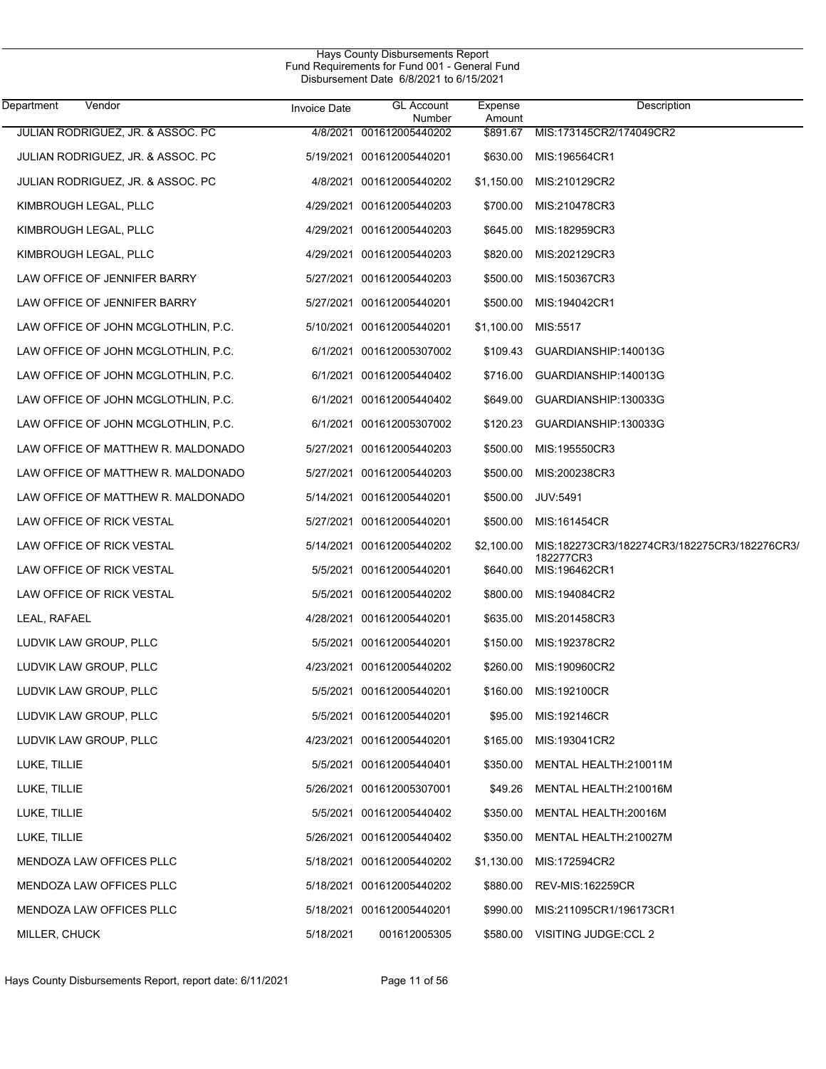Hays County Disbursements Report
Fund Requirements for Fund 001 - General Fund
Disbursement Date 6/8/2021 to 6/15/2021

| Department | Vendor | Invoice Date | GL Account Number | Expense Amount | Description |
|---|---|---|---|---|---|
| | JULIAN RODRIGUEZ, JR. & ASSOC. PC | 4/8/2021 | 001612005440202 | $891.67 | MIS:173145CR2/174049CR2 |
| | JULIAN RODRIGUEZ, JR. & ASSOC. PC | 5/19/2021 | 001612005440201 | $630.00 | MIS:196564CR1 |
| | JULIAN RODRIGUEZ, JR. & ASSOC. PC | 4/8/2021 | 001612005440202 | $1,150.00 | MIS:210129CR2 |
| | KIMBROUGH LEGAL, PLLC | 4/29/2021 | 001612005440203 | $700.00 | MIS:210478CR3 |
| | KIMBROUGH LEGAL, PLLC | 4/29/2021 | 001612005440203 | $645.00 | MIS:182959CR3 |
| | KIMBROUGH LEGAL, PLLC | 4/29/2021 | 001612005440203 | $820.00 | MIS:202129CR3 |
| | LAW OFFICE OF JENNIFER BARRY | 5/27/2021 | 001612005440203 | $500.00 | MIS:150367CR3 |
| | LAW OFFICE OF JENNIFER BARRY | 5/27/2021 | 001612005440201 | $500.00 | MIS:194042CR1 |
| | LAW OFFICE OF JOHN MCGLOTHLIN, P.C. | 5/10/2021 | 001612005440201 | $1,100.00 | MIS:5517 |
| | LAW OFFICE OF JOHN MCGLOTHLIN, P.C. | 6/1/2021 | 001612005307002 | $109.43 | GUARDIANSHIP:140013G |
| | LAW OFFICE OF JOHN MCGLOTHLIN, P.C. | 6/1/2021 | 001612005440402 | $716.00 | GUARDIANSHIP:140013G |
| | LAW OFFICE OF JOHN MCGLOTHLIN, P.C. | 6/1/2021 | 001612005440402 | $649.00 | GUARDIANSHIP:130033G |
| | LAW OFFICE OF JOHN MCGLOTHLIN, P.C. | 6/1/2021 | 001612005307002 | $120.23 | GUARDIANSHIP:130033G |
| | LAW OFFICE OF MATTHEW R. MALDONADO | 5/27/2021 | 001612005440203 | $500.00 | MIS:195550CR3 |
| | LAW OFFICE OF MATTHEW R. MALDONADO | 5/27/2021 | 001612005440203 | $500.00 | MIS:200238CR3 |
| | LAW OFFICE OF MATTHEW R. MALDONADO | 5/14/2021 | 001612005440201 | $500.00 | JUV:5491 |
| | LAW OFFICE OF RICK VESTAL | 5/27/2021 | 001612005440201 | $500.00 | MIS:161454CR |
| | LAW OFFICE OF RICK VESTAL | 5/14/2021 | 001612005440202 | $2,100.00 | MIS:182273CR3/182274CR3/182275CR3/182276CR3/182277CR3 |
| | LAW OFFICE OF RICK VESTAL | 5/5/2021 | 001612005440201 | $640.00 | MIS:196462CR1 |
| | LAW OFFICE OF RICK VESTAL | 5/5/2021 | 001612005440202 | $800.00 | MIS:194084CR2 |
| | LEAL, RAFAEL | 4/28/2021 | 001612005440201 | $635.00 | MIS:201458CR3 |
| | LUDVIK LAW GROUP, PLLC | 5/5/2021 | 001612005440201 | $150.00 | MIS:192378CR2 |
| | LUDVIK LAW GROUP, PLLC | 4/23/2021 | 001612005440202 | $260.00 | MIS:190960CR2 |
| | LUDVIK LAW GROUP, PLLC | 5/5/2021 | 001612005440201 | $160.00 | MIS:192100CR |
| | LUDVIK LAW GROUP, PLLC | 5/5/2021 | 001612005440201 | $95.00 | MIS:192146CR |
| | LUDVIK LAW GROUP, PLLC | 4/23/2021 | 001612005440201 | $165.00 | MIS:193041CR2 |
| | LUKE, TILLIE | 5/5/2021 | 001612005440401 | $350.00 | MENTAL HEALTH:210011M |
| | LUKE, TILLIE | 5/26/2021 | 001612005307001 | $49.26 | MENTAL HEALTH:210016M |
| | LUKE, TILLIE | 5/5/2021 | 001612005440402 | $350.00 | MENTAL HEALTH:20016M |
| | LUKE, TILLIE | 5/26/2021 | 001612005440402 | $350.00 | MENTAL HEALTH:210027M |
| | MENDOZA LAW OFFICES PLLC | 5/18/2021 | 001612005440202 | $1,130.00 | MIS:172594CR2 |
| | MENDOZA LAW OFFICES PLLC | 5/18/2021 | 001612005440202 | $880.00 | REV-MIS:162259CR |
| | MENDOZA LAW OFFICES PLLC | 5/18/2021 | 001612005440201 | $990.00 | MIS:211095CR1/196173CR1 |
| | MILLER, CHUCK | 5/18/2021 | 001612005305 | $580.00 | VISITING JUDGE:CCL 2 |

Hays County Disbursements Report, report date: 6/11/2021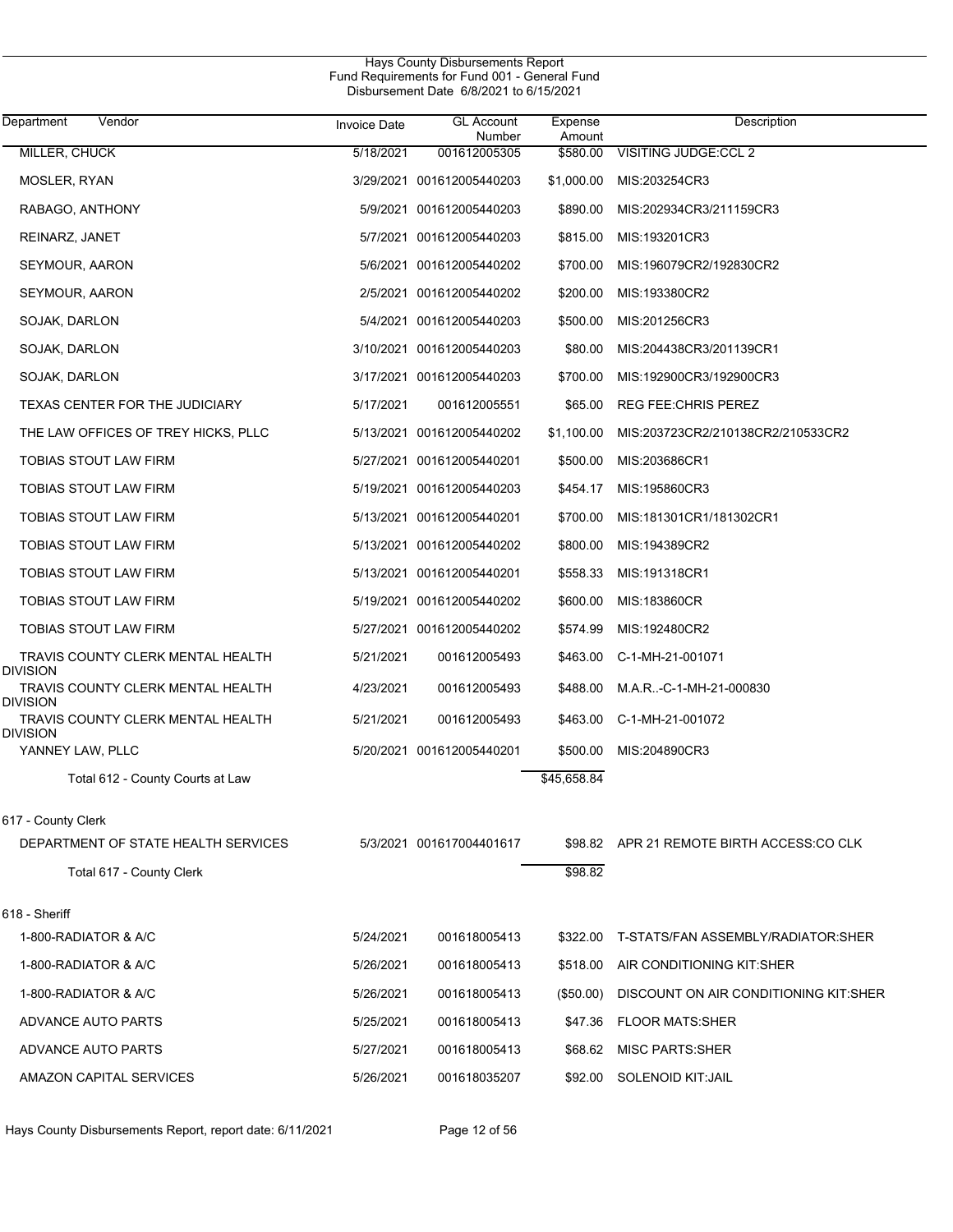# Hays County Disbursements Report
## Fund Requirements for Fund 001 - General Fund
### Disbursement Date 6/8/2021 to 6/15/2021

| Department Vendor | Invoice Date | GL Account Number | Expense Amount | Description |
|---|---|---|---|---|
| MILLER, CHUCK | 5/18/2021 | 001612005305 | $580.00 | VISITING JUDGE:CCL 2 |
| MOSLER, RYAN | 3/29/2021 | 001612005440203 | $1,000.00 | MIS:203254CR3 |
| RABAGO, ANTHONY | 5/9/2021 | 001612005440203 | $890.00 | MIS:202934CR3/211159CR3 |
| REINARZ, JANET | 5/7/2021 | 001612005440203 | $815.00 | MIS:193201CR3 |
| SEYMOUR, AARON | 5/6/2021 | 001612005440202 | $700.00 | MIS:196079CR2/192830CR2 |
| SEYMOUR, AARON | 2/5/2021 | 001612005440202 | $200.00 | MIS:193380CR2 |
| SOJAK, DARLON | 5/4/2021 | 001612005440203 | $500.00 | MIS:201256CR3 |
| SOJAK, DARLON | 3/10/2021 | 001612005440203 | $80.00 | MIS:204438CR3/201139CR1 |
| SOJAK, DARLON | 3/17/2021 | 001612005440203 | $700.00 | MIS:192900CR3/192900CR3 |
| TEXAS CENTER FOR THE JUDICIARY | 5/17/2021 | 001612005551 | $65.00 | REG FEE:CHRIS PEREZ |
| THE LAW OFFICES OF TREY HICKS, PLLC | 5/13/2021 | 001612005440202 | $1,100.00 | MIS:203723CR2/210138CR2/210533CR2 |
| TOBIAS STOUT LAW FIRM | 5/27/2021 | 001612005440201 | $500.00 | MIS:203686CR1 |
| TOBIAS STOUT LAW FIRM | 5/19/2021 | 001612005440203 | $454.17 | MIS:195860CR3 |
| TOBIAS STOUT LAW FIRM | 5/13/2021 | 001612005440201 | $700.00 | MIS:181301CR1/181302CR1 |
| TOBIAS STOUT LAW FIRM | 5/13/2021 | 001612005440202 | $800.00 | MIS:194389CR2 |
| TOBIAS STOUT LAW FIRM | 5/13/2021 | 001612005440201 | $558.33 | MIS:191318CR1 |
| TOBIAS STOUT LAW FIRM | 5/19/2021 | 001612005440202 | $600.00 | MIS:183860CR |
| TOBIAS STOUT LAW FIRM | 5/27/2021 | 001612005440202 | $574.99 | MIS:192480CR2 |
| TRAVIS COUNTY CLERK MENTAL HEALTH DIVISION | 5/21/2021 | 001612005493 | $463.00 | C-1-MH-21-001071 |
| TRAVIS COUNTY CLERK MENTAL HEALTH DIVISION | 4/23/2021 | 001612005493 | $488.00 | M.A.R..-C-1-MH-21-000830 |
| TRAVIS COUNTY CLERK MENTAL HEALTH DIVISION | 5/21/2021 | 001612005493 | $463.00 | C-1-MH-21-001072 |
| YANNEY LAW, PLLC | 5/20/2021 | 001612005440201 | $500.00 | MIS:204890CR3 |
| Total 612 - County Courts at Law | | | $45,658.84 | |
| **617 - County Clerk** | | | | |
| DEPARTMENT OF STATE HEALTH SERVICES | 5/3/2021 | 001617004401617 | $98.82 | APR 21 REMOTE BIRTH ACCESS:CO CLK |
| Total 617 - County Clerk | | | $98.82 | |
| **618 - Sheriff** | | | | |
| 1-800-RADIATOR & A/C | 5/24/2021 | 001618005413 | $322.00 | T-STATS/FAN ASSEMBLY/RADIATOR:SHER |
| 1-800-RADIATOR & A/C | 5/26/2021 | 001618005413 | $518.00 | AIR CONDITIONING KIT:SHER |
| 1-800-RADIATOR & A/C | 5/26/2021 | 001618005413 | ($50.00) | DISCOUNT ON AIR CONDITIONING KIT:SHER |
| ADVANCE AUTO PARTS | 5/25/2021 | 001618005413 | $47.36 | FLOOR MATS:SHER |
| ADVANCE AUTO PARTS | 5/27/2021 | 001618005413 | $68.62 | MISC PARTS:SHER |
| AMAZON CAPITAL SERVICES | 5/26/2021 | 001618035207 | $92.00 | SOLENOID KIT:JAIL |

Hays County Disbursements Report, report date: 6/11/2021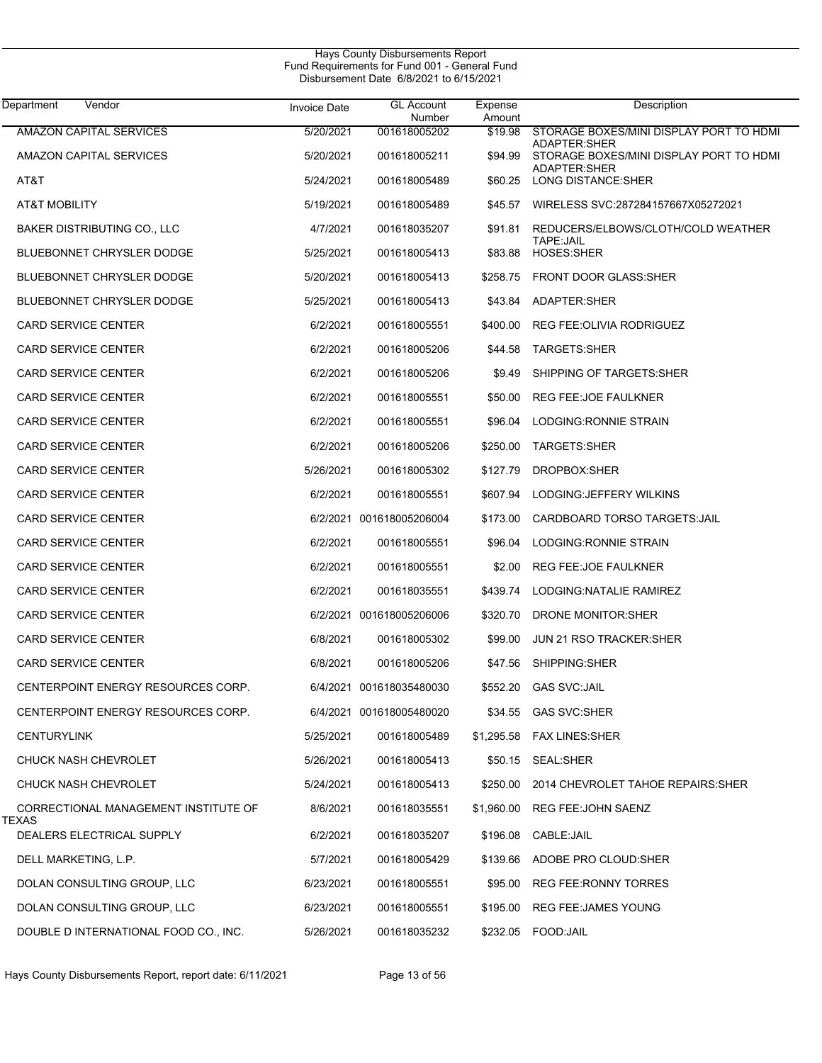Hays County Disbursements Report
Fund Requirements for Fund 001 - General Fund
Disbursement Date 6/8/2021 to 6/15/2021

| Department | Vendor | Invoice Date | GL Account Number | Expense Amount | Description |
|---|---|---|---|---|---|
| | AMAZON CAPITAL SERVICES | 5/20/2021 | 001618005202 | $19.98 | STORAGE BOXES/MINI DISPLAY PORT TO HDMI ADAPTER:SHER |
| | AMAZON CAPITAL SERVICES | 5/20/2021 | 001618005211 | $94.99 | STORAGE BOXES/MINI DISPLAY PORT TO HDMI ADAPTER:SHER |
| | AT&T | 5/24/2021 | 001618005489 | $60.25 | LONG DISTANCE:SHER |
| | AT&T MOBILITY | 5/19/2021 | 001618005489 | $45.57 | WIRELESS SVC:287284157667X05272021 |
| | BAKER DISTRIBUTING CO., LLC | 4/7/2021 | 001618035207 | $91.81 | REDUCERS/ELBOWS/CLOTH/COLD WEATHER TAPE:JAIL |
| | BLUEBONNET CHRYSLER DODGE | 5/25/2021 | 001618005413 | $83.88 | HOSES:SHER |
| | BLUEBONNET CHRYSLER DODGE | 5/20/2021 | 001618005413 | $258.75 | FRONT DOOR GLASS:SHER |
| | BLUEBONNET CHRYSLER DODGE | 5/25/2021 | 001618005413 | $43.84 | ADAPTER:SHER |
| | CARD SERVICE CENTER | 6/2/2021 | 001618005551 | $400.00 | REG FEE:OLIVIA RODRIGUEZ |
| | CARD SERVICE CENTER | 6/2/2021 | 001618005206 | $44.58 | TARGETS:SHER |
| | CARD SERVICE CENTER | 6/2/2021 | 001618005206 | $9.49 | SHIPPING OF TARGETS:SHER |
| | CARD SERVICE CENTER | 6/2/2021 | 001618005551 | $50.00 | REG FEE:JOE FAULKNER |
| | CARD SERVICE CENTER | 6/2/2021 | 001618005551 | $96.04 | LODGING:RONNIE STRAIN |
| | CARD SERVICE CENTER | 6/2/2021 | 001618005206 | $250.00 | TARGETS:SHER |
| | CARD SERVICE CENTER | 5/26/2021 | 001618005302 | $127.79 | DROPBOX:SHER |
| | CARD SERVICE CENTER | 6/2/2021 | 001618005551 | $607.94 | LODGING:JEFFERY WILKINS |
| | CARD SERVICE CENTER | 6/2/2021 | 001618005206004 | $173.00 | CARDBOARD TORSO TARGETS:JAIL |
| | CARD SERVICE CENTER | 6/2/2021 | 001618005551 | $96.04 | LODGING:RONNIE STRAIN |
| | CARD SERVICE CENTER | 6/2/2021 | 001618005551 | $2.00 | REG FEE:JOE FAULKNER |
| | CARD SERVICE CENTER | 6/2/2021 | 001618035551 | $439.74 | LODGING:NATALIE RAMIREZ |
| | CARD SERVICE CENTER | 6/2/2021 | 001618005206006 | $320.70 | DRONE MONITOR:SHER |
| | CARD SERVICE CENTER | 6/8/2021 | 001618005302 | $99.00 | JUN 21 RSO TRACKER:SHER |
| | CARD SERVICE CENTER | 6/8/2021 | 001618005206 | $47.56 | SHIPPING:SHER |
| | CENTERPOINT ENERGY RESOURCES CORP. | 6/4/2021 | 001618035480030 | $552.20 | GAS SVC:JAIL |
| | CENTERPOINT ENERGY RESOURCES CORP. | 6/4/2021 | 001618005480020 | $34.55 | GAS SVC:SHER |
| | CENTURYLINK | 5/25/2021 | 001618005489 | $1,295.58 | FAX LINES:SHER |
| | CHUCK NASH CHEVROLET | 5/26/2021 | 001618005413 | $50.15 | SEAL:SHER |
| | CHUCK NASH CHEVROLET | 5/24/2021 | 001618005413 | $250.00 | 2014 CHEVROLET TAHOE REPAIRS:SHER |
| | CORRECTIONAL MANAGEMENT INSTITUTE OF TEXAS | 8/6/2021 | 001618035551 | $1,960.00 | REG FEE:JOHN SAENZ |
| | DEALERS ELECTRICAL SUPPLY | 6/2/2021 | 001618035207 | $196.08 | CABLE:JAIL |
| | DELL MARKETING, L.P. | 5/7/2021 | 001618005429 | $139.66 | ADOBE PRO CLOUD:SHER |
| | DOLAN CONSULTING GROUP, LLC | 6/23/2021 | 001618005551 | $95.00 | REG FEE:RONNY TORRES |
| | DOLAN CONSULTING GROUP, LLC | 6/23/2021 | 001618005551 | $195.00 | REG FEE:JAMES YOUNG |
| | DOUBLE D INTERNATIONAL FOOD CO., INC. | 5/26/2021 | 001618035232 | $232.05 | FOOD:JAIL |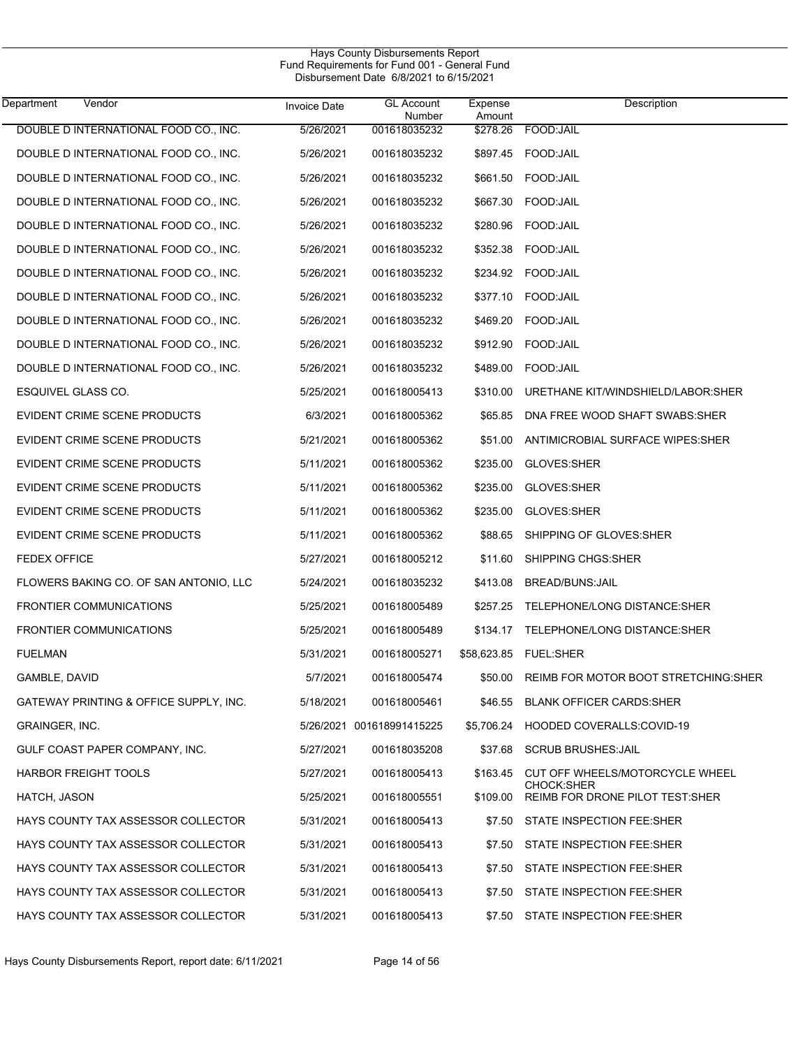Hays County Disbursements Report
Fund Requirements for Fund 001 - General Fund
Disbursement Date 6/8/2021 to 6/15/2021

| Department | Vendor | Invoice Date | GL Account Number | Expense Amount | Description |
|---|---|---|---|---|---|
| | DOUBLE D INTERNATIONAL FOOD CO., INC. | 5/26/2021 | 001618035232 | $278.26 | FOOD:JAIL |
| | DOUBLE D INTERNATIONAL FOOD CO., INC. | 5/26/2021 | 001618035232 | $897.45 | FOOD:JAIL |
| | DOUBLE D INTERNATIONAL FOOD CO., INC. | 5/26/2021 | 001618035232 | $661.50 | FOOD:JAIL |
| | DOUBLE D INTERNATIONAL FOOD CO., INC. | 5/26/2021 | 001618035232 | $667.30 | FOOD:JAIL |
| | DOUBLE D INTERNATIONAL FOOD CO., INC. | 5/26/2021 | 001618035232 | $280.96 | FOOD:JAIL |
| | DOUBLE D INTERNATIONAL FOOD CO., INC. | 5/26/2021 | 001618035232 | $352.38 | FOOD:JAIL |
| | DOUBLE D INTERNATIONAL FOOD CO., INC. | 5/26/2021 | 001618035232 | $234.92 | FOOD:JAIL |
| | DOUBLE D INTERNATIONAL FOOD CO., INC. | 5/26/2021 | 001618035232 | $377.10 | FOOD:JAIL |
| | DOUBLE D INTERNATIONAL FOOD CO., INC. | 5/26/2021 | 001618035232 | $469.20 | FOOD:JAIL |
| | DOUBLE D INTERNATIONAL FOOD CO., INC. | 5/26/2021 | 001618035232 | $912.90 | FOOD:JAIL |
| | DOUBLE D INTERNATIONAL FOOD CO., INC. | 5/26/2021 | 001618035232 | $489.00 | FOOD:JAIL |
| | ESQUIVEL GLASS CO. | 5/25/2021 | 001618005413 | $310.00 | URETHANE KIT/WINDSHIELD/LABOR:SHER |
| | EVIDENT CRIME SCENE PRODUCTS | 6/3/2021 | 001618005362 | $65.85 | DNA FREE WOOD SHAFT SWABS:SHER |
| | EVIDENT CRIME SCENE PRODUCTS | 5/21/2021 | 001618005362 | $51.00 | ANTIMICROBIAL SURFACE WIPES:SHER |
| | EVIDENT CRIME SCENE PRODUCTS | 5/11/2021 | 001618005362 | $235.00 | GLOVES:SHER |
| | EVIDENT CRIME SCENE PRODUCTS | 5/11/2021 | 001618005362 | $235.00 | GLOVES:SHER |
| | EVIDENT CRIME SCENE PRODUCTS | 5/11/2021 | 001618005362 | $235.00 | GLOVES:SHER |
| | EVIDENT CRIME SCENE PRODUCTS | 5/11/2021 | 001618005362 | $88.65 | SHIPPING OF GLOVES:SHER |
| | FEDEX OFFICE | 5/27/2021 | 001618005212 | $11.60 | SHIPPING CHGS:SHER |
| | FLOWERS BAKING CO. OF SAN ANTONIO, LLC | 5/24/2021 | 001618035232 | $413.08 | BREAD/BUNS:JAIL |
| | FRONTIER COMMUNICATIONS | 5/25/2021 | 001618005489 | $257.25 | TELEPHONE/LONG DISTANCE:SHER |
| | FRONTIER COMMUNICATIONS | 5/25/2021 | 001618005489 | $134.17 | TELEPHONE/LONG DISTANCE:SHER |
| | FUELMAN | 5/31/2021 | 001618005271 | $58,623.85 | FUEL:SHER |
| | GAMBLE, DAVID | 5/7/2021 | 001618005474 | $50.00 | REIMB FOR MOTOR BOOT STRETCHING:SHER |
| | GATEWAY PRINTING & OFFICE SUPPLY, INC. | 5/18/2021 | 001618005461 | $46.55 | BLANK OFFICER CARDS:SHER |
| | GRAINGER, INC. | 5/26/2021 | 001618991415225 | $5,706.24 | HOODED COVERALLS:COVID-19 |
| | GULF COAST PAPER COMPANY, INC. | 5/27/2021 | 001618035208 | $37.68 | SCRUB BRUSHES:JAIL |
| | HARBOR FREIGHT TOOLS | 5/27/2021 | 001618005413 | $163.45 | CUT OFF WHEELS/MOTORCYCLE WHEEL CHOCK:SHER |
| | HATCH, JASON | 5/25/2021 | 001618005551 | $109.00 | REIMB FOR DRONE PILOT TEST:SHER |
| | HAYS COUNTY TAX ASSESSOR COLLECTOR | 5/31/2021 | 001618005413 | $7.50 | STATE INSPECTION FEE:SHER |
| | HAYS COUNTY TAX ASSESSOR COLLECTOR | 5/31/2021 | 001618005413 | $7.50 | STATE INSPECTION FEE:SHER |
| | HAYS COUNTY TAX ASSESSOR COLLECTOR | 5/31/2021 | 001618005413 | $7.50 | STATE INSPECTION FEE:SHER |
| | HAYS COUNTY TAX ASSESSOR COLLECTOR | 5/31/2021 | 001618005413 | $7.50 | STATE INSPECTION FEE:SHER |
| | HAYS COUNTY TAX ASSESSOR COLLECTOR | 5/31/2021 | 001618005413 | $7.50 | STATE INSPECTION FEE:SHER |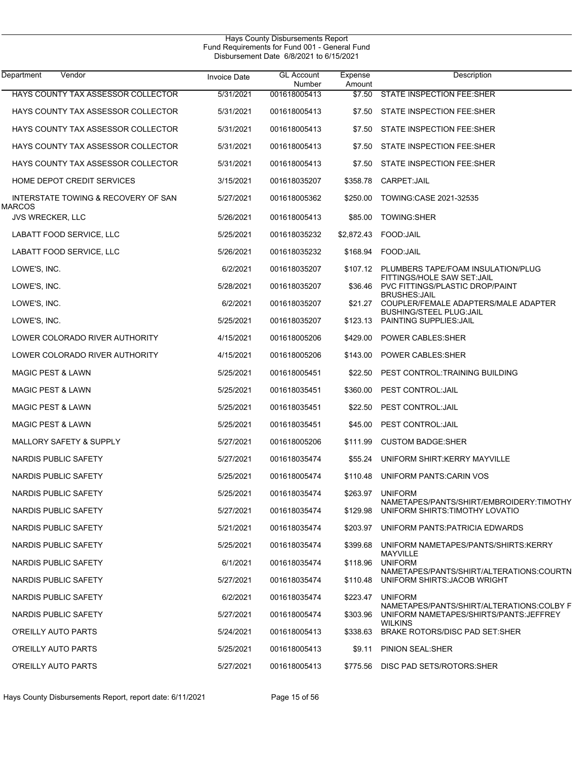Hays County Disbursements Report
Fund Requirements for Fund 001 - General Fund
Disbursement Date 6/8/2021 to 6/15/2021

| Department Vendor | Invoice Date | GL Account Number | Expense Amount | Description |
|---|---|---|---|---|
| HAYS COUNTY TAX ASSESSOR COLLECTOR | 5/31/2021 | 001618005413 | $7.50 | STATE INSPECTION FEE:SHER |
| HAYS COUNTY TAX ASSESSOR COLLECTOR | 5/31/2021 | 001618005413 | $7.50 | STATE INSPECTION FEE:SHER |
| HAYS COUNTY TAX ASSESSOR COLLECTOR | 5/31/2021 | 001618005413 | $7.50 | STATE INSPECTION FEE:SHER |
| HAYS COUNTY TAX ASSESSOR COLLECTOR | 5/31/2021 | 001618005413 | $7.50 | STATE INSPECTION FEE:SHER |
| HAYS COUNTY TAX ASSESSOR COLLECTOR | 5/31/2021 | 001618005413 | $7.50 | STATE INSPECTION FEE:SHER |
| HOME DEPOT CREDIT SERVICES | 3/15/2021 | 001618035207 | $358.78 | CARPET:JAIL |
| INTERSTATE TOWING & RECOVERY OF SAN MARCOS | 5/27/2021 | 001618005362 | $250.00 | TOWING:CASE 2021-32535 |
| JVS WRECKER, LLC | 5/26/2021 | 001618005413 | $85.00 | TOWING:SHER |
| LABATT FOOD SERVICE, LLC | 5/25/2021 | 001618035232 | $2,872.43 | FOOD:JAIL |
| LABATT FOOD SERVICE, LLC | 5/26/2021 | 001618035232 | $168.94 | FOOD:JAIL |
| LOWE'S, INC. | 6/2/2021 | 001618035207 | $107.12 | PLUMBERS TAPE/FOAM INSULATION/PLUG FITTINGS/HOLE SAW SET:JAIL |
| LOWE'S, INC. | 5/28/2021 | 001618035207 | $36.46 | PVC FITTINGS/PLASTIC DROP/PAINT BRUSHES:JAIL |
| LOWE'S, INC. | 6/2/2021 | 001618035207 | $21.27 | COUPLER/FEMALE ADAPTERS/MALE ADAPTER BUSHING/STEEL PLUG:JAIL |
| LOWE'S, INC. | 5/25/2021 | 001618035207 | $123.13 | PAINTING SUPPLIES:JAIL |
| LOWER COLORADO RIVER AUTHORITY | 4/15/2021 | 001618005206 | $429.00 | POWER CABLES:SHER |
| LOWER COLORADO RIVER AUTHORITY | 4/15/2021 | 001618005206 | $143.00 | POWER CABLES:SHER |
| MAGIC PEST & LAWN | 5/25/2021 | 001618005451 | $22.50 | PEST CONTROL:TRAINING BUILDING |
| MAGIC PEST & LAWN | 5/25/2021 | 001618035451 | $360.00 | PEST CONTROL:JAIL |
| MAGIC PEST & LAWN | 5/25/2021 | 001618035451 | $22.50 | PEST CONTROL:JAIL |
| MAGIC PEST & LAWN | 5/25/2021 | 001618035451 | $45.00 | PEST CONTROL:JAIL |
| MALLORY SAFETY & SUPPLY | 5/27/2021 | 001618005206 | $111.99 | CUSTOM BADGE:SHER |
| NARDIS PUBLIC SAFETY | 5/27/2021 | 001618035474 | $55.24 | UNIFORM SHIRT:KERRY MAYVILLE |
| NARDIS PUBLIC SAFETY | 5/25/2021 | 001618005474 | $110.48 | UNIFORM PANTS:CARIN VOS |
| NARDIS PUBLIC SAFETY | 5/25/2021 | 001618035474 | $263.97 | UNIFORM NAMETAPES/PANTS/SHIRT/EMBROIDERY:TIMOTHY |
| NARDIS PUBLIC SAFETY | 5/27/2021 | 001618035474 | $129.98 | UNIFORM SHIRTS:TIMOTHY LOVATIO |
| NARDIS PUBLIC SAFETY | 5/21/2021 | 001618035474 | $203.97 | UNIFORM PANTS:PATRICIA EDWARDS |
| NARDIS PUBLIC SAFETY | 5/25/2021 | 001618035474 | $399.68 | UNIFORM NAMETAPES/PANTS/SHIRTS:KERRY MAYVILLE |
| NARDIS PUBLIC SAFETY | 6/1/2021 | 001618035474 | $118.96 | UNIFORM NAMETAPES/PANTS/SHIRT/ALTERATIONS:COURTN |
| NARDIS PUBLIC SAFETY | 5/27/2021 | 001618035474 | $110.48 | UNIFORM SHIRTS:JACOB WRIGHT |
| NARDIS PUBLIC SAFETY | 6/2/2021 | 001618035474 | $223.47 | UNIFORM NAMETAPES/PANTS/SHIRT/ALTERATIONS:COLBY F |
| NARDIS PUBLIC SAFETY | 5/27/2021 | 001618005474 | $303.96 | UNIFORM NAMETAPES/SHIRTS/PANTS:JEFFREY WILKINS |
| O'REILLY AUTO PARTS | 5/24/2021 | 001618005413 | $338.63 | BRAKE ROTORS/DISC PAD SET:SHER |
| O'REILLY AUTO PARTS | 5/25/2021 | 001618005413 | $9.11 | PINION SEAL:SHER |
| O'REILLY AUTO PARTS | 5/27/2021 | 001618005413 | $775.56 | DISC PAD SETS/ROTORS:SHER |

Hays County Disbursements Report, report date: 6/11/2021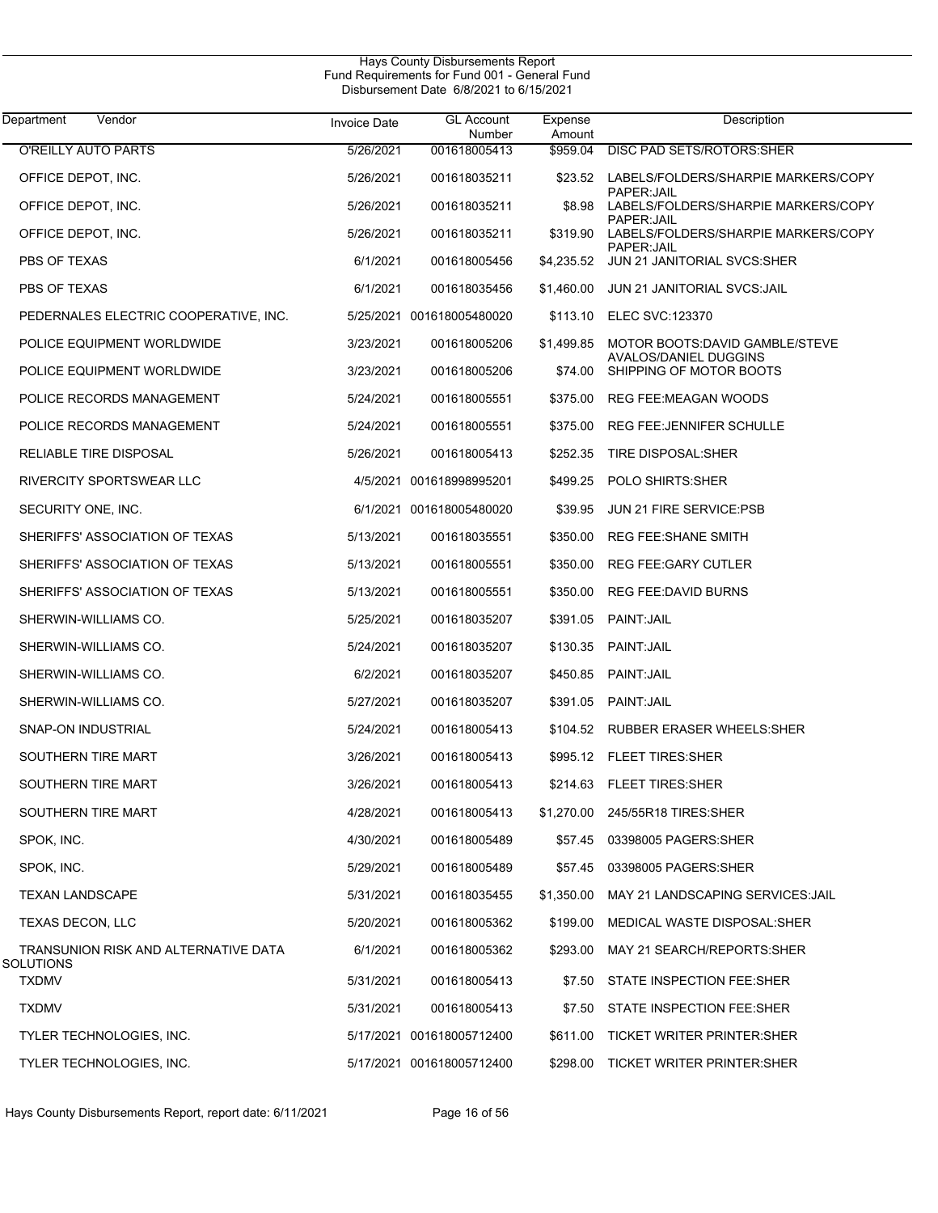Hays County Disbursements Report
Fund Requirements for Fund 001 - General Fund
Disbursement Date 6/8/2021 to 6/15/2021

| Department | Vendor | Invoice Date | GL Account Number | Expense Amount | Description |
|---|---|---|---|---|---|
| O'REILLY AUTO PARTS | | 5/26/2021 | 001618005413 | $959.04 | DISC PAD SETS/ROTORS:SHER |
| OFFICE DEPOT, INC. | | 5/26/2021 | 001618035211 | $23.52 | LABELS/FOLDERS/SHARPIE MARKERS/COPY PAPER:JAIL |
| OFFICE DEPOT, INC. | | 5/26/2021 | 001618035211 | $8.98 | LABELS/FOLDERS/SHARPIE MARKERS/COPY PAPER:JAIL |
| OFFICE DEPOT, INC. | | 5/26/2021 | 001618035211 | $319.90 | LABELS/FOLDERS/SHARPIE MARKERS/COPY PAPER:JAIL |
| PBS OF TEXAS | | 6/1/2021 | 001618005456 | $4,235.52 | JUN 21 JANITORIAL SVCS:SHER |
| PBS OF TEXAS | | 6/1/2021 | 001618035456 | $1,460.00 | JUN 21 JANITORIAL SVCS:JAIL |
| PEDERNALES ELECTRIC COOPERATIVE, INC. | | 5/25/2021 | 001618005480020 | $113.10 | ELEC SVC:123370 |
| POLICE EQUIPMENT WORLDWIDE | | 3/23/2021 | 001618005206 | $1,499.85 | MOTOR BOOTS:DAVID GAMBLE/STEVE AVALOS/DANIEL DUGGINS |
| POLICE EQUIPMENT WORLDWIDE | | 3/23/2021 | 001618005206 | $74.00 | SHIPPING OF MOTOR BOOTS |
| POLICE RECORDS MANAGEMENT | | 5/24/2021 | 001618005551 | $375.00 | REG FEE:MEAGAN WOODS |
| POLICE RECORDS MANAGEMENT | | 5/24/2021 | 001618005551 | $375.00 | REG FEE:JENNIFER SCHULLE |
| RELIABLE TIRE DISPOSAL | | 5/26/2021 | 001618005413 | $252.35 | TIRE DISPOSAL:SHER |
| RIVERCITY SPORTSWEAR LLC | | 4/5/2021 | 001618998995201 | $499.25 | POLO SHIRTS:SHER |
| SECURITY ONE, INC. | | 6/1/2021 | 001618005480020 | $39.95 | JUN 21 FIRE SERVICE:PSB |
| SHERIFFS' ASSOCIATION OF TEXAS | | 5/13/2021 | 001618035551 | $350.00 | REG FEE:SHANE SMITH |
| SHERIFFS' ASSOCIATION OF TEXAS | | 5/13/2021 | 001618005551 | $350.00 | REG FEE:GARY CUTLER |
| SHERIFFS' ASSOCIATION OF TEXAS | | 5/13/2021 | 001618005551 | $350.00 | REG FEE:DAVID BURNS |
| SHERWIN-WILLIAMS CO. | | 5/25/2021 | 001618035207 | $391.05 | PAINT:JAIL |
| SHERWIN-WILLIAMS CO. | | 5/24/2021 | 001618035207 | $130.35 | PAINT:JAIL |
| SHERWIN-WILLIAMS CO. | | 6/2/2021 | 001618035207 | $450.85 | PAINT:JAIL |
| SHERWIN-WILLIAMS CO. | | 5/27/2021 | 001618035207 | $391.05 | PAINT:JAIL |
| SNAP-ON INDUSTRIAL | | 5/24/2021 | 001618005413 | $104.52 | RUBBER ERASER WHEELS:SHER |
| SOUTHERN TIRE MART | | 3/26/2021 | 001618005413 | $995.12 | FLEET TIRES:SHER |
| SOUTHERN TIRE MART | | 3/26/2021 | 001618005413 | $214.63 | FLEET TIRES:SHER |
| SOUTHERN TIRE MART | | 4/28/2021 | 001618005413 | $1,270.00 | 245/55R18 TIRES:SHER |
| SPOK, INC. | | 4/30/2021 | 001618005489 | $57.45 | 03398005 PAGERS:SHER |
| SPOK, INC. | | 5/29/2021 | 001618005489 | $57.45 | 03398005 PAGERS:SHER |
| TEXAN LANDSCAPE | | 5/31/2021 | 001618035455 | $1,350.00 | MAY 21 LANDSCAPING SERVICES:JAIL |
| TEXAS DECON, LLC | | 5/20/2021 | 001618005362 | $199.00 | MEDICAL WASTE DISPOSAL:SHER |
| TRANSUNION RISK AND ALTERNATIVE DATA SOLUTIONS | | 6/1/2021 | 001618005362 | $293.00 | MAY 21 SEARCH/REPORTS:SHER |
| TXDMV | | 5/31/2021 | 001618005413 | $7.50 | STATE INSPECTION FEE:SHER |
| TXDMV | | 5/31/2021 | 001618005413 | $7.50 | STATE INSPECTION FEE:SHER |
| TYLER TECHNOLOGIES, INC. | | 5/17/2021 | 001618005712400 | $611.00 | TICKET WRITER PRINTER:SHER |
| TYLER TECHNOLOGIES, INC. | | 5/17/2021 | 001618005712400 | $298.00 | TICKET WRITER PRINTER:SHER |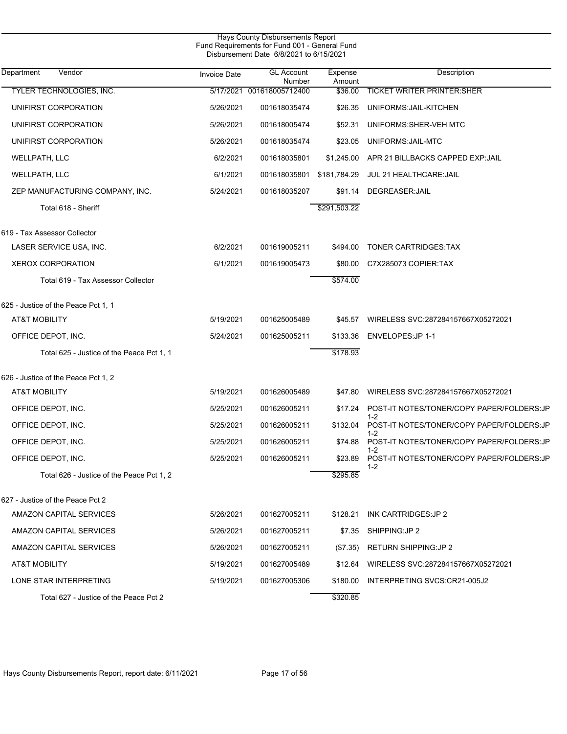Hays County Disbursements Report
Fund Requirements for Fund 001 - General Fund
Disbursement Date 6/8/2021 to 6/15/2021

| Department | Vendor | Invoice Date | GL Account Number | Expense Amount | Description |
|---|---|---|---|---|---|
| | TYLER TECHNOLOGIES, INC. | 5/17/2021 | 001618005712400 | $36.00 | TICKET WRITER PRINTER:SHER |
| | UNIFIRST CORPORATION | 5/26/2021 | 001618035474 | $26.35 | UNIFORMS:JAIL-KITCHEN |
| | UNIFIRST CORPORATION | 5/26/2021 | 001618005474 | $52.31 | UNIFORMS:SHER-VEH MTC |
| | UNIFIRST CORPORATION | 5/26/2021 | 001618035474 | $23.05 | UNIFORMS:JAIL-MTC |
| | WELLPATH, LLC | 6/2/2021 | 001618035801 | $1,245.00 | APR 21 BILLBACKS CAPPED EXP:JAIL |
| | WELLPATH, LLC | 6/1/2021 | 001618035801 | $181,784.29 | JUL 21 HEALTHCARE:JAIL |
| | ZEP MANUFACTURING COMPANY, INC. | 5/24/2021 | 001618035207 | $91.14 | DEGREASER:JAIL |
| | Total 618 - Sheriff | | | $291,503.22 | |
| 619 - Tax Assessor Collector | | | | | |
| | LASER SERVICE USA, INC. | 6/2/2021 | 001619005211 | $494.00 | TONER CARTRIDGES:TAX |
| | XEROX CORPORATION | 6/1/2021 | 001619005473 | $80.00 | C7X285073 COPIER:TAX |
| | Total 619 - Tax Assessor Collector | | | $574.00 | |
| 625 - Justice of the Peace Pct 1, 1 | | | | | |
| | AT&T MOBILITY | 5/19/2021 | 001625005489 | $45.57 | WIRELESS SVC:287284157667X05272021 |
| | OFFICE DEPOT, INC. | 5/24/2021 | 001625005211 | $133.36 | ENVELOPES:JP 1-1 |
| | Total 625 - Justice of the Peace Pct 1, 1 | | | $178.93 | |
| 626 - Justice of the Peace Pct 1, 2 | | | | | |
| | AT&T MOBILITY | 5/19/2021 | 001626005489 | $47.80 | WIRELESS SVC:287284157667X05272021 |
| | OFFICE DEPOT, INC. | 5/25/2021 | 001626005211 | $17.24 | POST-IT NOTES/TONER/COPY PAPER/FOLDERS:JP 1-2 |
| | OFFICE DEPOT, INC. | 5/25/2021 | 001626005211 | $132.04 | POST-IT NOTES/TONER/COPY PAPER/FOLDERS:JP 1-2 |
| | OFFICE DEPOT, INC. | 5/25/2021 | 001626005211 | $74.88 | POST-IT NOTES/TONER/COPY PAPER/FOLDERS:JP 1-2 |
| | OFFICE DEPOT, INC. | 5/25/2021 | 001626005211 | $23.89 | POST-IT NOTES/TONER/COPY PAPER/FOLDERS:JP 1-2 |
| | Total 626 - Justice of the Peace Pct 1, 2 | | | $295.85 | |
| 627 - Justice of the Peace Pct 2 | | | | | |
| | AMAZON CAPITAL SERVICES | 5/26/2021 | 001627005211 | $128.21 | INK CARTRIDGES:JP 2 |
| | AMAZON CAPITAL SERVICES | 5/26/2021 | 001627005211 | $7.35 | SHIPPING:JP 2 |
| | AMAZON CAPITAL SERVICES | 5/26/2021 | 001627005211 | ($7.35) | RETURN SHIPPING:JP 2 |
| | AT&T MOBILITY | 5/19/2021 | 001627005489 | $12.64 | WIRELESS SVC:287284157667X05272021 |
| | LONE STAR INTERPRETING | 5/19/2021 | 001627005306 | $180.00 | INTERPRETING SVCS:CR21-005J2 |
| | Total 627 - Justice of the Peace Pct 2 | | | $320.85 | |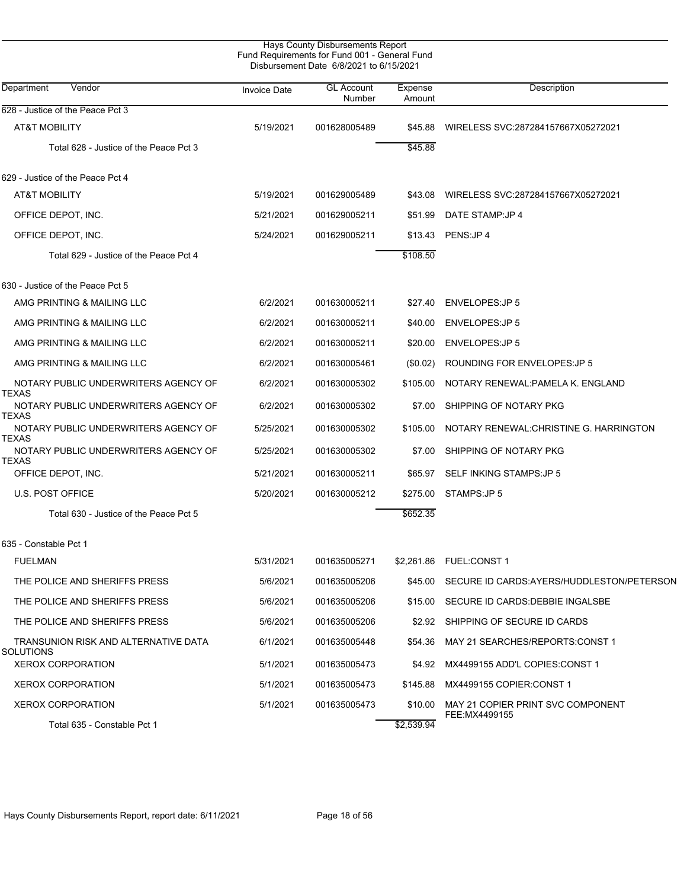Hays County Disbursements Report
Fund Requirements for Fund 001 - General Fund
Disbursement Date 6/8/2021 to 6/15/2021

| Department / Vendor | Invoice Date | GL Account Number | Expense Amount | Description |
|---|---|---|---|---|
| **628 - Justice of the Peace Pct 3** | | | | |
| AT&T MOBILITY | 5/19/2021 | 001628005489 | $45.88 | WIRELESS SVC:287284157667X05272021 |
| Total 628 - Justice of the Peace Pct 3 | | | $45.88 | |
| **629 - Justice of the Peace Pct 4** | | | | |
| AT&T MOBILITY | 5/19/2021 | 001629005489 | $43.08 | WIRELESS SVC:287284157667X05272021 |
| OFFICE DEPOT, INC. | 5/21/2021 | 001629005211 | $51.99 | DATE STAMP:JP 4 |
| OFFICE DEPOT, INC. | 5/24/2021 | 001629005211 | $13.43 | PENS:JP 4 |
| Total 629 - Justice of the Peace Pct 4 | | | $108.50 | |
| **630 - Justice of the Peace Pct 5** | | | | |
| AMG PRINTING & MAILING LLC | 6/2/2021 | 001630005211 | $27.40 | ENVELOPES:JP 5 |
| AMG PRINTING & MAILING LLC | 6/2/2021 | 001630005211 | $40.00 | ENVELOPES:JP 5 |
| AMG PRINTING & MAILING LLC | 6/2/2021 | 001630005211 | $20.00 | ENVELOPES:JP 5 |
| AMG PRINTING & MAILING LLC | 6/2/2021 | 001630005461 | ($0.02) | ROUNDING FOR ENVELOPES:JP 5 |
| NOTARY PUBLIC UNDERWRITERS AGENCY OF TEXAS | 6/2/2021 | 001630005302 | $105.00 | NOTARY RENEWAL:PAMELA K. ENGLAND |
| NOTARY PUBLIC UNDERWRITERS AGENCY OF TEXAS | 6/2/2021 | 001630005302 | $7.00 | SHIPPING OF NOTARY PKG |
| NOTARY PUBLIC UNDERWRITERS AGENCY OF TEXAS | 5/25/2021 | 001630005302 | $105.00 | NOTARY RENEWAL:CHRISTINE G. HARRINGTON |
| NOTARY PUBLIC UNDERWRITERS AGENCY OF TEXAS | 5/25/2021 | 001630005302 | $7.00 | SHIPPING OF NOTARY PKG |
| OFFICE DEPOT, INC. | 5/21/2021 | 001630005211 | $65.97 | SELF INKING STAMPS:JP 5 |
| U.S. POST OFFICE | 5/20/2021 | 001630005212 | $275.00 | STAMPS:JP 5 |
| Total 630 - Justice of the Peace Pct 5 | | | $652.35 | |
| **635 - Constable Pct 1** | | | | |
| FUELMAN | 5/31/2021 | 001635005271 | $2,261.86 | FUEL:CONST 1 |
| THE POLICE AND SHERIFFS PRESS | 5/6/2021 | 001635005206 | $45.00 | SECURE ID CARDS:AYERS/HUDDLESTON/PETERSON |
| THE POLICE AND SHERIFFS PRESS | 5/6/2021 | 001635005206 | $15.00 | SECURE ID CARDS:DEBBIE INGALSBE |
| THE POLICE AND SHERIFFS PRESS | 5/6/2021 | 001635005206 | $2.92 | SHIPPING OF SECURE ID CARDS |
| TRANSUNION RISK AND ALTERNATIVE DATA SOLUTIONS | 6/1/2021 | 001635005448 | $54.36 | MAY 21 SEARCHES/REPORTS:CONST 1 |
| XEROX CORPORATION | 5/1/2021 | 001635005473 | $4.92 | MX4499155 ADD'L COPIES:CONST 1 |
| XEROX CORPORATION | 5/1/2021 | 001635005473 | $145.88 | MX4499155 COPIER:CONST 1 |
| XEROX CORPORATION | 5/1/2021 | 001635005473 | $10.00 | MAY 21 COPIER PRINT SVC COMPONENT FEE:MX4499155 |
| Total 635 - Constable Pct 1 | | | $2,539.94 | |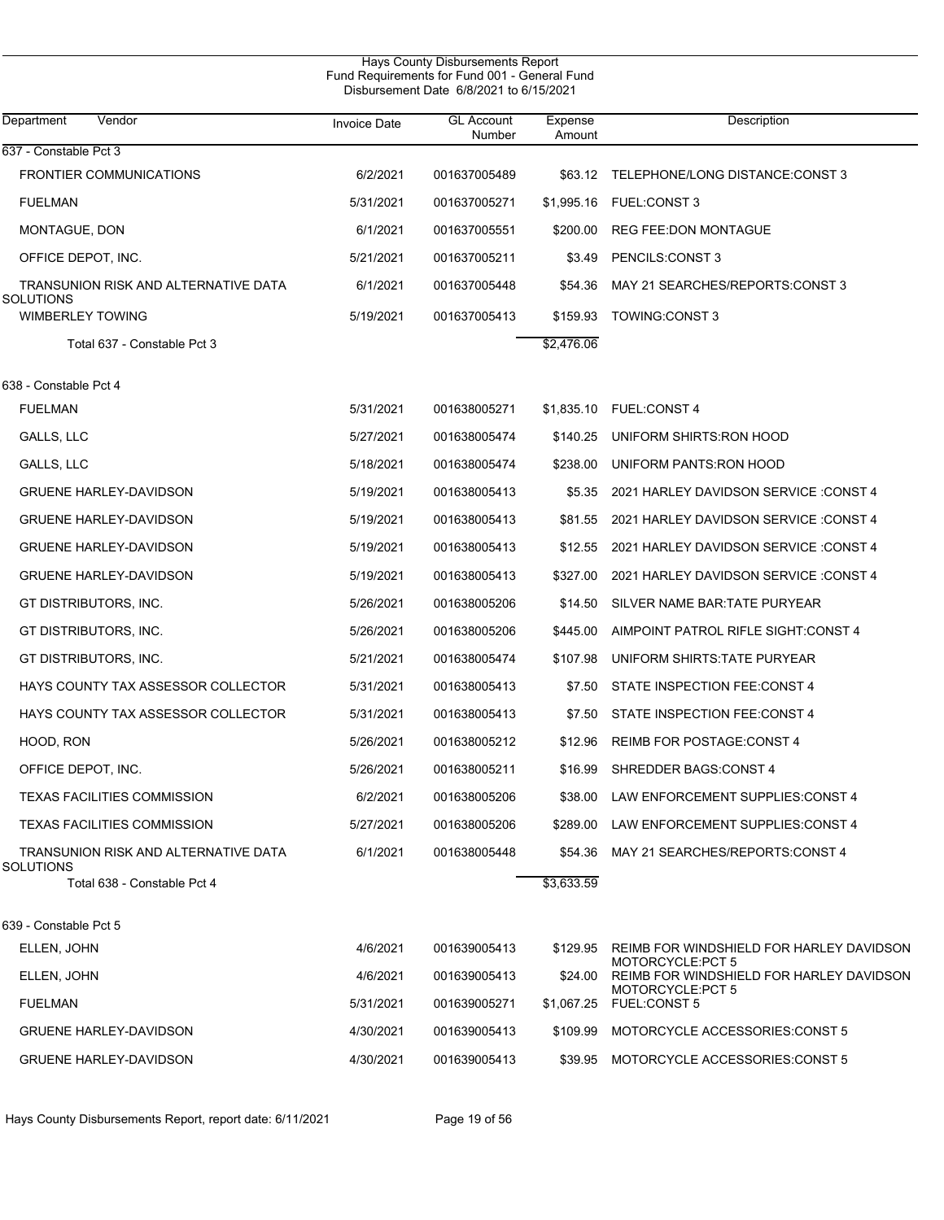Hays County Disbursements Report
Fund Requirements for Fund 001 - General Fund
Disbursement Date 6/8/2021 to 6/15/2021

| Department Vendor | Invoice Date | GL Account Number | Expense Amount | Description |
|---|---|---|---|---|
| **637 - Constable Pct 3** | | | | |
| FRONTIER COMMUNICATIONS | 6/2/2021 | 001637005489 | $63.12 | TELEPHONE/LONG DISTANCE:CONST 3 |
| FUELMAN | 5/31/2021 | 001637005271 | $1,995.16 | FUEL:CONST 3 |
| MONTAGUE, DON | 6/1/2021 | 001637005551 | $200.00 | REG FEE:DON MONTAGUE |
| OFFICE DEPOT, INC. | 5/21/2021 | 001637005211 | $3.49 | PENCILS:CONST 3 |
| TRANSUNION RISK AND ALTERNATIVE DATA SOLUTIONS | 6/1/2021 | 001637005448 | $54.36 | MAY 21 SEARCHES/REPORTS:CONST 3 |
| WIMBERLEY TOWING | 5/19/2021 | 001637005413 | $159.93 | TOWING:CONST 3 |
| Total 637 - Constable Pct 3 | | | $2,476.06 | |
| **638 - Constable Pct 4** | | | | |
| FUELMAN | 5/31/2021 | 001638005271 | $1,835.10 | FUEL:CONST 4 |
| GALLS, LLC | 5/27/2021 | 001638005474 | $140.25 | UNIFORM SHIRTS:RON HOOD |
| GALLS, LLC | 5/18/2021 | 001638005474 | $238.00 | UNIFORM PANTS:RON HOOD |
| GRUENE HARLEY-DAVIDSON | 5/19/2021 | 001638005413 | $5.35 | 2021 HARLEY DAVIDSON SERVICE :CONST 4 |
| GRUENE HARLEY-DAVIDSON | 5/19/2021 | 001638005413 | $81.55 | 2021 HARLEY DAVIDSON SERVICE :CONST 4 |
| GRUENE HARLEY-DAVIDSON | 5/19/2021 | 001638005413 | $12.55 | 2021 HARLEY DAVIDSON SERVICE :CONST 4 |
| GRUENE HARLEY-DAVIDSON | 5/19/2021 | 001638005413 | $327.00 | 2021 HARLEY DAVIDSON SERVICE :CONST 4 |
| GT DISTRIBUTORS, INC. | 5/26/2021 | 001638005206 | $14.50 | SILVER NAME BAR:TATE PURYEAR |
| GT DISTRIBUTORS, INC. | 5/26/2021 | 001638005206 | $445.00 | AIMPOINT PATROL RIFLE SIGHT:CONST 4 |
| GT DISTRIBUTORS, INC. | 5/21/2021 | 001638005474 | $107.98 | UNIFORM SHIRTS:TATE PURYEAR |
| HAYS COUNTY TAX ASSESSOR COLLECTOR | 5/31/2021 | 001638005413 | $7.50 | STATE INSPECTION FEE:CONST 4 |
| HAYS COUNTY TAX ASSESSOR COLLECTOR | 5/31/2021 | 001638005413 | $7.50 | STATE INSPECTION FEE:CONST 4 |
| HOOD, RON | 5/26/2021 | 001638005212 | $12.96 | REIMB FOR POSTAGE:CONST 4 |
| OFFICE DEPOT, INC. | 5/26/2021 | 001638005211 | $16.99 | SHREDDER BAGS:CONST 4 |
| TEXAS FACILITIES COMMISSION | 6/2/2021 | 001638005206 | $38.00 | LAW ENFORCEMENT SUPPLIES:CONST 4 |
| TEXAS FACILITIES COMMISSION | 5/27/2021 | 001638005206 | $289.00 | LAW ENFORCEMENT SUPPLIES:CONST 4 |
| TRANSUNION RISK AND ALTERNATIVE DATA SOLUTIONS | 6/1/2021 | 001638005448 | $54.36 | MAY 21 SEARCHES/REPORTS:CONST 4 |
| Total 638 - Constable Pct 4 | | | $3,633.59 | |
| **639 - Constable Pct 5** | | | | |
| ELLEN, JOHN | 4/6/2021 | 001639005413 | $129.95 | REIMB FOR WINDSHIELD FOR HARLEY DAVIDSON MOTORCYCLE:PCT 5 |
| ELLEN, JOHN | 4/6/2021 | 001639005413 | $24.00 | REIMB FOR WINDSHIELD FOR HARLEY DAVIDSON MOTORCYCLE:PCT 5 |
| FUELMAN | 5/31/2021 | 001639005271 | $1,067.25 | FUEL:CONST 5 |
| GRUENE HARLEY-DAVIDSON | 4/30/2021 | 001639005413 | $109.99 | MOTORCYCLE ACCESSORIES:CONST 5 |
| GRUENE HARLEY-DAVIDSON | 4/30/2021 | 001639005413 | $39.95 | MOTORCYCLE ACCESSORIES:CONST 5 |

Hays County Disbursements Report, report date: 6/11/2021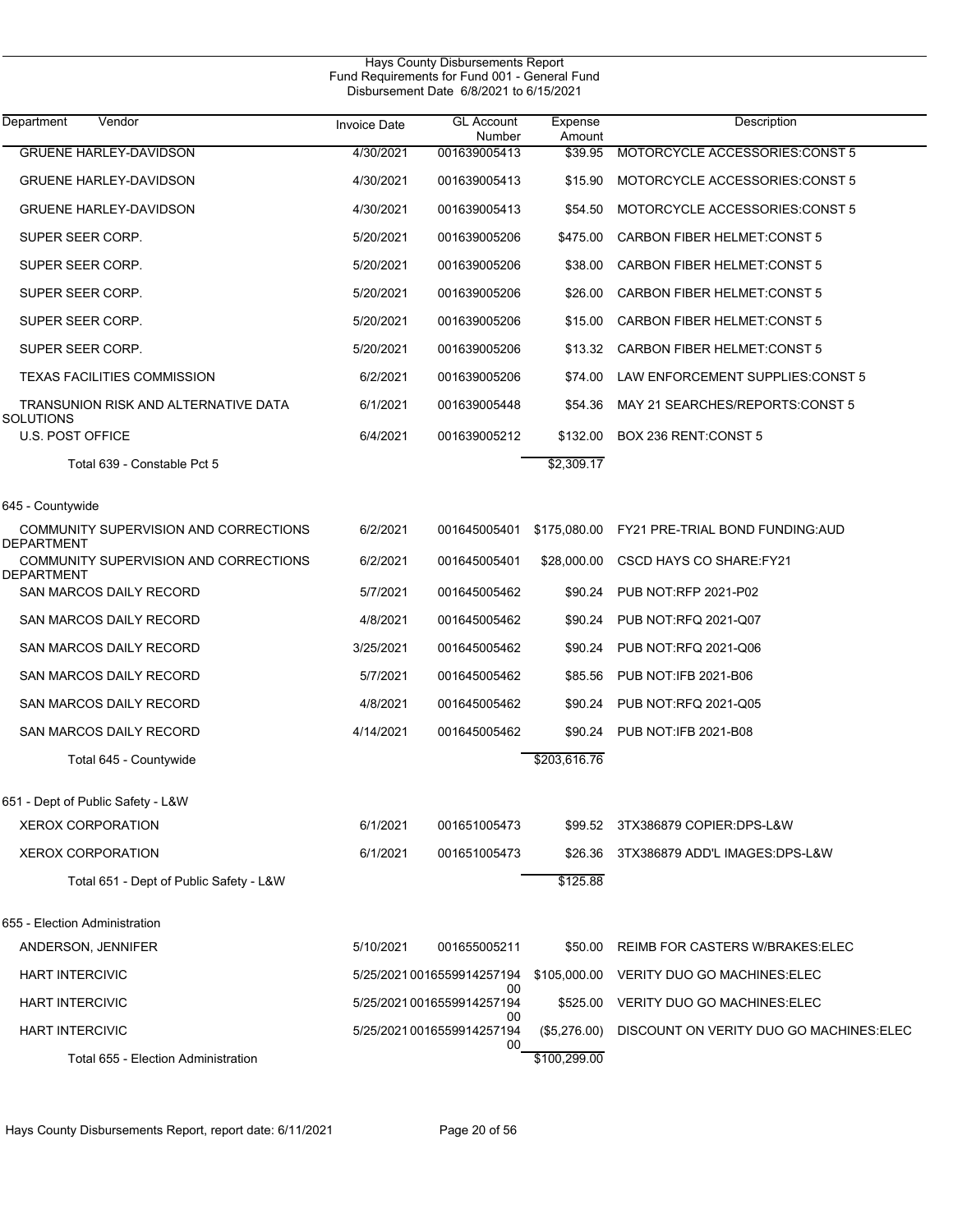Hays County Disbursements Report
Fund Requirements for Fund 001 - General Fund
Disbursement Date 6/8/2021 to 6/15/2021

| Department | Vendor | Invoice Date | GL Account Number | Expense Amount | Description |
|---|---|---|---|---|---|
| | GRUENE HARLEY-DAVIDSON | 4/30/2021 | 001639005413 | $39.95 | MOTORCYCLE ACCESSORIES:CONST 5 |
| | GRUENE HARLEY-DAVIDSON | 4/30/2021 | 001639005413 | $15.90 | MOTORCYCLE ACCESSORIES:CONST 5 |
| | GRUENE HARLEY-DAVIDSON | 4/30/2021 | 001639005413 | $54.50 | MOTORCYCLE ACCESSORIES:CONST 5 |
| | SUPER SEER CORP. | 5/20/2021 | 001639005206 | $475.00 | CARBON FIBER HELMET:CONST 5 |
| | SUPER SEER CORP. | 5/20/2021 | 001639005206 | $38.00 | CARBON FIBER HELMET:CONST 5 |
| | SUPER SEER CORP. | 5/20/2021 | 001639005206 | $26.00 | CARBON FIBER HELMET:CONST 5 |
| | SUPER SEER CORP. | 5/20/2021 | 001639005206 | $15.00 | CARBON FIBER HELMET:CONST 5 |
| | SUPER SEER CORP. | 5/20/2021 | 001639005206 | $13.32 | CARBON FIBER HELMET:CONST 5 |
| | TEXAS FACILITIES COMMISSION | 6/2/2021 | 001639005206 | $74.00 | LAW ENFORCEMENT SUPPLIES:CONST 5 |
| | TRANSUNION RISK AND ALTERNATIVE DATA SOLUTIONS | 6/1/2021 | 001639005448 | $54.36 | MAY 21 SEARCHES/REPORTS:CONST 5 |
| | U.S. POST OFFICE | 6/4/2021 | 001639005212 | $132.00 | BOX 236 RENT:CONST 5 |
| | Total 639 - Constable Pct 5 | | | $2,309.17 | |
| 645 - Countywide | | | | | |
| | COMMUNITY SUPERVISION AND CORRECTIONS DEPARTMENT | 6/2/2021 | 001645005401 | $175,080.00 | FY21 PRE-TRIAL BOND FUNDING:AUD |
| | COMMUNITY SUPERVISION AND CORRECTIONS DEPARTMENT | 6/2/2021 | 001645005401 | $28,000.00 | CSCD HAYS CO SHARE:FY21 |
| | SAN MARCOS DAILY RECORD | 5/7/2021 | 001645005462 | $90.24 | PUB NOT:RFP 2021-P02 |
| | SAN MARCOS DAILY RECORD | 4/8/2021 | 001645005462 | $90.24 | PUB NOT:RFQ 2021-Q07 |
| | SAN MARCOS DAILY RECORD | 3/25/2021 | 001645005462 | $90.24 | PUB NOT:RFQ 2021-Q06 |
| | SAN MARCOS DAILY RECORD | 5/7/2021 | 001645005462 | $85.56 | PUB NOT:IFB 2021-B06 |
| | SAN MARCOS DAILY RECORD | 4/8/2021 | 001645005462 | $90.24 | PUB NOT:RFQ 2021-Q05 |
| | SAN MARCOS DAILY RECORD | 4/14/2021 | 001645005462 | $90.24 | PUB NOT:IFB 2021-B08 |
| | Total 645 - Countywide | | | $203,616.76 | |
| 651 - Dept of Public Safety - L&W | | | | | |
| | XEROX CORPORATION | 6/1/2021 | 001651005473 | $99.52 | 3TX386879 COPIER:DPS-L&W |
| | XEROX CORPORATION | 6/1/2021 | 001651005473 | $26.36 | 3TX386879 ADD'L IMAGES:DPS-L&W |
| | Total 651 - Dept of Public Safety - L&W | | | $125.88 | |
| 655 - Election Administration | | | | | |
| | ANDERSON, JENNIFER | 5/10/2021 | 001655005211 | $50.00 | REIMB FOR CASTERS W/BRAKES:ELEC |
| | HART INTERCIVIC | 5/25/2021 | 001655991425719400 | $105,000.00 | VERITY DUO GO MACHINES:ELEC |
| | HART INTERCIVIC | 5/25/2021 | 001655991425719400 | $525.00 | VERITY DUO GO MACHINES:ELEC |
| | HART INTERCIVIC | 5/25/2021 | 001655991425719400 | ($5,276.00) | DISCOUNT ON VERITY DUO GO MACHINES:ELEC |
| | Total 655 - Election Administration | | | $100,299.00 | |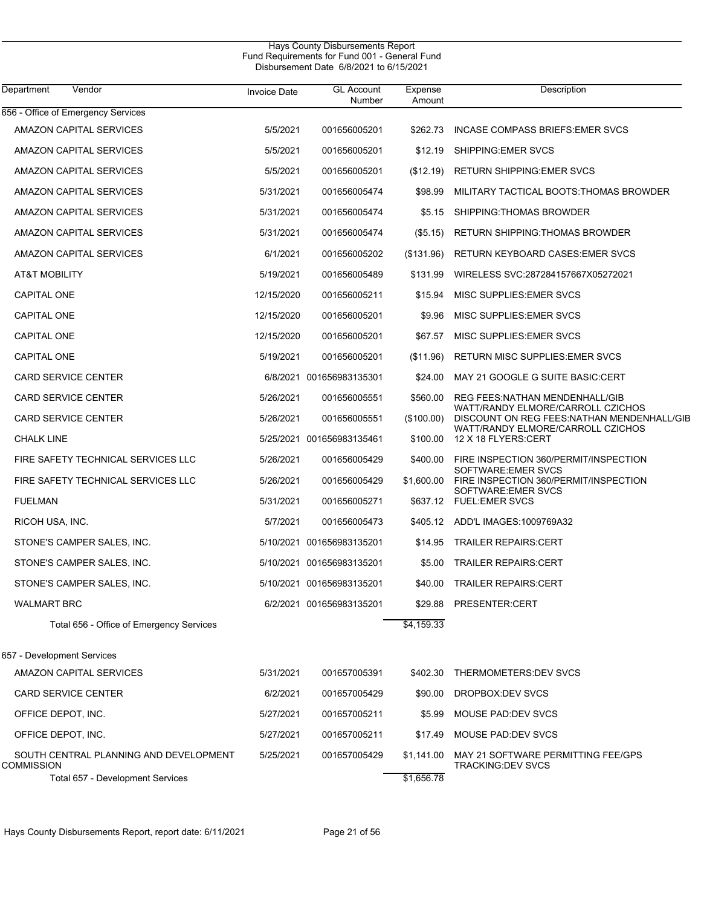# Hays County Disbursements Report
## Fund Requirements for Fund 001 - General Fund
### Disbursement Date 6/8/2021 to 6/15/2021

| Department Vendor | Invoice Date | GL Account Number | Expense Amount | Description |
|---|---|---|---|---|
| **656 - Office of Emergency Services** | | | | |
| AMAZON CAPITAL SERVICES | 5/5/2021 | 001656005201 | $262.73 | INCASE COMPASS BRIEFS:EMER SVCS |
| AMAZON CAPITAL SERVICES | 5/5/2021 | 001656005201 | $12.19 | SHIPPING:EMER SVCS |
| AMAZON CAPITAL SERVICES | 5/5/2021 | 001656005201 | ($12.19) | RETURN SHIPPING:EMER SVCS |
| AMAZON CAPITAL SERVICES | 5/31/2021 | 001656005474 | $98.99 | MILITARY TACTICAL BOOTS:THOMAS BROWDER |
| AMAZON CAPITAL SERVICES | 5/31/2021 | 001656005474 | $5.15 | SHIPPING:THOMAS BROWDER |
| AMAZON CAPITAL SERVICES | 5/31/2021 | 001656005474 | ($5.15) | RETURN SHIPPING:THOMAS BROWDER |
| AMAZON CAPITAL SERVICES | 6/1/2021 | 001656005202 | ($131.96) | RETURN KEYBOARD CASES:EMER SVCS |
| AT&T MOBILITY | 5/19/2021 | 001656005489 | $131.99 | WIRELESS SVC:287284157667X05272021 |
| CAPITAL ONE | 12/15/2020 | 001656005211 | $15.94 | MISC SUPPLIES:EMER SVCS |
| CAPITAL ONE | 12/15/2020 | 001656005201 | $9.96 | MISC SUPPLIES:EMER SVCS |
| CAPITAL ONE | 12/15/2020 | 001656005201 | $67.57 | MISC SUPPLIES:EMER SVCS |
| CAPITAL ONE | 5/19/2021 | 001656005201 | ($11.96) | RETURN MISC SUPPLIES:EMER SVCS |
| CARD SERVICE CENTER | 6/8/2021 | 001656983135301 | $24.00 | MAY 21 GOOGLE G SUITE BASIC:CERT |
| CARD SERVICE CENTER | 5/26/2021 | 001656005551 | $560.00 | REG FEES:NATHAN MENDENHALL/GIB WATT/RANDY ELMORE/CARROLL CZICHOS |
| CARD SERVICE CENTER | 5/26/2021 | 001656005551 | ($100.00) | DISCOUNT ON REG FEES:NATHAN MENDENHALL/GIB WATT/RANDY ELMORE/CARROLL CZICHOS |
| CHALK LINE | 5/25/2021 | 001656983135461 | $100.00 | 12 X 18 FLYERS:CERT |
| FIRE SAFETY TECHNICAL SERVICES LLC | 5/26/2021 | 001656005429 | $400.00 | FIRE INSPECTION 360/PERMIT/INSPECTION SOFTWARE:EMER SVCS |
| FIRE SAFETY TECHNICAL SERVICES LLC | 5/26/2021 | 001656005429 | $1,600.00 | FIRE INSPECTION 360/PERMIT/INSPECTION SOFTWARE:EMER SVCS |
| FUELMAN | 5/31/2021 | 001656005271 | $637.12 | FUEL:EMER SVCS |
| RICOH USA, INC. | 5/7/2021 | 001656005473 | $405.12 | ADD'L IMAGES:1009769A32 |
| STONE'S CAMPER SALES, INC. | 5/10/2021 | 001656983135201 | $14.95 | TRAILER REPAIRS:CERT |
| STONE'S CAMPER SALES, INC. | 5/10/2021 | 001656983135201 | $5.00 | TRAILER REPAIRS:CERT |
| STONE'S CAMPER SALES, INC. | 5/10/2021 | 001656983135201 | $40.00 | TRAILER REPAIRS:CERT |
| WALMART BRC | 6/2/2021 | 001656983135201 | $29.88 | PRESENTER:CERT |
| Total 656 - Office of Emergency Services | | | $4,159.33 | |
| **657 - Development Services** | | | | |
| AMAZON CAPITAL SERVICES | 5/31/2021 | 001657005391 | $402.30 | THERMOMETERS:DEV SVCS |
| CARD SERVICE CENTER | 6/2/2021 | 001657005429 | $90.00 | DROPBOX:DEV SVCS |
| OFFICE DEPOT, INC. | 5/27/2021 | 001657005211 | $5.99 | MOUSE PAD:DEV SVCS |
| OFFICE DEPOT, INC. | 5/27/2021 | 001657005211 | $17.49 | MOUSE PAD:DEV SVCS |
| SOUTH CENTRAL PLANNING AND DEVELOPMENT COMMISSION | 5/25/2021 | 001657005429 | $1,141.00 | MAY 21 SOFTWARE PERMITTING FEE/GPS TRACKING:DEV SVCS |
| Total 657 - Development Services | | | $1,656.78 | |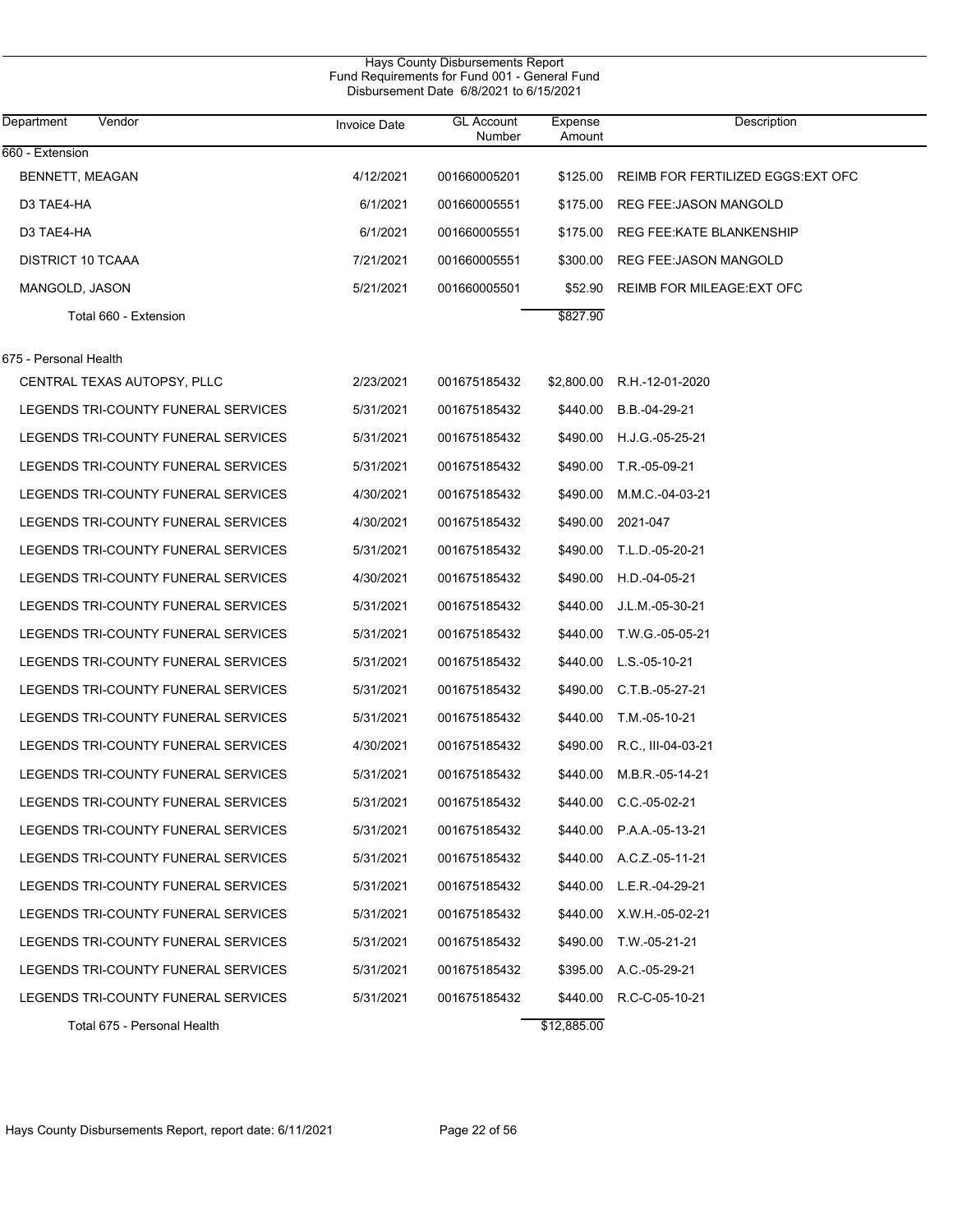Hays County Disbursements Report
Fund Requirements for Fund 001 - General Fund
Disbursement Date 6/8/2021 to 6/15/2021

| Department Vendor | Invoice Date | GL Account Number | Expense Amount | Description |
|---|---|---|---|---|
| **660 - Extension** | | | | |
| BENNETT, MEAGAN | 4/12/2021 | 001660005201 | $125.00 | REIMB FOR FERTILIZED EGGS:EXT OFC |
| D3 TAE4-HA | 6/1/2021 | 001660005551 | $175.00 | REG FEE:JASON MANGOLD |
| D3 TAE4-HA | 6/1/2021 | 001660005551 | $175.00 | REG FEE:KATE BLANKENSHIP |
| DISTRICT 10 TCAAA | 7/21/2021 | 001660005551 | $300.00 | REG FEE:JASON MANGOLD |
| MANGOLD, JASON | 5/21/2021 | 001660005501 | $52.90 | REIMB FOR MILEAGE:EXT OFC |
| Total 660 - Extension | | | $827.90 | |
| **675 - Personal Health** | | | | |
| CENTRAL TEXAS AUTOPSY, PLLC | 2/23/2021 | 001675185432 | $2,800.00 | R.H.-12-01-2020 |
| LEGENDS TRI-COUNTY FUNERAL SERVICES | 5/31/2021 | 001675185432 | $440.00 | B.B.-04-29-21 |
| LEGENDS TRI-COUNTY FUNERAL SERVICES | 5/31/2021 | 001675185432 | $490.00 | H.J.G.-05-25-21 |
| LEGENDS TRI-COUNTY FUNERAL SERVICES | 5/31/2021 | 001675185432 | $490.00 | T.R.-05-09-21 |
| LEGENDS TRI-COUNTY FUNERAL SERVICES | 4/30/2021 | 001675185432 | $490.00 | M.M.C.-04-03-21 |
| LEGENDS TRI-COUNTY FUNERAL SERVICES | 4/30/2021 | 001675185432 | $490.00 | 2021-047 |
| LEGENDS TRI-COUNTY FUNERAL SERVICES | 5/31/2021 | 001675185432 | $490.00 | T.L.D.-05-20-21 |
| LEGENDS TRI-COUNTY FUNERAL SERVICES | 4/30/2021 | 001675185432 | $490.00 | H.D.-04-05-21 |
| LEGENDS TRI-COUNTY FUNERAL SERVICES | 5/31/2021 | 001675185432 | $440.00 | J.L.M.-05-30-21 |
| LEGENDS TRI-COUNTY FUNERAL SERVICES | 5/31/2021 | 001675185432 | $440.00 | T.W.G.-05-05-21 |
| LEGENDS TRI-COUNTY FUNERAL SERVICES | 5/31/2021 | 001675185432 | $440.00 | L.S.-05-10-21 |
| LEGENDS TRI-COUNTY FUNERAL SERVICES | 5/31/2021 | 001675185432 | $490.00 | C.T.B.-05-27-21 |
| LEGENDS TRI-COUNTY FUNERAL SERVICES | 5/31/2021 | 001675185432 | $440.00 | T.M.-05-10-21 |
| LEGENDS TRI-COUNTY FUNERAL SERVICES | 4/30/2021 | 001675185432 | $490.00 | R.C., III-04-03-21 |
| LEGENDS TRI-COUNTY FUNERAL SERVICES | 5/31/2021 | 001675185432 | $440.00 | M.B.R.-05-14-21 |
| LEGENDS TRI-COUNTY FUNERAL SERVICES | 5/31/2021 | 001675185432 | $440.00 | C.C.-05-02-21 |
| LEGENDS TRI-COUNTY FUNERAL SERVICES | 5/31/2021 | 001675185432 | $440.00 | P.A.A.-05-13-21 |
| LEGENDS TRI-COUNTY FUNERAL SERVICES | 5/31/2021 | 001675185432 | $440.00 | A.C.Z.-05-11-21 |
| LEGENDS TRI-COUNTY FUNERAL SERVICES | 5/31/2021 | 001675185432 | $440.00 | L.E.R.-04-29-21 |
| LEGENDS TRI-COUNTY FUNERAL SERVICES | 5/31/2021 | 001675185432 | $440.00 | X.W.H.-05-02-21 |
| LEGENDS TRI-COUNTY FUNERAL SERVICES | 5/31/2021 | 001675185432 | $490.00 | T.W.-05-21-21 |
| LEGENDS TRI-COUNTY FUNERAL SERVICES | 5/31/2021 | 001675185432 | $395.00 | A.C.-05-29-21 |
| LEGENDS TRI-COUNTY FUNERAL SERVICES | 5/31/2021 | 001675185432 | $440.00 | R.C-C-05-10-21 |
| Total 675 - Personal Health | | | $12,885.00 | |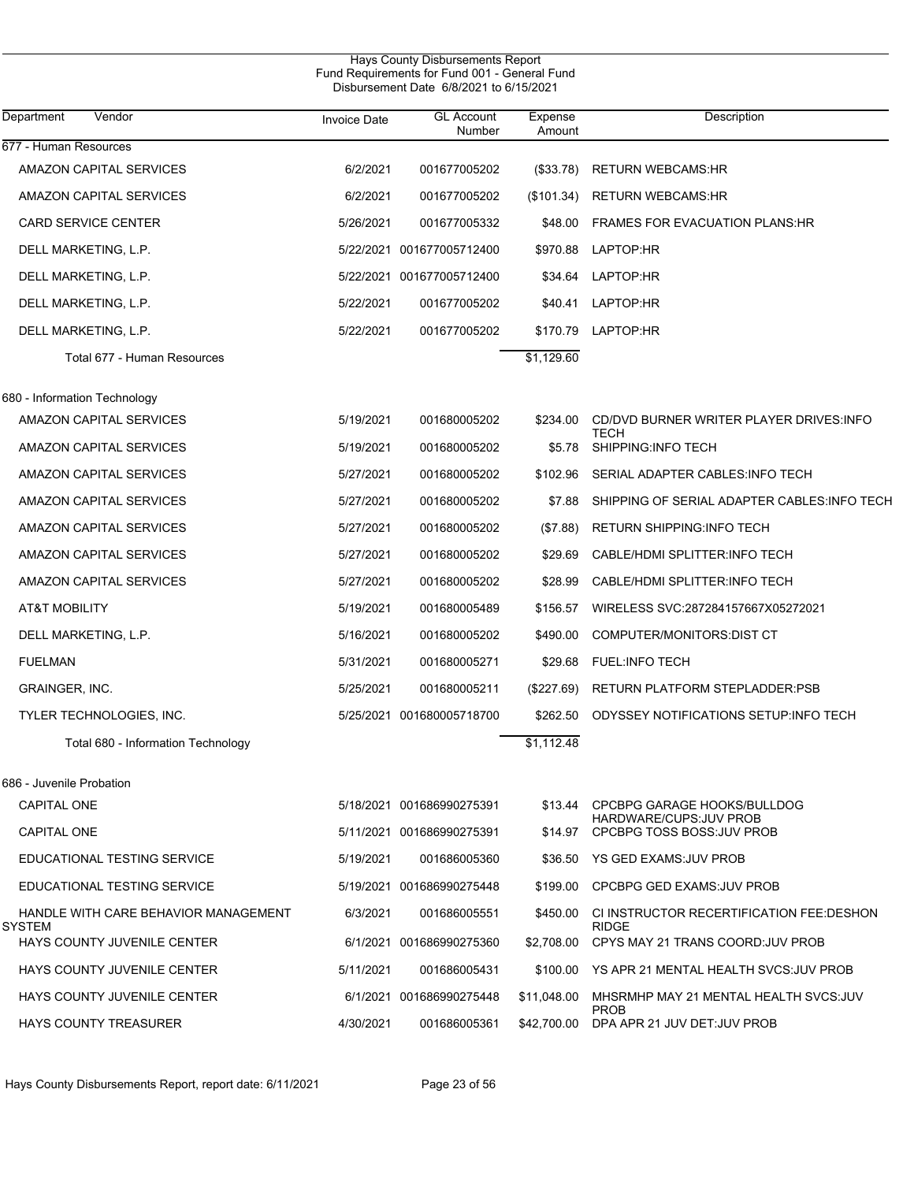Hays County Disbursements Report
Fund Requirements for Fund 001 - General Fund
Disbursement Date 6/8/2021 to 6/15/2021

| Department / Vendor | Invoice Date | GL Account Number | Expense Amount | Description |
|---|---|---|---|---|
| **677 - Human Resources** | | | | |
| AMAZON CAPITAL SERVICES | 6/2/2021 | 001677005202 | ($33.78) | RETURN WEBCAMS:HR |
| AMAZON CAPITAL SERVICES | 6/2/2021 | 001677005202 | ($101.34) | RETURN WEBCAMS:HR |
| CARD SERVICE CENTER | 5/26/2021 | 001677005332 | $48.00 | FRAMES FOR EVACUATION PLANS:HR |
| DELL MARKETING, L.P. | 5/22/2021 | 001677005712400 | $970.88 | LAPTOP:HR |
| DELL MARKETING, L.P. | 5/22/2021 | 001677005712400 | $34.64 | LAPTOP:HR |
| DELL MARKETING, L.P. | 5/22/2021 | 001677005202 | $40.41 | LAPTOP:HR |
| DELL MARKETING, L.P. | 5/22/2021 | 001677005202 | $170.79 | LAPTOP:HR |
| Total 677 - Human Resources | | | $1,129.60 | |
| **680 - Information Technology** | | | | |
| AMAZON CAPITAL SERVICES | 5/19/2021 | 001680005202 | $234.00 | CD/DVD BURNER WRITER PLAYER DRIVES:INFO TECH |
| AMAZON CAPITAL SERVICES | 5/19/2021 | 001680005202 | $5.78 | SHIPPING:INFO TECH |
| AMAZON CAPITAL SERVICES | 5/27/2021 | 001680005202 | $102.96 | SERIAL ADAPTER CABLES:INFO TECH |
| AMAZON CAPITAL SERVICES | 5/27/2021 | 001680005202 | $7.88 | SHIPPING OF SERIAL ADAPTER CABLES:INFO TECH |
| AMAZON CAPITAL SERVICES | 5/27/2021 | 001680005202 | ($7.88) | RETURN SHIPPING:INFO TECH |
| AMAZON CAPITAL SERVICES | 5/27/2021 | 001680005202 | $29.69 | CABLE/HDMI SPLITTER:INFO TECH |
| AMAZON CAPITAL SERVICES | 5/27/2021 | 001680005202 | $28.99 | CABLE/HDMI SPLITTER:INFO TECH |
| AT&T MOBILITY | 5/19/2021 | 001680005489 | $156.57 | WIRELESS SVC:287284157667X05272021 |
| DELL MARKETING, L.P. | 5/16/2021 | 001680005202 | $490.00 | COMPUTER/MONITORS:DIST CT |
| FUELMAN | 5/31/2021 | 001680005271 | $29.68 | FUEL:INFO TECH |
| GRAINGER, INC. | 5/25/2021 | 001680005211 | ($227.69) | RETURN PLATFORM STEPLADDER:PSB |
| TYLER TECHNOLOGIES, INC. | 5/25/2021 | 001680005718700 | $262.50 | ODYSSEY NOTIFICATIONS SETUP:INFO TECH |
| Total 680 - Information Technology | | | $1,112.48 | |
| **686 - Juvenile Probation** | | | | |
| CAPITAL ONE | 5/18/2021 | 001686990275391 | $13.44 | CPCBPG GARAGE HOOKS/BULLDOG HARDWARE/CUPS:JUV PROB |
| CAPITAL ONE | 5/11/2021 | 001686990275391 | $14.97 | CPCBPG TOSS BOSS:JUV PROB |
| EDUCATIONAL TESTING SERVICE | 5/19/2021 | 001686005360 | $36.50 | YS GED EXAMS:JUV PROB |
| EDUCATIONAL TESTING SERVICE | 5/19/2021 | 001686990275448 | $199.00 | CPCBPG GED EXAMS:JUV PROB |
| HANDLE WITH CARE BEHAVIOR MANAGEMENT SYSTEM | 6/3/2021 | 001686005551 | $450.00 | CI INSTRUCTOR RECERTIFICATION FEE:DESHON RIDGE |
| HAYS COUNTY JUVENILE CENTER | 6/1/2021 | 001686990275360 | $2,708.00 | CPYS MAY 21 TRANS COORD:JUV PROB |
| HAYS COUNTY JUVENILE CENTER | 5/11/2021 | 001686005431 | $100.00 | YS APR 21 MENTAL HEALTH SVCS:JUV PROB |
| HAYS COUNTY JUVENILE CENTER | 6/1/2021 | 001686990275448 | $11,048.00 | MHSRMHP MAY 21 MENTAL HEALTH SVCS:JUV PROB |
| HAYS COUNTY TREASURER | 4/30/2021 | 001686005361 | $42,700.00 | DPA APR 21 JUV DET:JUV PROB |

Hays County Disbursements Report, report date: 6/11/2021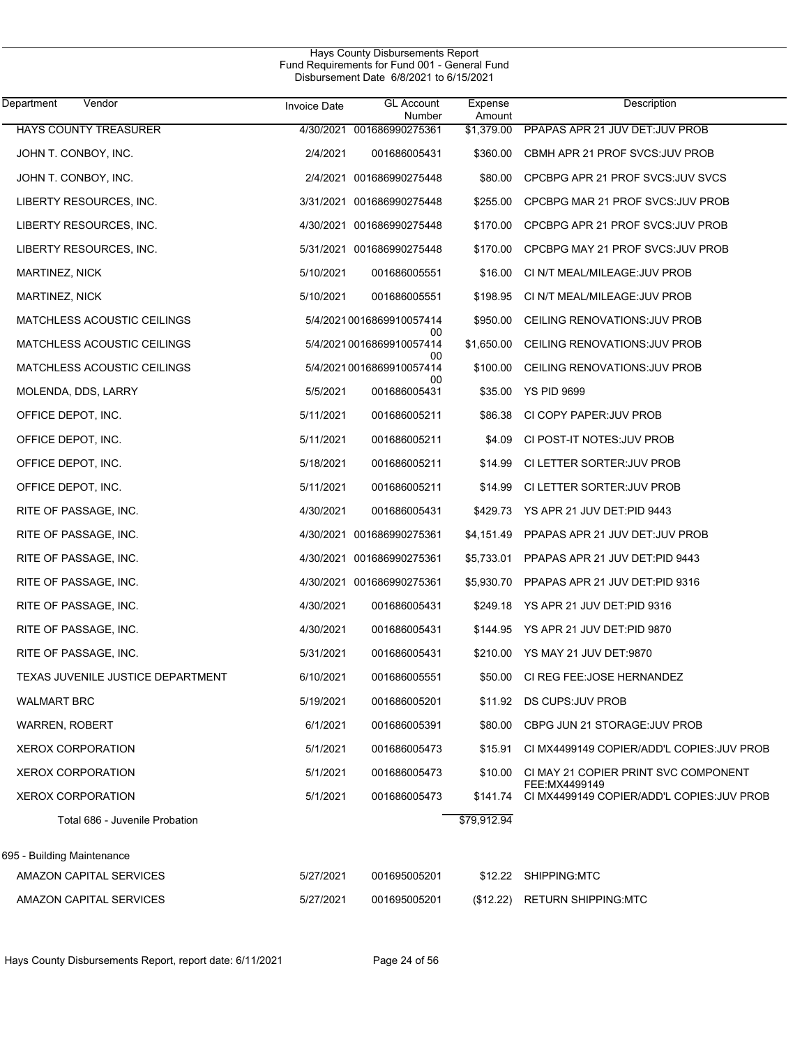Hays County Disbursements Report
Fund Requirements for Fund 001 - General Fund
Disbursement Date 6/8/2021 to 6/15/2021

| Department | Vendor | Invoice Date | GL Account Number | Expense Amount | Description |
|---|---|---|---|---|---|
| | HAYS COUNTY TREASURER | 4/30/2021 | 001686990275361 | $1,379.00 | PPAPAS APR 21 JUV DET:JUV PROB |
| | JOHN T. CONBOY, INC. | 2/4/2021 | 001686005431 | $360.00 | CBMH APR 21 PROF SVCS:JUV PROB |
| | JOHN T. CONBOY, INC. | 2/4/2021 | 001686990275448 | $80.00 | CPCBPG APR 21 PROF SVCS:JUV SVCS |
| | LIBERTY RESOURCES, INC. | 3/31/2021 | 001686990275448 | $255.00 | CPCBPG MAR 21 PROF SVCS:JUV PROB |
| | LIBERTY RESOURCES, INC. | 4/30/2021 | 001686990275448 | $170.00 | CPCBPG APR 21 PROF SVCS:JUV PROB |
| | LIBERTY RESOURCES, INC. | 5/31/2021 | 001686990275448 | $170.00 | CPCBPG MAY 21 PROF SVCS:JUV PROB |
| | MARTINEZ, NICK | 5/10/2021 | 001686005551 | $16.00 | CI N/T MEAL/MILEAGE:JUV PROB |
| | MARTINEZ, NICK | 5/10/2021 | 001686005551 | $198.95 | CI N/T MEAL/MILEAGE:JUV PROB |
| | MATCHLESS ACOUSTIC CEILINGS | 5/4/2021 | 001686991005741400 | $950.00 | CEILING RENOVATIONS:JUV PROB |
| | MATCHLESS ACOUSTIC CEILINGS | 5/4/2021 | 001686991005741400 | $1,650.00 | CEILING RENOVATIONS:JUV PROB |
| | MATCHLESS ACOUSTIC CEILINGS | 5/4/2021 | 001686991005741400 | $100.00 | CEILING RENOVATIONS:JUV PROB |
| | MOLENDA, DDS, LARRY | 5/5/2021 | 001686005431 | $35.00 | YS PID 9699 |
| | OFFICE DEPOT, INC. | 5/11/2021 | 001686005211 | $86.38 | CI COPY PAPER:JUV PROB |
| | OFFICE DEPOT, INC. | 5/11/2021 | 001686005211 | $4.09 | CI POST-IT NOTES:JUV PROB |
| | OFFICE DEPOT, INC. | 5/18/2021 | 001686005211 | $14.99 | CI LETTER SORTER:JUV PROB |
| | OFFICE DEPOT, INC. | 5/11/2021 | 001686005211 | $14.99 | CI LETTER SORTER:JUV PROB |
| | RITE OF PASSAGE, INC. | 4/30/2021 | 001686005431 | $429.73 | YS APR 21 JUV DET:PID 9443 |
| | RITE OF PASSAGE, INC. | 4/30/2021 | 001686990275361 | $4,151.49 | PPAPAS APR 21 JUV DET:JUV PROB |
| | RITE OF PASSAGE, INC. | 4/30/2021 | 001686990275361 | $5,733.01 | PPAPAS APR 21 JUV DET:PID 9443 |
| | RITE OF PASSAGE, INC. | 4/30/2021 | 001686990275361 | $5,930.70 | PPAPAS APR 21 JUV DET:PID 9316 |
| | RITE OF PASSAGE, INC. | 4/30/2021 | 001686005431 | $249.18 | YS APR 21 JUV DET:PID 9316 |
| | RITE OF PASSAGE, INC. | 4/30/2021 | 001686005431 | $144.95 | YS APR 21 JUV DET:PID 9870 |
| | RITE OF PASSAGE, INC. | 5/31/2021 | 001686005431 | $210.00 | YS MAY 21 JUV DET:9870 |
| | TEXAS JUVENILE JUSTICE DEPARTMENT | 6/10/2021 | 001686005551 | $50.00 | CI REG FEE:JOSE HERNANDEZ |
| | WALMART BRC | 5/19/2021 | 001686005201 | $11.92 | DS CUPS:JUV PROB |
| | WARREN, ROBERT | 6/1/2021 | 001686005391 | $80.00 | CBPG JUN 21 STORAGE:JUV PROB |
| | XEROX CORPORATION | 5/1/2021 | 001686005473 | $15.91 | CI MX4499149 COPIER/ADD'L COPIES:JUV PROB |
| | XEROX CORPORATION | 5/1/2021 | 001686005473 | $10.00 | CI MAY 21 COPIER PRINT SVC COMPONENT FEE:MX4499149 |
| | XEROX CORPORATION | 5/1/2021 | 001686005473 | $141.74 | CI MX4499149 COPIER/ADD'L COPIES:JUV PROB |
| | Total 686 - Juvenile Probation | | | $79,912.94 | |
| 695 - Building Maintenance | | | | | |
| | AMAZON CAPITAL SERVICES | 5/27/2021 | 001695005201 | $12.22 | SHIPPING:MTC |
| | AMAZON CAPITAL SERVICES | 5/27/2021 | 001695005201 | ($12.22) | RETURN SHIPPING:MTC |

Hays County Disbursements Report, report date: 6/11/2021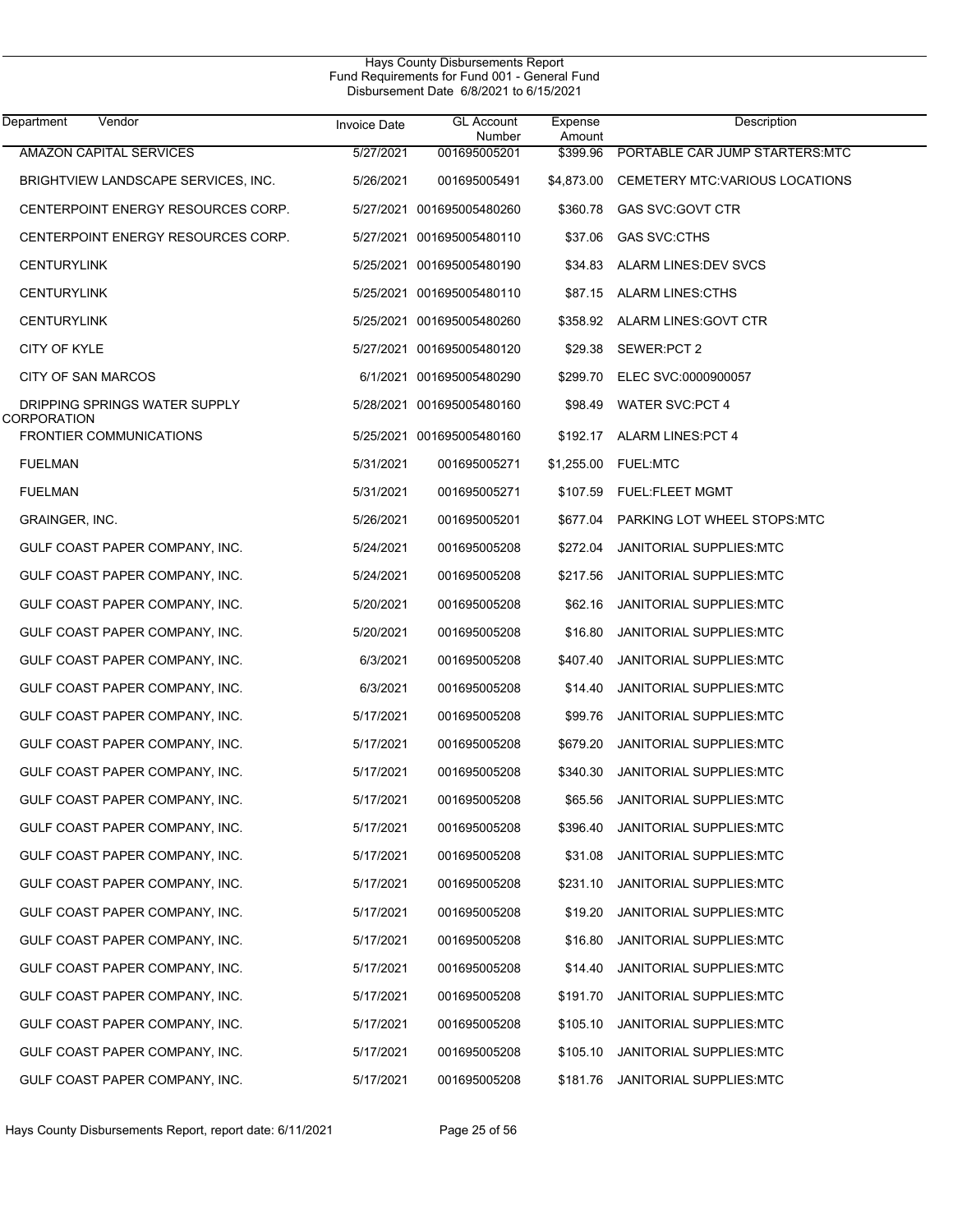Hays County Disbursements Report
Fund Requirements for Fund 001 - General Fund
Disbursement Date 6/8/2021 to 6/15/2021

| Department | Vendor | Invoice Date | GL Account Number | Expense Amount | Description |
|---|---|---|---|---|---|
| | AMAZON CAPITAL SERVICES | 5/27/2021 | 001695005201 | $399.96 | PORTABLE CAR JUMP STARTERS:MTC |
| | BRIGHTVIEW LANDSCAPE SERVICES, INC. | 5/26/2021 | 001695005491 | $4,873.00 | CEMETERY MTC:VARIOUS LOCATIONS |
| | CENTERPOINT ENERGY RESOURCES CORP. | 5/27/2021 | 001695005480260 | $360.78 | GAS SVC:GOVT CTR |
| | CENTERPOINT ENERGY RESOURCES CORP. | 5/27/2021 | 001695005480110 | $37.06 | GAS SVC:CTHS |
| | CENTURYLINK | 5/25/2021 | 001695005480190 | $34.83 | ALARM LINES:DEV SVCS |
| | CENTURYLINK | 5/25/2021 | 001695005480110 | $87.15 | ALARM LINES:CTHS |
| | CENTURYLINK | 5/25/2021 | 001695005480260 | $358.92 | ALARM LINES:GOVT CTR |
| | CITY OF KYLE | 5/27/2021 | 001695005480120 | $29.38 | SEWER:PCT 2 |
| | CITY OF SAN MARCOS | 6/1/2021 | 001695005480290 | $299.70 | ELEC SVC:0000900057 |
| | DRIPPING SPRINGS WATER SUPPLY CORPORATION | 5/28/2021 | 001695005480160 | $98.49 | WATER SVC:PCT 4 |
| | FRONTIER COMMUNICATIONS | 5/25/2021 | 001695005480160 | $192.17 | ALARM LINES:PCT 4 |
| | FUELMAN | 5/31/2021 | 001695005271 | $1,255.00 | FUEL:MTC |
| | FUELMAN | 5/31/2021 | 001695005271 | $107.59 | FUEL:FLEET MGMT |
| | GRAINGER, INC. | 5/26/2021 | 001695005201 | $677.04 | PARKING LOT WHEEL STOPS:MTC |
| | GULF COAST PAPER COMPANY, INC. | 5/24/2021 | 001695005208 | $272.04 | JANITORIAL SUPPLIES:MTC |
| | GULF COAST PAPER COMPANY, INC. | 5/24/2021 | 001695005208 | $217.56 | JANITORIAL SUPPLIES:MTC |
| | GULF COAST PAPER COMPANY, INC. | 5/20/2021 | 001695005208 | $62.16 | JANITORIAL SUPPLIES:MTC |
| | GULF COAST PAPER COMPANY, INC. | 5/20/2021 | 001695005208 | $16.80 | JANITORIAL SUPPLIES:MTC |
| | GULF COAST PAPER COMPANY, INC. | 6/3/2021 | 001695005208 | $407.40 | JANITORIAL SUPPLIES:MTC |
| | GULF COAST PAPER COMPANY, INC. | 6/3/2021 | 001695005208 | $14.40 | JANITORIAL SUPPLIES:MTC |
| | GULF COAST PAPER COMPANY, INC. | 5/17/2021 | 001695005208 | $99.76 | JANITORIAL SUPPLIES:MTC |
| | GULF COAST PAPER COMPANY, INC. | 5/17/2021 | 001695005208 | $679.20 | JANITORIAL SUPPLIES:MTC |
| | GULF COAST PAPER COMPANY, INC. | 5/17/2021 | 001695005208 | $340.30 | JANITORIAL SUPPLIES:MTC |
| | GULF COAST PAPER COMPANY, INC. | 5/17/2021 | 001695005208 | $65.56 | JANITORIAL SUPPLIES:MTC |
| | GULF COAST PAPER COMPANY, INC. | 5/17/2021 | 001695005208 | $396.40 | JANITORIAL SUPPLIES:MTC |
| | GULF COAST PAPER COMPANY, INC. | 5/17/2021 | 001695005208 | $31.08 | JANITORIAL SUPPLIES:MTC |
| | GULF COAST PAPER COMPANY, INC. | 5/17/2021 | 001695005208 | $231.10 | JANITORIAL SUPPLIES:MTC |
| | GULF COAST PAPER COMPANY, INC. | 5/17/2021 | 001695005208 | $19.20 | JANITORIAL SUPPLIES:MTC |
| | GULF COAST PAPER COMPANY, INC. | 5/17/2021 | 001695005208 | $16.80 | JANITORIAL SUPPLIES:MTC |
| | GULF COAST PAPER COMPANY, INC. | 5/17/2021 | 001695005208 | $14.40 | JANITORIAL SUPPLIES:MTC |
| | GULF COAST PAPER COMPANY, INC. | 5/17/2021 | 001695005208 | $191.70 | JANITORIAL SUPPLIES:MTC |
| | GULF COAST PAPER COMPANY, INC. | 5/17/2021 | 001695005208 | $105.10 | JANITORIAL SUPPLIES:MTC |
| | GULF COAST PAPER COMPANY, INC. | 5/17/2021 | 001695005208 | $105.10 | JANITORIAL SUPPLIES:MTC |
| | GULF COAST PAPER COMPANY, INC. | 5/17/2021 | 001695005208 | $181.76 | JANITORIAL SUPPLIES:MTC |

Hays County Disbursements Report, report date: 6/11/2021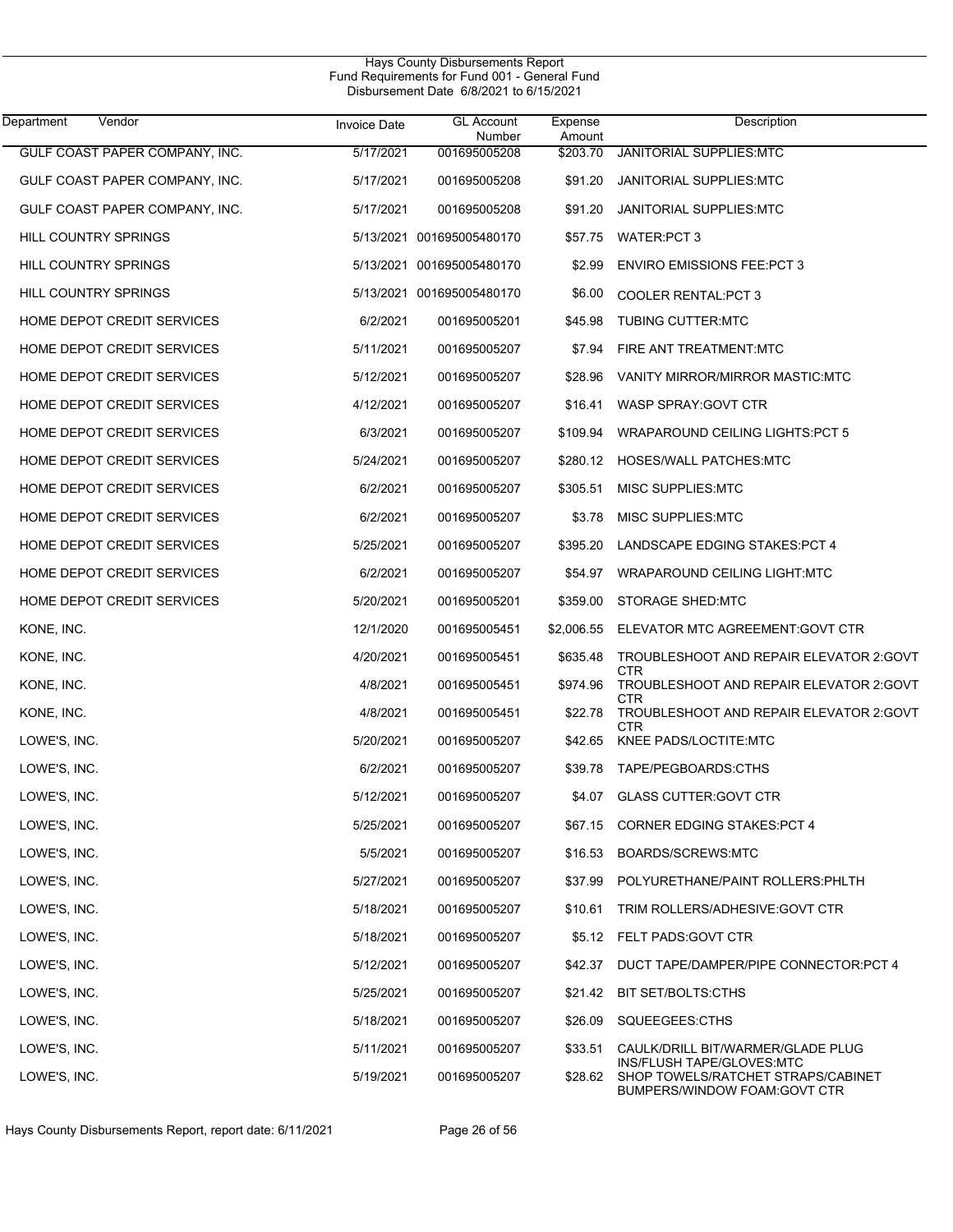# Hays County Disbursements Report
## Fund Requirements for Fund 001 - General Fund
### Disbursement Date 6/8/2021 to 6/15/2021

| Department Vendor | Invoice Date | GL Account Number | Expense Amount | Description |
|---|---|---|---|---|
| GULF COAST PAPER COMPANY, INC. | 5/17/2021 | 001695005208 | $203.70 | JANITORIAL SUPPLIES:MTC |
| GULF COAST PAPER COMPANY, INC. | 5/17/2021 | 001695005208 | $91.20 | JANITORIAL SUPPLIES:MTC |
| GULF COAST PAPER COMPANY, INC. | 5/17/2021 | 001695005208 | $91.20 | JANITORIAL SUPPLIES:MTC |
| HILL COUNTRY SPRINGS | 5/13/2021 | 001695005480170 | $57.75 | WATER:PCT 3 |
| HILL COUNTRY SPRINGS | 5/13/2021 | 001695005480170 | $2.99 | ENVIRO EMISSIONS FEE:PCT 3 |
| HILL COUNTRY SPRINGS | 5/13/2021 | 001695005480170 | $6.00 | COOLER RENTAL:PCT 3 |
| HOME DEPOT CREDIT SERVICES | 6/2/2021 | 001695005201 | $45.98 | TUBING CUTTER:MTC |
| HOME DEPOT CREDIT SERVICES | 5/11/2021 | 001695005207 | $7.94 | FIRE ANT TREATMENT:MTC |
| HOME DEPOT CREDIT SERVICES | 5/12/2021 | 001695005207 | $28.96 | VANITY MIRROR/MIRROR MASTIC:MTC |
| HOME DEPOT CREDIT SERVICES | 4/12/2021 | 001695005207 | $16.41 | WASP SPRAY:GOVT CTR |
| HOME DEPOT CREDIT SERVICES | 6/3/2021 | 001695005207 | $109.94 | WRAPAROUND CEILING LIGHTS:PCT 5 |
| HOME DEPOT CREDIT SERVICES | 5/24/2021 | 001695005207 | $280.12 | HOSES/WALL PATCHES:MTC |
| HOME DEPOT CREDIT SERVICES | 6/2/2021 | 001695005207 | $305.51 | MISC SUPPLIES:MTC |
| HOME DEPOT CREDIT SERVICES | 6/2/2021 | 001695005207 | $3.78 | MISC SUPPLIES:MTC |
| HOME DEPOT CREDIT SERVICES | 5/25/2021 | 001695005207 | $395.20 | LANDSCAPE EDGING STAKES:PCT 4 |
| HOME DEPOT CREDIT SERVICES | 6/2/2021 | 001695005207 | $54.97 | WRAPAROUND CEILING LIGHT:MTC |
| HOME DEPOT CREDIT SERVICES | 5/20/2021 | 001695005201 | $359.00 | STORAGE SHED:MTC |
| KONE, INC. | 12/1/2020 | 001695005451 | $2,006.55 | ELEVATOR MTC AGREEMENT:GOVT CTR |
| KONE, INC. | 4/20/2021 | 001695005451 | $635.48 | TROUBLESHOOT AND REPAIR ELEVATOR 2:GOVT CTR |
| KONE, INC. | 4/8/2021 | 001695005451 | $974.96 | TROUBLESHOOT AND REPAIR ELEVATOR 2:GOVT CTR |
| KONE, INC. | 4/8/2021 | 001695005451 | $22.78 | TROUBLESHOOT AND REPAIR ELEVATOR 2:GOVT CTR |
| LOWE'S, INC. | 5/20/2021 | 001695005207 | $42.65 | KNEE PADS/LOCTITE:MTC |
| LOWE'S, INC. | 6/2/2021 | 001695005207 | $39.78 | TAPE/PEGBOARDS:CTHS |
| LOWE'S, INC. | 5/12/2021 | 001695005207 | $4.07 | GLASS CUTTER:GOVT CTR |
| LOWE'S, INC. | 5/25/2021 | 001695005207 | $67.15 | CORNER EDGING STAKES:PCT 4 |
| LOWE'S, INC. | 5/5/2021 | 001695005207 | $16.53 | BOARDS/SCREWS:MTC |
| LOWE'S, INC. | 5/27/2021 | 001695005207 | $37.99 | POLYURETHANE/PAINT ROLLERS:PHLTH |
| LOWE'S, INC. | 5/18/2021 | 001695005207 | $10.61 | TRIM ROLLERS/ADHESIVE:GOVT CTR |
| LOWE'S, INC. | 5/18/2021 | 001695005207 | $5.12 | FELT PADS:GOVT CTR |
| LOWE'S, INC. | 5/12/2021 | 001695005207 | $42.37 | DUCT TAPE/DAMPER/PIPE CONNECTOR:PCT 4 |
| LOWE'S, INC. | 5/25/2021 | 001695005207 | $21.42 | BIT SET/BOLTS:CTHS |
| LOWE'S, INC. | 5/18/2021 | 001695005207 | $26.09 | SQUEEGEES:CTHS |
| LOWE'S, INC. | 5/11/2021 | 001695005207 | $33.51 | CAULK/DRILL BIT/WARMER/GLADE PLUG INS/FLUSH TAPE/GLOVES:MTC |
| LOWE'S, INC. | 5/19/2021 | 001695005207 | $28.62 | SHOP TOWELS/RATCHET STRAPS/CABINET BUMPERS/WINDOW FOAM:GOVT CTR |

Hays County Disbursements Report, report date: 6/11/2021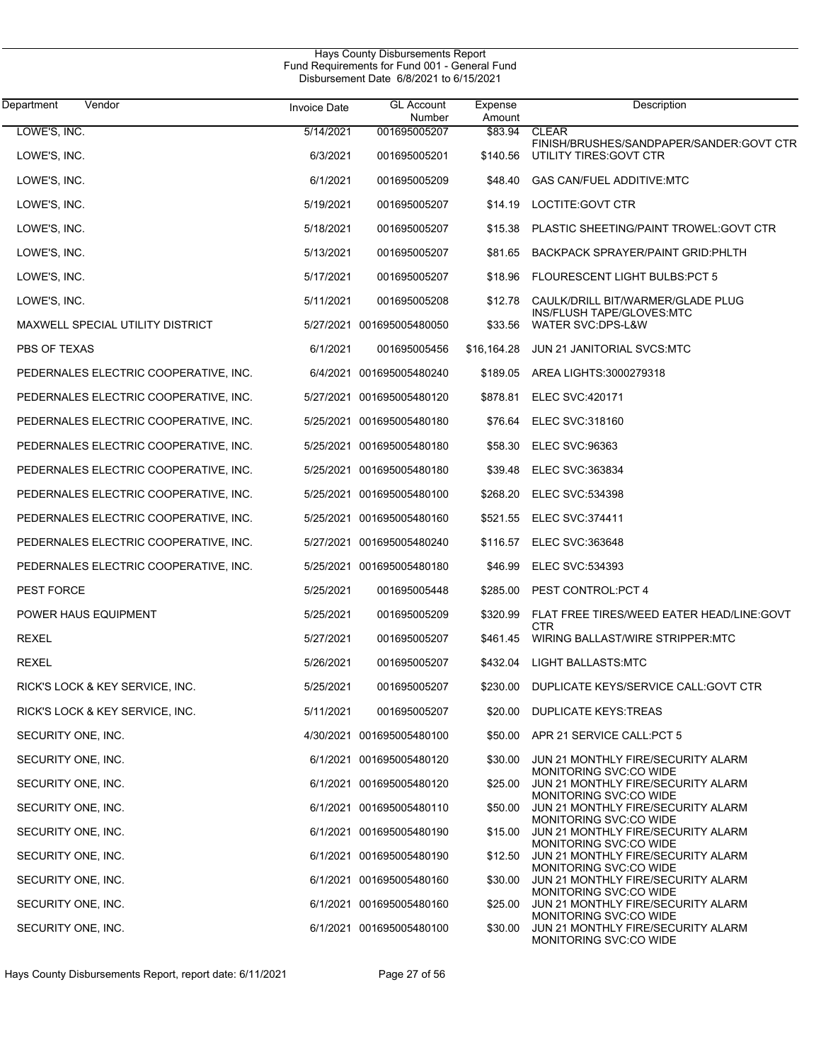Hays County Disbursements Report
Fund Requirements for Fund 001 - General Fund
Disbursement Date 6/8/2021 to 6/15/2021

| Department | Vendor | Invoice Date | GL Account Number | Expense Amount | Description |
|---|---|---|---|---|---|
| LOWE'S, INC. | | 5/14/2021 | 001695005207 | $83.94 | CLEAR FINISH/BRUSHES/SANDPAPER/SANDER:GOVT CTR |
| LOWE'S, INC. | | 6/3/2021 | 001695005201 | $140.56 | UTILITY TIRES:GOVT CTR |
| LOWE'S, INC. | | 6/1/2021 | 001695005209 | $48.40 | GAS CAN/FUEL ADDITIVE:MTC |
| LOWE'S, INC. | | 5/19/2021 | 001695005207 | $14.19 | LOCTITE:GOVT CTR |
| LOWE'S, INC. | | 5/18/2021 | 001695005207 | $15.38 | PLASTIC SHEETING/PAINT TROWEL:GOVT CTR |
| LOWE'S, INC. | | 5/13/2021 | 001695005207 | $81.65 | BACKPACK SPRAYER/PAINT GRID:PHLTH |
| LOWE'S, INC. | | 5/17/2021 | 001695005207 | $18.96 | FLOURESCENT LIGHT BULBS:PCT 5 |
| LOWE'S, INC. | | 5/11/2021 | 001695005208 | $12.78 | CAULK/DRILL BIT/WARMER/GLADE PLUG INS/FLUSH TAPE/GLOVES:MTC |
| MAXWELL SPECIAL UTILITY DISTRICT | | 5/27/2021 | 001695005480050 | $33.56 | WATER SVC:DPS-L&W |
| PBS OF TEXAS | | 6/1/2021 | 001695005456 | $16,164.28 | JUN 21 JANITORIAL SVCS:MTC |
| PEDERNALES ELECTRIC COOPERATIVE, INC. | | 6/4/2021 | 001695005480240 | $189.05 | AREA LIGHTS:3000279318 |
| PEDERNALES ELECTRIC COOPERATIVE, INC. | | 5/27/2021 | 001695005480120 | $878.81 | ELEC SVC:420171 |
| PEDERNALES ELECTRIC COOPERATIVE, INC. | | 5/25/2021 | 001695005480180 | $76.64 | ELEC SVC:318160 |
| PEDERNALES ELECTRIC COOPERATIVE, INC. | | 5/25/2021 | 001695005480180 | $58.30 | ELEC SVC:96363 |
| PEDERNALES ELECTRIC COOPERATIVE, INC. | | 5/25/2021 | 001695005480180 | $39.48 | ELEC SVC:363834 |
| PEDERNALES ELECTRIC COOPERATIVE, INC. | | 5/25/2021 | 001695005480100 | $268.20 | ELEC SVC:534398 |
| PEDERNALES ELECTRIC COOPERATIVE, INC. | | 5/25/2021 | 001695005480160 | $521.55 | ELEC SVC:374411 |
| PEDERNALES ELECTRIC COOPERATIVE, INC. | | 5/27/2021 | 001695005480240 | $116.57 | ELEC SVC:363648 |
| PEDERNALES ELECTRIC COOPERATIVE, INC. | | 5/25/2021 | 001695005480180 | $46.99 | ELEC SVC:534393 |
| PEST FORCE | | 5/25/2021 | 001695005448 | $285.00 | PEST CONTROL:PCT 4 |
| POWER HAUS EQUIPMENT | | 5/25/2021 | 001695005209 | $320.99 | FLAT FREE TIRES/WEED EATER HEAD/LINE:GOVT CTR |
| REXEL | | 5/27/2021 | 001695005207 | $461.45 | WIRING BALLAST/WIRE STRIPPER:MTC |
| REXEL | | 5/26/2021 | 001695005207 | $432.04 | LIGHT BALLASTS:MTC |
| RICK'S LOCK & KEY SERVICE, INC. | | 5/25/2021 | 001695005207 | $230.00 | DUPLICATE KEYS/SERVICE CALL:GOVT CTR |
| RICK'S LOCK & KEY SERVICE, INC. | | 5/11/2021 | 001695005207 | $20.00 | DUPLICATE KEYS:TREAS |
| SECURITY ONE, INC. | | 4/30/2021 | 001695005480100 | $50.00 | APR 21 SERVICE CALL:PCT 5 |
| SECURITY ONE, INC. | | 6/1/2021 | 001695005480120 | $30.00 | JUN 21 MONTHLY FIRE/SECURITY ALARM MONITORING SVC:CO WIDE |
| SECURITY ONE, INC. | | 6/1/2021 | 001695005480120 | $25.00 | JUN 21 MONTHLY FIRE/SECURITY ALARM MONITORING SVC:CO WIDE |
| SECURITY ONE, INC. | | 6/1/2021 | 001695005480110 | $50.00 | JUN 21 MONTHLY FIRE/SECURITY ALARM MONITORING SVC:CO WIDE |
| SECURITY ONE, INC. | | 6/1/2021 | 001695005480190 | $15.00 | JUN 21 MONTHLY FIRE/SECURITY ALARM MONITORING SVC:CO WIDE |
| SECURITY ONE, INC. | | 6/1/2021 | 001695005480190 | $12.50 | JUN 21 MONTHLY FIRE/SECURITY ALARM MONITORING SVC:CO WIDE |
| SECURITY ONE, INC. | | 6/1/2021 | 001695005480160 | $30.00 | JUN 21 MONTHLY FIRE/SECURITY ALARM MONITORING SVC:CO WIDE |
| SECURITY ONE, INC. | | 6/1/2021 | 001695005480160 | $25.00 | JUN 21 MONTHLY FIRE/SECURITY ALARM MONITORING SVC:CO WIDE |
| SECURITY ONE, INC. | | 6/1/2021 | 001695005480100 | $30.00 | JUN 21 MONTHLY FIRE/SECURITY ALARM MONITORING SVC:CO WIDE |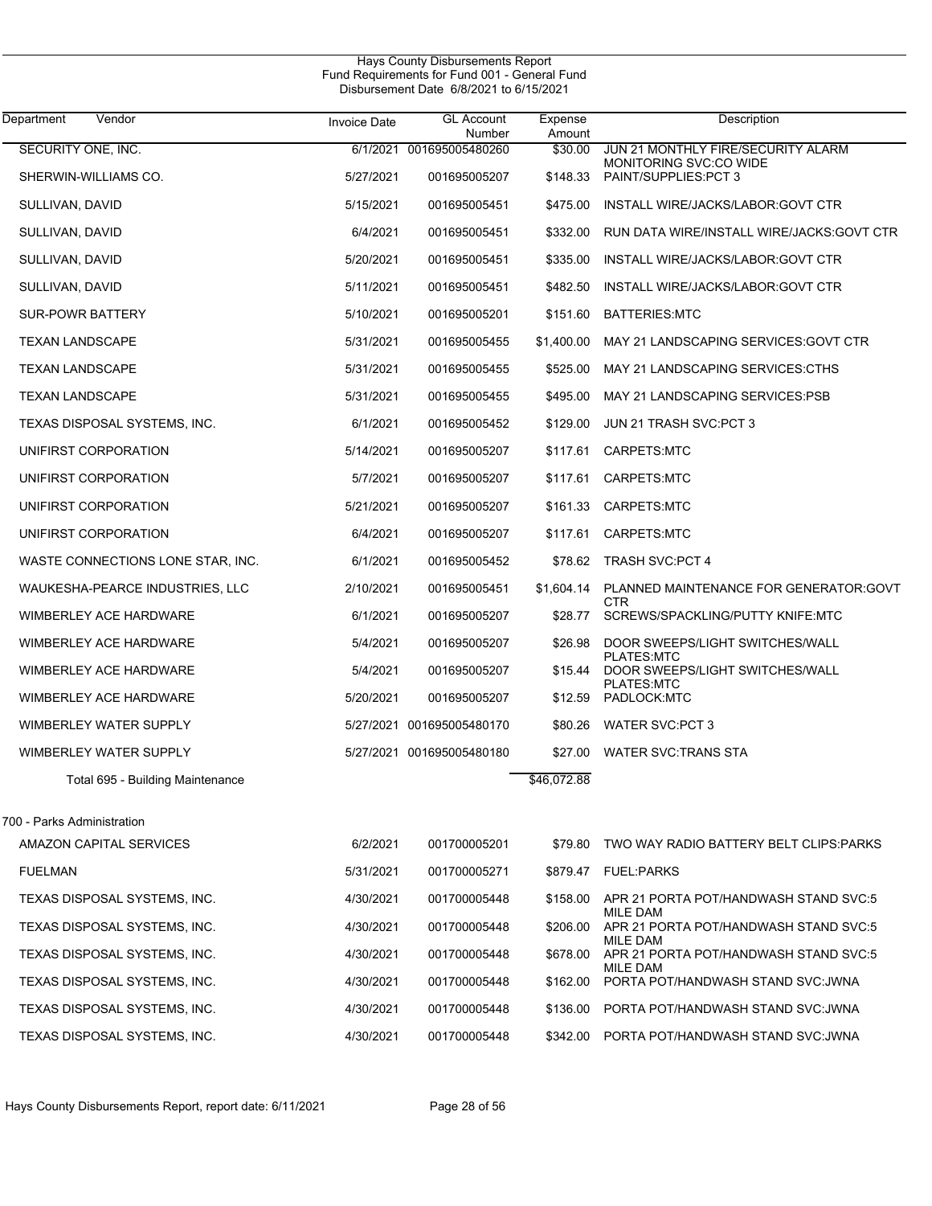Hays County Disbursements Report
Fund Requirements for Fund 001 - General Fund
Disbursement Date 6/8/2021 to 6/15/2021

| Department Vendor | Invoice Date | GL Account Number | Expense Amount | Description |
|---|---|---|---|---|
| SECURITY ONE, INC. | 6/1/2021 | 001695005480260 | $30.00 | JUN 21 MONTHLY FIRE/SECURITY ALARM MONITORING SVC:CO WIDE |
| SHERWIN-WILLIAMS CO. | 5/27/2021 | 001695005207 | $148.33 | PAINT/SUPPLIES:PCT 3 |
| SULLIVAN, DAVID | 5/15/2021 | 001695005451 | $475.00 | INSTALL WIRE/JACKS/LABOR:GOVT CTR |
| SULLIVAN, DAVID | 6/4/2021 | 001695005451 | $332.00 | RUN DATA WIRE/INSTALL WIRE/JACKS:GOVT CTR |
| SULLIVAN, DAVID | 5/20/2021 | 001695005451 | $335.00 | INSTALL WIRE/JACKS/LABOR:GOVT CTR |
| SULLIVAN, DAVID | 5/11/2021 | 001695005451 | $482.50 | INSTALL WIRE/JACKS/LABOR:GOVT CTR |
| SUR-POWR BATTERY | 5/10/2021 | 001695005201 | $151.60 | BATTERIES:MTC |
| TEXAN LANDSCAPE | 5/31/2021 | 001695005455 | $1,400.00 | MAY 21 LANDSCAPING SERVICES:GOVT CTR |
| TEXAN LANDSCAPE | 5/31/2021 | 001695005455 | $525.00 | MAY 21 LANDSCAPING SERVICES:CTHS |
| TEXAN LANDSCAPE | 5/31/2021 | 001695005455 | $495.00 | MAY 21 LANDSCAPING SERVICES:PSB |
| TEXAS DISPOSAL SYSTEMS, INC. | 6/1/2021 | 001695005452 | $129.00 | JUN 21 TRASH SVC:PCT 3 |
| UNIFIRST CORPORATION | 5/14/2021 | 001695005207 | $117.61 | CARPETS:MTC |
| UNIFIRST CORPORATION | 5/7/2021 | 001695005207 | $117.61 | CARPETS:MTC |
| UNIFIRST CORPORATION | 5/21/2021 | 001695005207 | $161.33 | CARPETS:MTC |
| UNIFIRST CORPORATION | 6/4/2021 | 001695005207 | $117.61 | CARPETS:MTC |
| WASTE CONNECTIONS LONE STAR, INC. | 6/1/2021 | 001695005452 | $78.62 | TRASH SVC:PCT 4 |
| WAUKESHA-PEARCE INDUSTRIES, LLC | 2/10/2021 | 001695005451 | $1,604.14 | PLANNED MAINTENANCE FOR GENERATOR:GOVT CTR |
| WIMBERLEY ACE HARDWARE | 6/1/2021 | 001695005207 | $28.77 | SCREWS/SPACKLING/PUTTY KNIFE:MTC |
| WIMBERLEY ACE HARDWARE | 5/4/2021 | 001695005207 | $26.98 | DOOR SWEEPS/LIGHT SWITCHES/WALL PLATES:MTC |
| WIMBERLEY ACE HARDWARE | 5/4/2021 | 001695005207 | $15.44 | DOOR SWEEPS/LIGHT SWITCHES/WALL PLATES:MTC |
| WIMBERLEY ACE HARDWARE | 5/20/2021 | 001695005207 | $12.59 | PADLOCK:MTC |
| WIMBERLEY WATER SUPPLY | 5/27/2021 | 001695005480170 | $80.26 | WATER SVC:PCT 3 |
| WIMBERLEY WATER SUPPLY | 5/27/2021 | 001695005480180 | $27.00 | WATER SVC:TRANS STA |
| Total 695 - Building Maintenance | | | $46,072.88 | |
| **700 - Parks Administration** | | | | |
| AMAZON CAPITAL SERVICES | 6/2/2021 | 001700005201 | $79.80 | TWO WAY RADIO BATTERY BELT CLIPS:PARKS |
| FUELMAN | 5/31/2021 | 001700005271 | $879.47 | FUEL:PARKS |
| TEXAS DISPOSAL SYSTEMS, INC. | 4/30/2021 | 001700005448 | $158.00 | APR 21 PORTA POT/HANDWASH STAND SVC:5 MILE DAM |
| TEXAS DISPOSAL SYSTEMS, INC. | 4/30/2021 | 001700005448 | $206.00 | APR 21 PORTA POT/HANDWASH STAND SVC:5 MILE DAM |
| TEXAS DISPOSAL SYSTEMS, INC. | 4/30/2021 | 001700005448 | $678.00 | APR 21 PORTA POT/HANDWASH STAND SVC:5 MILE DAM |
| TEXAS DISPOSAL SYSTEMS, INC. | 4/30/2021 | 001700005448 | $162.00 | PORTA POT/HANDWASH STAND SVC:JWNA |
| TEXAS DISPOSAL SYSTEMS, INC. | 4/30/2021 | 001700005448 | $136.00 | PORTA POT/HANDWASH STAND SVC:JWNA |
| TEXAS DISPOSAL SYSTEMS, INC. | 4/30/2021 | 001700005448 | $342.00 | PORTA POT/HANDWASH STAND SVC:JWNA |

Hays County Disbursements Report, report date: 6/11/2021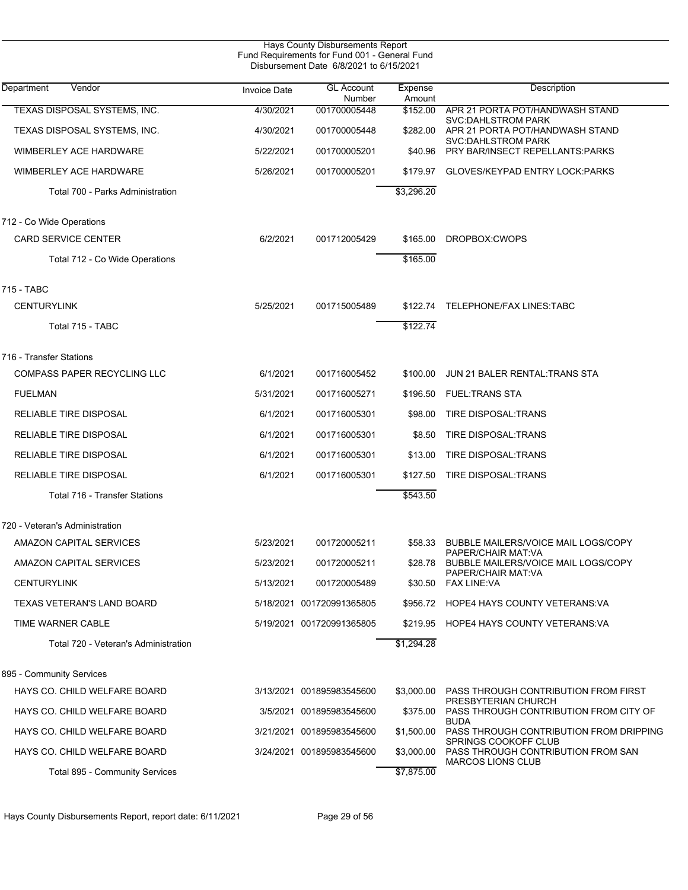Hays County Disbursements Report
Fund Requirements for Fund 001 - General Fund
Disbursement Date 6/8/2021 to 6/15/2021

| Department | Vendor | Invoice Date | GL Account Number | Expense Amount | Description |
|---|---|---|---|---|---|
| | TEXAS DISPOSAL SYSTEMS, INC. | 4/30/2021 | 001700005448 | $152.00 | APR 21 PORTA POT/HANDWASH STAND SVC:DAHLSTROM PARK |
| | TEXAS DISPOSAL SYSTEMS, INC. | 4/30/2021 | 001700005448 | $282.00 | APR 21 PORTA POT/HANDWASH STAND SVC:DAHLSTROM PARK |
| | WIMBERLEY ACE HARDWARE | 5/22/2021 | 001700005201 | $40.96 | PRY BAR/INSECT REPELLANTS:PARKS |
| | WIMBERLEY ACE HARDWARE | 5/26/2021 | 001700005201 | $179.97 | GLOVES/KEYPAD ENTRY LOCK:PARKS |
| | Total 700 - Parks Administration | | | $3,296.20 | |
| 712 - Co Wide Operations | | | | | |
| | CARD SERVICE CENTER | 6/2/2021 | 001712005429 | $165.00 | DROPBOX:CWOPS |
| | Total 712 - Co Wide Operations | | | $165.00 | |
| 715 - TABC | | | | | |
| | CENTURYLINK | 5/25/2021 | 001715005489 | $122.74 | TELEPHONE/FAX LINES:TABC |
| | Total 715 - TABC | | | $122.74 | |
| 716 - Transfer Stations | | | | | |
| | COMPASS PAPER RECYCLING LLC | 6/1/2021 | 001716005452 | $100.00 | JUN 21 BALER RENTAL:TRANS STA |
| | FUELMAN | 5/31/2021 | 001716005271 | $196.50 | FUEL:TRANS STA |
| | RELIABLE TIRE DISPOSAL | 6/1/2021 | 001716005301 | $98.00 | TIRE DISPOSAL:TRANS |
| | RELIABLE TIRE DISPOSAL | 6/1/2021 | 001716005301 | $8.50 | TIRE DISPOSAL:TRANS |
| | RELIABLE TIRE DISPOSAL | 6/1/2021 | 001716005301 | $13.00 | TIRE DISPOSAL:TRANS |
| | RELIABLE TIRE DISPOSAL | 6/1/2021 | 001716005301 | $127.50 | TIRE DISPOSAL:TRANS |
| | Total 716 - Transfer Stations | | | $543.50 | |
| 720 - Veteran's Administration | | | | | |
| | AMAZON CAPITAL SERVICES | 5/23/2021 | 001720005211 | $58.33 | BUBBLE MAILERS/VOICE MAIL LOGS/COPY PAPER/CHAIR MAT:VA |
| | AMAZON CAPITAL SERVICES | 5/23/2021 | 001720005211 | $28.78 | BUBBLE MAILERS/VOICE MAIL LOGS/COPY PAPER/CHAIR MAT:VA |
| | CENTURYLINK | 5/13/2021 | 001720005489 | $30.50 | FAX LINE:VA |
| | TEXAS VETERAN'S LAND BOARD | 5/18/2021 | 001720991365805 | $956.72 | HOPE4 HAYS COUNTY VETERANS:VA |
| | TIME WARNER CABLE | 5/19/2021 | 001720991365805 | $219.95 | HOPE4 HAYS COUNTY VETERANS:VA |
| | Total 720 - Veteran's Administration | | | $1,294.28 | |
| 895 - Community Services | | | | | |
| | HAYS CO. CHILD WELFARE BOARD | 3/13/2021 | 001895983545600 | $3,000.00 | PASS THROUGH CONTRIBUTION FROM FIRST PRESBYTERIAN CHURCH |
| | HAYS CO. CHILD WELFARE BOARD | 3/5/2021 | 001895983545600 | $375.00 | PASS THROUGH CONTRIBUTION FROM CITY OF BUDA |
| | HAYS CO. CHILD WELFARE BOARD | 3/21/2021 | 001895983545600 | $1,500.00 | PASS THROUGH CONTRIBUTION FROM DRIPPING SPRINGS COOKOFF CLUB |
| | HAYS CO. CHILD WELFARE BOARD | 3/24/2021 | 001895983545600 | $3,000.00 | PASS THROUGH CONTRIBUTION FROM SAN MARCOS LIONS CLUB |
| | Total 895 - Community Services | | | $7,875.00 | |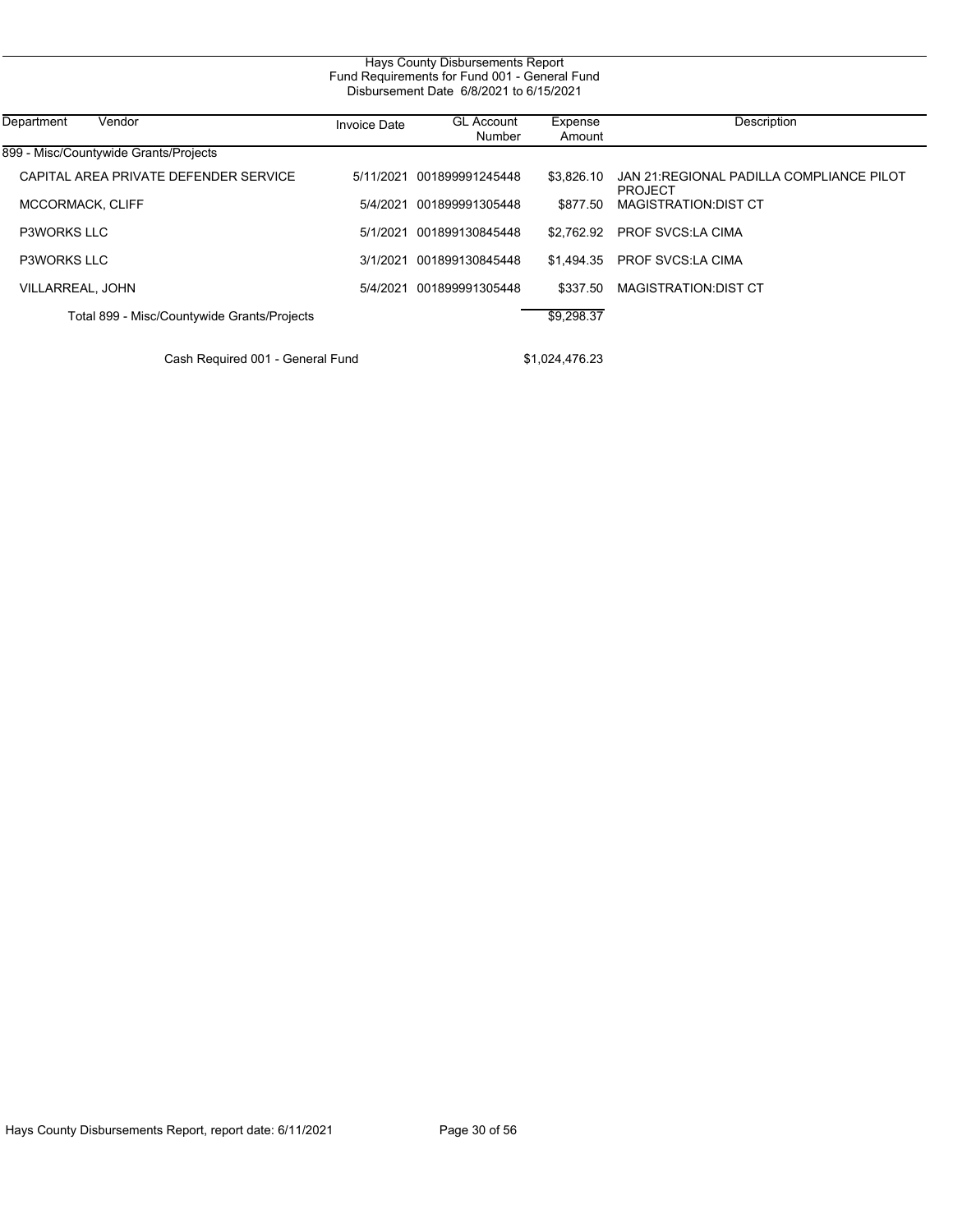# Hays County Disbursements Report
## Fund Requirements for Fund 001 - General Fund
### Disbursement Date 6/8/2021 to 6/15/2021

| Department | Vendor | Invoice Date | GL Account Number | Expense Amount | Description |
|---|---|---|---|---|---|
| 899 - Misc/Countywide Grants/Projects | | | | | |
| | CAPITAL AREA PRIVATE DEFENDER SERVICE | 5/11/2021 | 001899991245448 | $3,826.10 | JAN 21:REGIONAL PADILLA COMPLIANCE PILOT PROJECT |
| | MCCORMACK, CLIFF | 5/4/2021 | 001899991305448 | $877.50 | MAGISTRATION:DIST CT |
| | P3WORKS LLC | 5/1/2021 | 001899130845448 | $2,762.92 | PROF SVCS:LA CIMA |
| | P3WORKS LLC | 3/1/2021 | 001899130845448 | $1,494.35 | PROF SVCS:LA CIMA |
| | VILLARREAL, JOHN | 5/4/2021 | 001899991305448 | $337.50 | MAGISTRATION:DIST CT |
| | Total 899 - Misc/Countywide Grants/Projects | | | $9,298.37 | |
| | Cash Required 001 - General Fund | | | $1,024,476.23 | |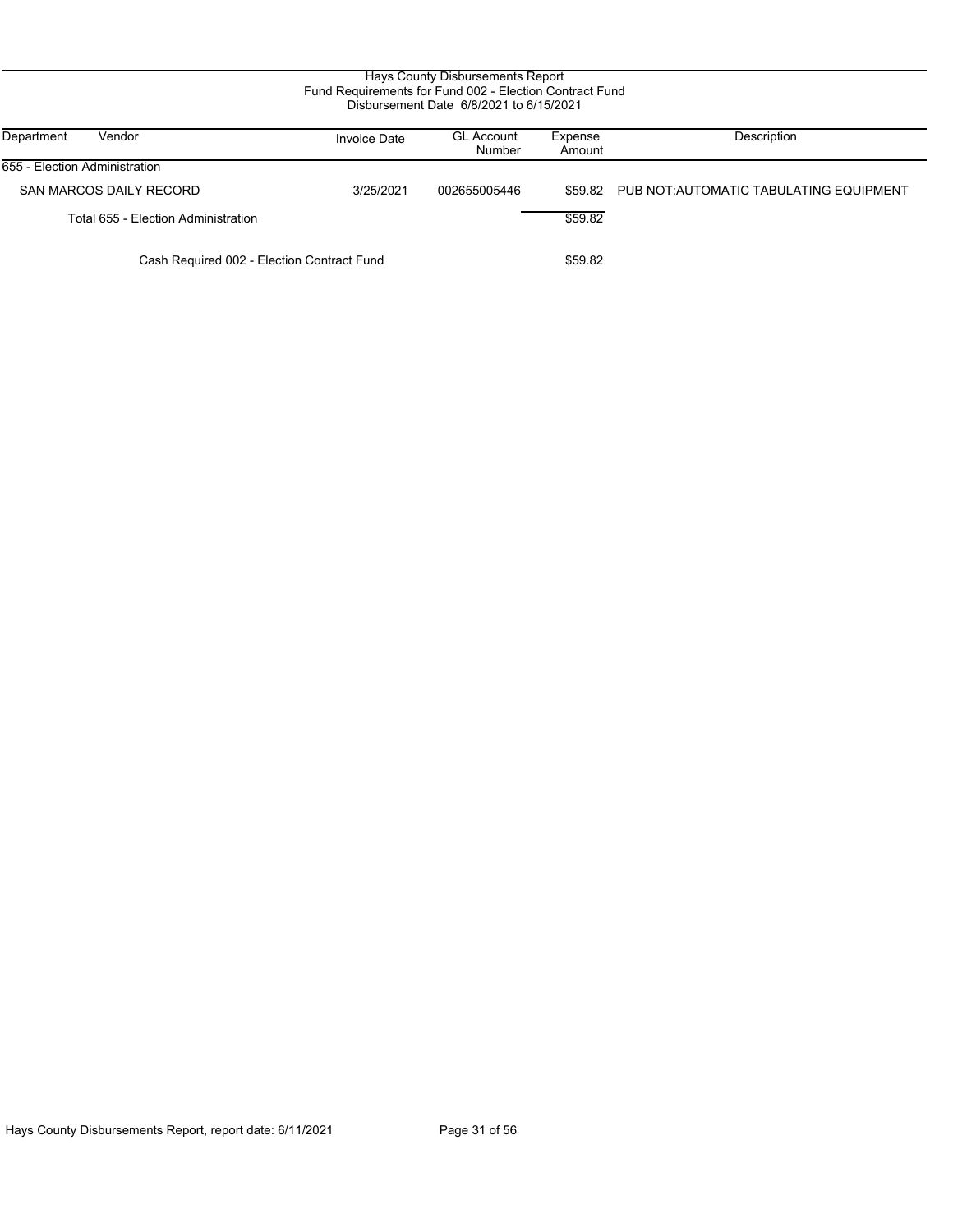Hays County Disbursements Report
Fund Requirements for Fund 002 - Election Contract Fund
Disbursement Date 6/8/2021 to 6/15/2021

| Department | Vendor | Invoice Date | GL Account Number | Expense Amount | Description |
|---|---|---|---|---|---|
| 655 - Election Administration | | | | | |
| | SAN MARCOS DAILY RECORD | 3/25/2021 | 002655005446 | $59.82 | PUB NOT:AUTOMATIC TABULATING EQUIPMENT |
| | Total 655 - Election Administration | | | $59.82 | |
| | Cash Required 002 - Election Contract Fund | | | $59.82 | |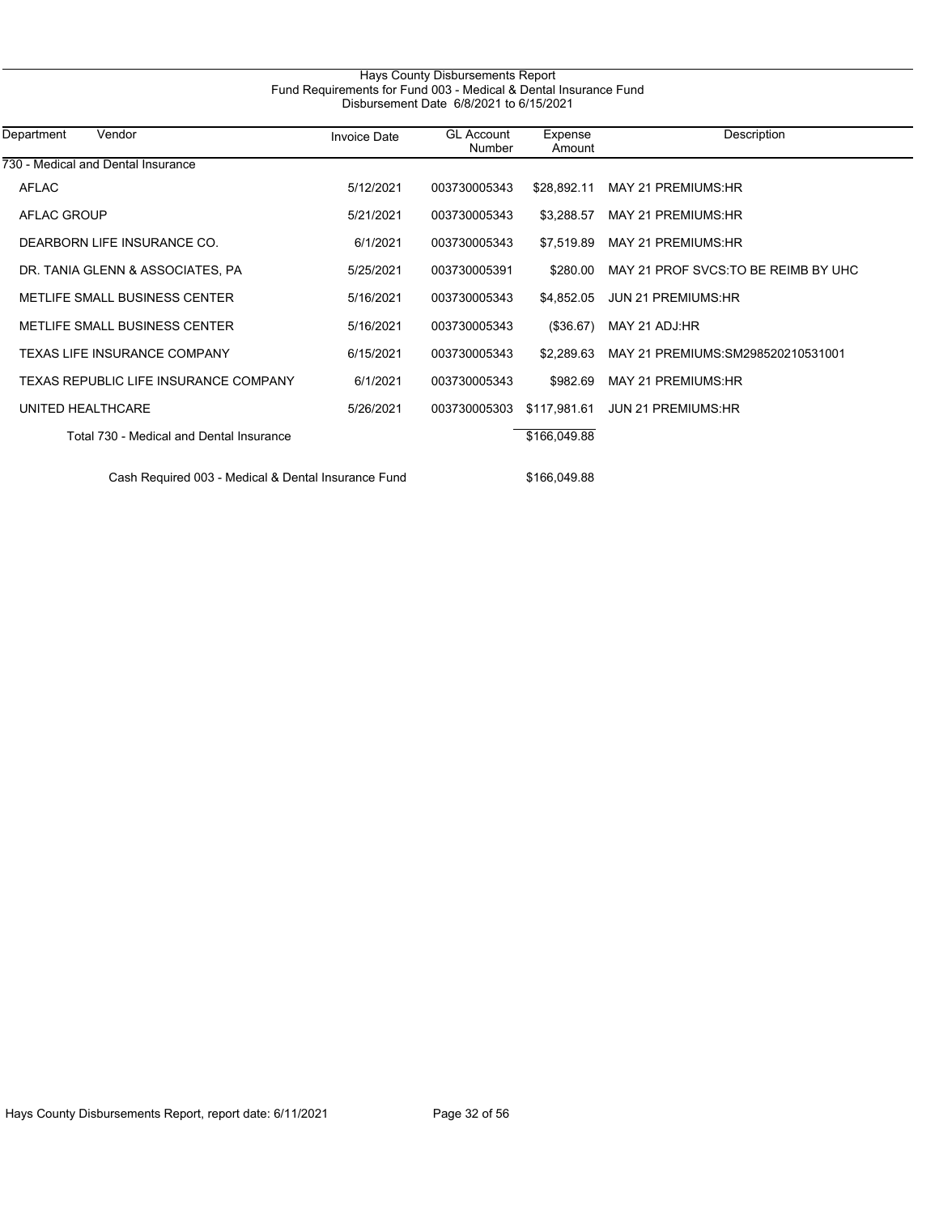# Hays County Disbursements Report
## Fund Requirements for Fund 003 - Medical & Dental Insurance Fund
### Disbursement Date 6/8/2021 to 6/15/2021

| Department | Vendor | Invoice Date | GL Account Number | Expense Amount | Description |
|---|---|---|---|---|---|
| 730 - Medical and Dental Insurance | | | | | |
| | AFLAC | 5/12/2021 | 003730005343 | $28,892.11 | MAY 21 PREMIUMS:HR |
| | AFLAC GROUP | 5/21/2021 | 003730005343 | $3,288.57 | MAY 21 PREMIUMS:HR |
| | DEARBORN LIFE INSURANCE CO. | 6/1/2021 | 003730005343 | $7,519.89 | MAY 21 PREMIUMS:HR |
| | DR. TANIA GLENN & ASSOCIATES, PA | 5/25/2021 | 003730005391 | $280.00 | MAY 21 PROF SVCS:TO BE REIMB BY UHC |
| | METLIFE SMALL BUSINESS CENTER | 5/16/2021 | 003730005343 | $4,852.05 | JUN 21 PREMIUMS:HR |
| | METLIFE SMALL BUSINESS CENTER | 5/16/2021 | 003730005343 | ($36.67) | MAY 21 ADJ:HR |
| | TEXAS LIFE INSURANCE COMPANY | 6/15/2021 | 003730005343 | $2,289.63 | MAY 21 PREMIUMS:SM298520210531001 |
| | TEXAS REPUBLIC LIFE INSURANCE COMPANY | 6/1/2021 | 003730005343 | $982.69 | MAY 21 PREMIUMS:HR |
| | UNITED HEALTHCARE | 5/26/2021 | 003730005303 | $117,981.61 | JUN 21 PREMIUMS:HR |
| | Total 730 - Medical and Dental Insurance | | | $166,049.88 | |
| | Cash Required 003 - Medical & Dental Insurance Fund | | | $166,049.88 | |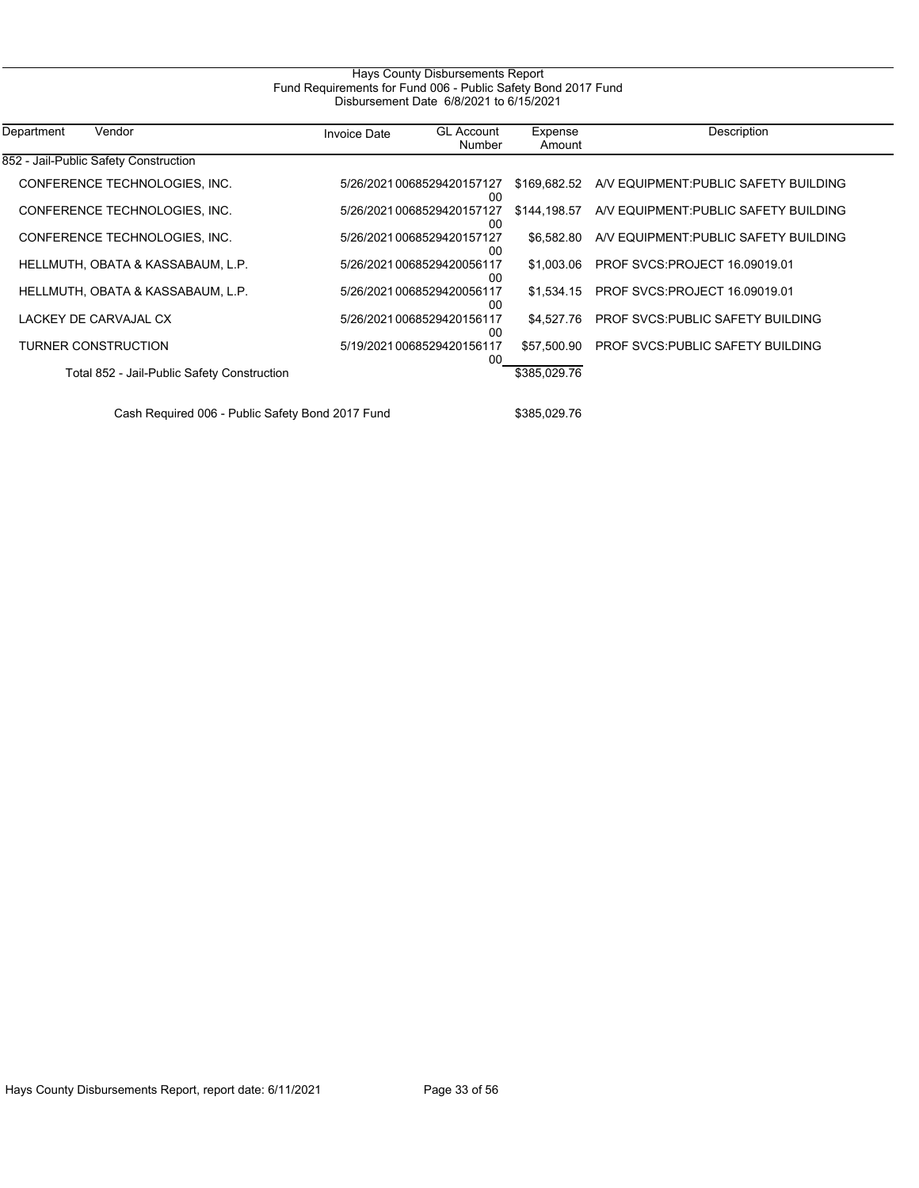# Hays County Disbursements Report

## Fund Requirements for Fund 006 - Public Safety Bond 2017 Fund

### Disbursement Date 6/8/2021 to 6/15/2021

| Department | Vendor | Invoice Date | GL Account Number | Expense Amount | Description |
|---|---|---|---|---|---|
| 852 - Jail-Public Safety Construction | | | | | |
| | CONFERENCE TECHNOLOGIES, INC. | 5/26/2021 | 006852942015712700 | $169,682.52 | A/V EQUIPMENT:PUBLIC SAFETY BUILDING |
| | CONFERENCE TECHNOLOGIES, INC. | 5/26/2021 | 006852942015712700 | $144,198.57 | A/V EQUIPMENT:PUBLIC SAFETY BUILDING |
| | CONFERENCE TECHNOLOGIES, INC. | 5/26/2021 | 006852942015712700 | $6,582.80 | A/V EQUIPMENT:PUBLIC SAFETY BUILDING |
| | HELLMUTH, OBATA & KASSABAUM, L.P. | 5/26/2021 | 006852942005611700 | $1,003.06 | PROF SVCS:PROJECT 16.09019.01 |
| | HELLMUTH, OBATA & KASSABAUM, L.P. | 5/26/2021 | 006852942005611700 | $1,534.15 | PROF SVCS:PROJECT 16.09019.01 |
| | LACKEY DE CARVAJAL CX | 5/26/2021 | 006852942015611700 | $4,527.76 | PROF SVCS:PUBLIC SAFETY BUILDING |
| | TURNER CONSTRUCTION | 5/19/2021 | 006852942015611700 | $57,500.90 | PROF SVCS:PUBLIC SAFETY BUILDING |
| | Total 852 - Jail-Public Safety Construction | | | $385,029.76 | |
| | Cash Required 006 - Public Safety Bond 2017 Fund | | | $385,029.76 | |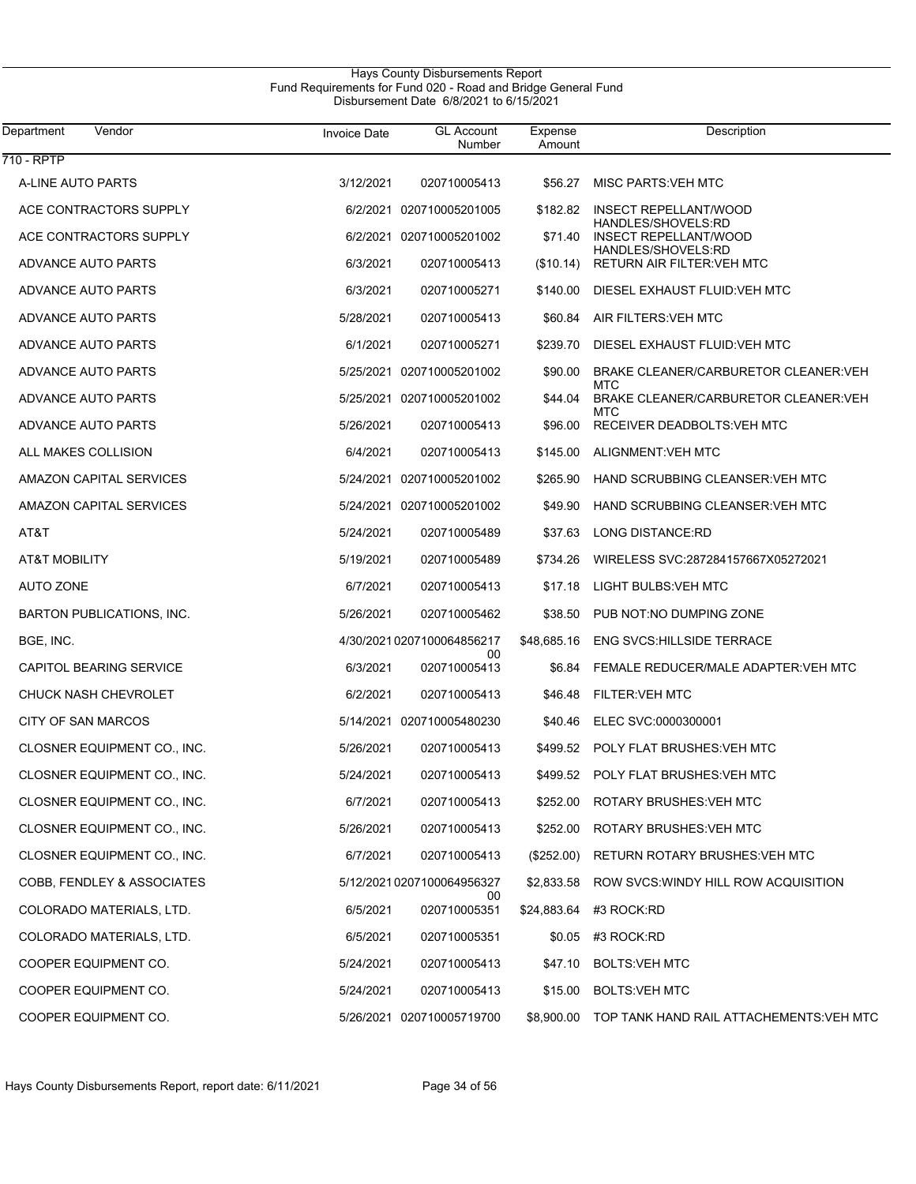Hays County Disbursements Report
Fund Requirements for Fund 020 - Road and Bridge General Fund
Disbursement Date 6/8/2021 to 6/15/2021

| Department | Vendor | Invoice Date | GL Account Number | Expense Amount | Description |
|---|---|---|---|---|---|
| 710 - RPTP | | | | | |
| | A-LINE AUTO PARTS | 3/12/2021 | 020710005413 | $56.27 | MISC PARTS:VEH MTC |
| | ACE CONTRACTORS SUPPLY | 6/2/2021 | 020710005201005 | $182.82 | INSECT REPELLANT/WOOD HANDLES/SHOVELS:RD |
| | ACE CONTRACTORS SUPPLY | 6/2/2021 | 020710005201002 | $71.40 | INSECT REPELLANT/WOOD HANDLES/SHOVELS:RD |
| | ADVANCE AUTO PARTS | 6/3/2021 | 020710005413 | ($10.14) | RETURN AIR FILTER:VEH MTC |
| | ADVANCE AUTO PARTS | 6/3/2021 | 020710005271 | $140.00 | DIESEL EXHAUST FLUID:VEH MTC |
| | ADVANCE AUTO PARTS | 5/28/2021 | 020710005413 | $60.84 | AIR FILTERS:VEH MTC |
| | ADVANCE AUTO PARTS | 6/1/2021 | 020710005271 | $239.70 | DIESEL EXHAUST FLUID:VEH MTC |
| | ADVANCE AUTO PARTS | 5/25/2021 | 020710005201002 | $90.00 | BRAKE CLEANER/CARBURETOR CLEANER:VEH MTC |
| | ADVANCE AUTO PARTS | 5/25/2021 | 020710005201002 | $44.04 | BRAKE CLEANER/CARBURETOR CLEANER:VEH MTC |
| | ADVANCE AUTO PARTS | 5/26/2021 | 020710005413 | $96.00 | RECEIVER DEADBOLTS:VEH MTC |
| | ALL MAKES COLLISION | 6/4/2021 | 020710005413 | $145.00 | ALIGNMENT:VEH MTC |
| | AMAZON CAPITAL SERVICES | 5/24/2021 | 020710005201002 | $265.90 | HAND SCRUBBING CLEANSER:VEH MTC |
| | AMAZON CAPITAL SERVICES | 5/24/2021 | 020710005201002 | $49.90 | HAND SCRUBBING CLEANSER:VEH MTC |
| | AT&T | 5/24/2021 | 020710005489 | $37.63 | LONG DISTANCE:RD |
| | AT&T MOBILITY | 5/19/2021 | 020710005489 | $734.26 | WIRELESS SVC:287284157667X05272021 |
| | AUTO ZONE | 6/7/2021 | 020710005413 | $17.18 | LIGHT BULBS:VEH MTC |
| | BARTON PUBLICATIONS, INC. | 5/26/2021 | 020710005462 | $38.50 | PUB NOT:NO DUMPING ZONE |
| | BGE, INC. | 4/30/2021 | 020710006485621700 | $48,685.16 | ENG SVCS:HILLSIDE TERRACE |
| | CAPITOL BEARING SERVICE | 6/3/2021 | 020710005413 | $6.84 | FEMALE REDUCER/MALE ADAPTER:VEH MTC |
| | CHUCK NASH CHEVROLET | 6/2/2021 | 020710005413 | $46.48 | FILTER:VEH MTC |
| | CITY OF SAN MARCOS | 5/14/2021 | 020710005480230 | $40.46 | ELEC SVC:0000300001 |
| | CLOSNER EQUIPMENT CO., INC. | 5/26/2021 | 020710005413 | $499.52 | POLY FLAT BRUSHES:VEH MTC |
| | CLOSNER EQUIPMENT CO., INC. | 5/24/2021 | 020710005413 | $499.52 | POLY FLAT BRUSHES:VEH MTC |
| | CLOSNER EQUIPMENT CO., INC. | 6/7/2021 | 020710005413 | $252.00 | ROTARY BRUSHES:VEH MTC |
| | CLOSNER EQUIPMENT CO., INC. | 5/26/2021 | 020710005413 | $252.00 | ROTARY BRUSHES:VEH MTC |
| | CLOSNER EQUIPMENT CO., INC. | 6/7/2021 | 020710005413 | ($252.00) | RETURN ROTARY BRUSHES:VEH MTC |
| | COBB, FENDLEY & ASSOCIATES | 5/12/2021 | 020710006495632700 | $2,833.58 | ROW SVCS:WINDY HILL ROW ACQUISITION |
| | COLORADO MATERIALS, LTD. | 6/5/2021 | 020710005351 | $24,883.64 | #3 ROCK:RD |
| | COLORADO MATERIALS, LTD. | 6/5/2021 | 020710005351 | $0.05 | #3 ROCK:RD |
| | COOPER EQUIPMENT CO. | 5/24/2021 | 020710005413 | $47.10 | BOLTS:VEH MTC |
| | COOPER EQUIPMENT CO. | 5/24/2021 | 020710005413 | $15.00 | BOLTS:VEH MTC |
| | COOPER EQUIPMENT CO. | 5/26/2021 | 020710005719700 | $8,900.00 | TOP TANK HAND RAIL ATTACHEMENTS:VEH MTC |

Hays County Disbursements Report, report date: 6/11/2021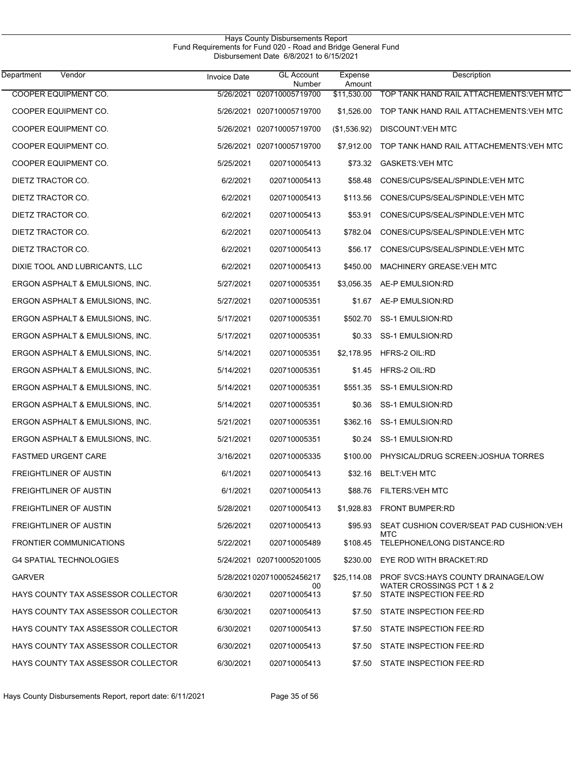Hays County Disbursements Report
Fund Requirements for Fund 020 - Road and Bridge General Fund
Disbursement Date 6/8/2021 to 6/15/2021

| Department | Vendor | Invoice Date | GL Account Number | Expense Amount | Description |
|---|---|---|---|---|---|
| | COOPER EQUIPMENT CO. | 5/26/2021 | 020710005719700 | $11,530.00 | TOP TANK HAND RAIL ATTACHEMENTS:VEH MTC |
| | COOPER EQUIPMENT CO. | 5/26/2021 | 020710005719700 | $1,526.00 | TOP TANK HAND RAIL ATTACHEMENTS:VEH MTC |
| | COOPER EQUIPMENT CO. | 5/26/2021 | 020710005719700 | ($1,536.92) | DISCOUNT:VEH MTC |
| | COOPER EQUIPMENT CO. | 5/26/2021 | 020710005719700 | $7,912.00 | TOP TANK HAND RAIL ATTACHEMENTS:VEH MTC |
| | COOPER EQUIPMENT CO. | 5/25/2021 | 020710005413 | $73.32 | GASKETS:VEH MTC |
| | DIETZ TRACTOR CO. | 6/2/2021 | 020710005413 | $58.48 | CONES/CUPS/SEAL/SPINDLE:VEH MTC |
| | DIETZ TRACTOR CO. | 6/2/2021 | 020710005413 | $113.56 | CONES/CUPS/SEAL/SPINDLE:VEH MTC |
| | DIETZ TRACTOR CO. | 6/2/2021 | 020710005413 | $53.91 | CONES/CUPS/SEAL/SPINDLE:VEH MTC |
| | DIETZ TRACTOR CO. | 6/2/2021 | 020710005413 | $782.04 | CONES/CUPS/SEAL/SPINDLE:VEH MTC |
| | DIETZ TRACTOR CO. | 6/2/2021 | 020710005413 | $56.17 | CONES/CUPS/SEAL/SPINDLE:VEH MTC |
| | DIXIE TOOL AND LUBRICANTS, LLC | 6/2/2021 | 020710005413 | $450.00 | MACHINERY GREASE:VEH MTC |
| | ERGON ASPHALT & EMULSIONS, INC. | 5/27/2021 | 020710005351 | $3,056.35 | AE-P EMULSION:RD |
| | ERGON ASPHALT & EMULSIONS, INC. | 5/27/2021 | 020710005351 | $1.67 | AE-P EMULSION:RD |
| | ERGON ASPHALT & EMULSIONS, INC. | 5/17/2021 | 020710005351 | $502.70 | SS-1 EMULSION:RD |
| | ERGON ASPHALT & EMULSIONS, INC. | 5/17/2021 | 020710005351 | $0.33 | SS-1 EMULSION:RD |
| | ERGON ASPHALT & EMULSIONS, INC. | 5/14/2021 | 020710005351 | $2,178.95 | HFRS-2 OIL:RD |
| | ERGON ASPHALT & EMULSIONS, INC. | 5/14/2021 | 020710005351 | $1.45 | HFRS-2 OIL:RD |
| | ERGON ASPHALT & EMULSIONS, INC. | 5/14/2021 | 020710005351 | $551.35 | SS-1 EMULSION:RD |
| | ERGON ASPHALT & EMULSIONS, INC. | 5/14/2021 | 020710005351 | $0.36 | SS-1 EMULSION:RD |
| | ERGON ASPHALT & EMULSIONS, INC. | 5/21/2021 | 020710005351 | $362.16 | SS-1 EMULSION:RD |
| | ERGON ASPHALT & EMULSIONS, INC. | 5/21/2021 | 020710005351 | $0.24 | SS-1 EMULSION:RD |
| | FASTMED URGENT CARE | 3/16/2021 | 020710005335 | $100.00 | PHYSICAL/DRUG SCREEN:JOSHUA TORRES |
| | FREIGHTLINER OF AUSTIN | 6/1/2021 | 020710005413 | $32.16 | BELT:VEH MTC |
| | FREIGHTLINER OF AUSTIN | 6/1/2021 | 020710005413 | $88.76 | FILTERS:VEH MTC |
| | FREIGHTLINER OF AUSTIN | 5/28/2021 | 020710005413 | $1,928.83 | FRONT BUMPER:RD |
| | FREIGHTLINER OF AUSTIN | 5/26/2021 | 020710005413 | $95.93 | SEAT CUSHION COVER/SEAT PAD CUSHION:VEH MTC |
| | FRONTIER COMMUNICATIONS | 5/22/2021 | 020710005489 | $108.45 | TELEPHONE/LONG DISTANCE:RD |
| | G4 SPATIAL TECHNOLOGIES | 5/24/2021 | 020710005201005 | $230.00 | EYE ROD WITH BRACKET:RD |
| | GARVER | 5/28/2021 | 020710005245621700 | $25,114.08 | PROF SVCS:HAYS COUNTY DRAINAGE/LOW WATER CROSSINGS PCT 1 & 2 |
| | HAYS COUNTY TAX ASSESSOR COLLECTOR | 6/30/2021 | 020710005413 | $7.50 | STATE INSPECTION FEE:RD |
| | HAYS COUNTY TAX ASSESSOR COLLECTOR | 6/30/2021 | 020710005413 | $7.50 | STATE INSPECTION FEE:RD |
| | HAYS COUNTY TAX ASSESSOR COLLECTOR | 6/30/2021 | 020710005413 | $7.50 | STATE INSPECTION FEE:RD |
| | HAYS COUNTY TAX ASSESSOR COLLECTOR | 6/30/2021 | 020710005413 | $7.50 | STATE INSPECTION FEE:RD |
| | HAYS COUNTY TAX ASSESSOR COLLECTOR | 6/30/2021 | 020710005413 | $7.50 | STATE INSPECTION FEE:RD |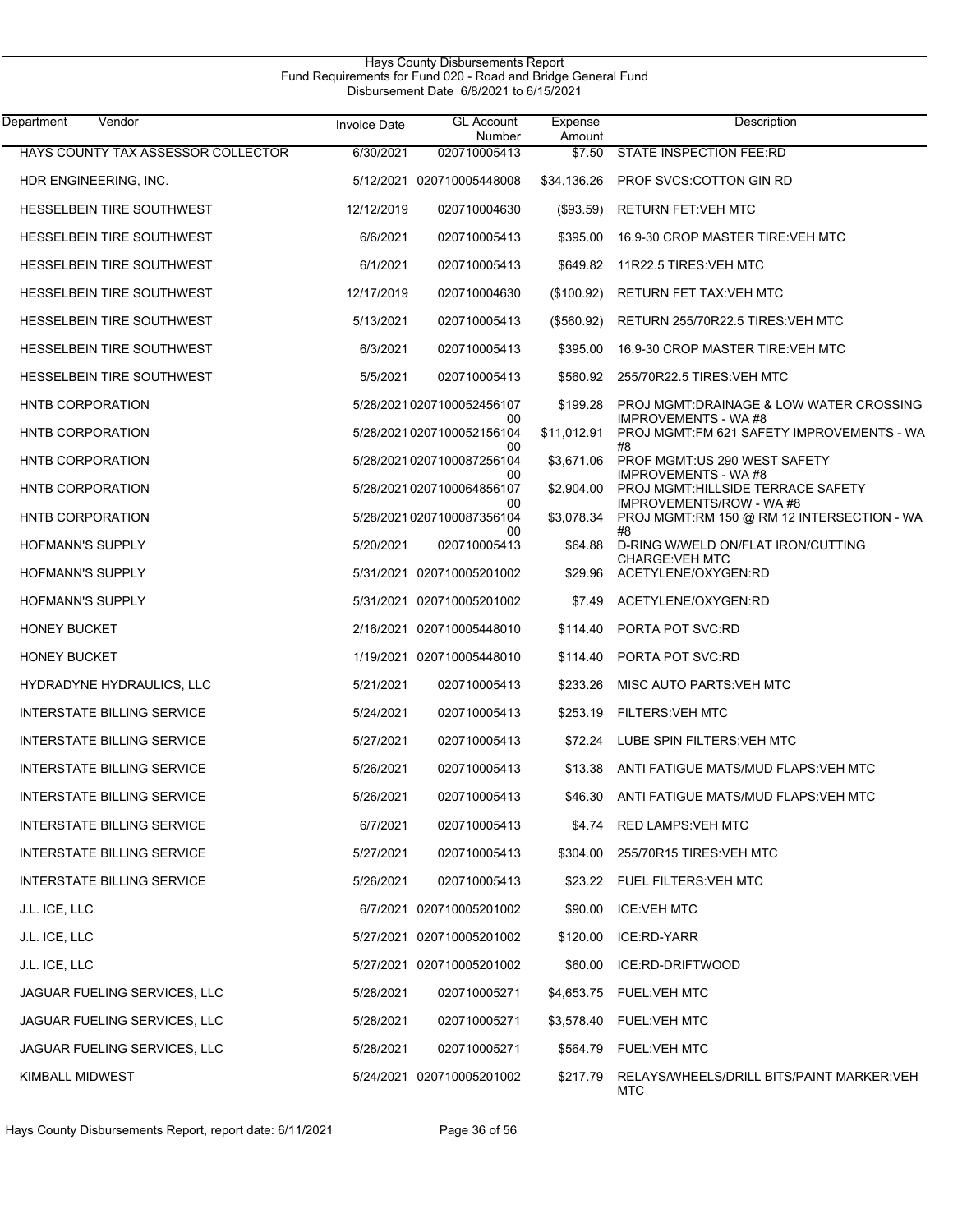Hays County Disbursements Report
Fund Requirements for Fund 020 - Road and Bridge General Fund
Disbursement Date 6/8/2021 to 6/15/2021

| Department Vendor | Invoice Date | GL Account Number | Expense Amount | Description |
|---|---|---|---|---|
| HAYS COUNTY TAX ASSESSOR COLLECTOR | 6/30/2021 | 020710005413 | $7.50 | STATE INSPECTION FEE:RD |
| HDR ENGINEERING, INC. | 5/12/2021 | 020710005448008 | $34,136.26 | PROF SVCS:COTTON GIN RD |
| HESSELBEIN TIRE SOUTHWEST | 12/12/2019 | 020710004630 | ($93.59) | RETURN FET:VEH MTC |
| HESSELBEIN TIRE SOUTHWEST | 6/6/2021 | 020710005413 | $395.00 | 16.9-30 CROP MASTER TIRE:VEH MTC |
| HESSELBEIN TIRE SOUTHWEST | 6/1/2021 | 020710005413 | $649.82 | 11R22.5 TIRES:VEH MTC |
| HESSELBEIN TIRE SOUTHWEST | 12/17/2019 | 020710004630 | ($100.92) | RETURN FET TAX:VEH MTC |
| HESSELBEIN TIRE SOUTHWEST | 5/13/2021 | 020710005413 | ($560.92) | RETURN 255/70R22.5 TIRES:VEH MTC |
| HESSELBEIN TIRE SOUTHWEST | 6/3/2021 | 020710005413 | $395.00 | 16.9-30 CROP MASTER TIRE:VEH MTC |
| HESSELBEIN TIRE SOUTHWEST | 5/5/2021 | 020710005413 | $560.92 | 255/70R22.5 TIRES:VEH MTC |
| HNTB CORPORATION | 5/28/2021 | 020710005245610700 | $199.28 | PROJ MGMT:DRAINAGE & LOW WATER CROSSING IMPROVEMENTS - WA #8 |
| HNTB CORPORATION | 5/28/2021 | 020710005215610400 | $11,012.91 | PROJ MGMT:FM 621 SAFETY IMPROVEMENTS - WA #8 |
| HNTB CORPORATION | 5/28/2021 | 020710008725610400 | $3,671.06 | PROF MGMT:US 290 WEST SAFETY IMPROVEMENTS - WA #8 |
| HNTB CORPORATION | 5/28/2021 | 020710006485610700 | $2,904.00 | PROJ MGMT:HILLSIDE TERRACE SAFETY IMPROVEMENTS/ROW - WA #8 |
| HNTB CORPORATION | 5/28/2021 | 020710008735610400 | $3,078.34 | PROJ MGMT:RM 150 @ RM 12 INTERSECTION - WA #8 |
| HOFMANN'S SUPPLY | 5/20/2021 | 020710005413 | $64.88 | D-RING W/WELD ON/FLAT IRON/CUTTING CHARGE:VEH MTC |
| HOFMANN'S SUPPLY | 5/31/2021 | 020710005201002 | $29.96 | ACETYLENE/OXYGEN:RD |
| HOFMANN'S SUPPLY | 5/31/2021 | 020710005201002 | $7.49 | ACETYLENE/OXYGEN:RD |
| HONEY BUCKET | 2/16/2021 | 020710005448010 | $114.40 | PORTA POT SVC:RD |
| HONEY BUCKET | 1/19/2021 | 020710005448010 | $114.40 | PORTA POT SVC:RD |
| HYDRADYNE HYDRAULICS, LLC | 5/21/2021 | 020710005413 | $233.26 | MISC AUTO PARTS:VEH MTC |
| INTERSTATE BILLING SERVICE | 5/24/2021 | 020710005413 | $253.19 | FILTERS:VEH MTC |
| INTERSTATE BILLING SERVICE | 5/27/2021 | 020710005413 | $72.24 | LUBE SPIN FILTERS:VEH MTC |
| INTERSTATE BILLING SERVICE | 5/26/2021 | 020710005413 | $13.38 | ANTI FATIGUE MATS/MUD FLAPS:VEH MTC |
| INTERSTATE BILLING SERVICE | 5/26/2021 | 020710005413 | $46.30 | ANTI FATIGUE MATS/MUD FLAPS:VEH MTC |
| INTERSTATE BILLING SERVICE | 6/7/2021 | 020710005413 | $4.74 | RED LAMPS:VEH MTC |
| INTERSTATE BILLING SERVICE | 5/27/2021 | 020710005413 | $304.00 | 255/70R15 TIRES:VEH MTC |
| INTERSTATE BILLING SERVICE | 5/26/2021 | 020710005413 | $23.22 | FUEL FILTERS:VEH MTC |
| J.L. ICE, LLC | 6/7/2021 | 020710005201002 | $90.00 | ICE:VEH MTC |
| J.L. ICE, LLC | 5/27/2021 | 020710005201002 | $120.00 | ICE:RD-YARR |
| J.L. ICE, LLC | 5/27/2021 | 020710005201002 | $60.00 | ICE:RD-DRIFTWOOD |
| JAGUAR FUELING SERVICES, LLC | 5/28/2021 | 020710005271 | $4,653.75 | FUEL:VEH MTC |
| JAGUAR FUELING SERVICES, LLC | 5/28/2021 | 020710005271 | $3,578.40 | FUEL:VEH MTC |
| JAGUAR FUELING SERVICES, LLC | 5/28/2021 | 020710005271 | $564.79 | FUEL:VEH MTC |
| KIMBALL MIDWEST | 5/24/2021 | 020710005201002 | $217.79 | RELAYS/WHEELS/DRILL BITS/PAINT MARKER:VEH MTC |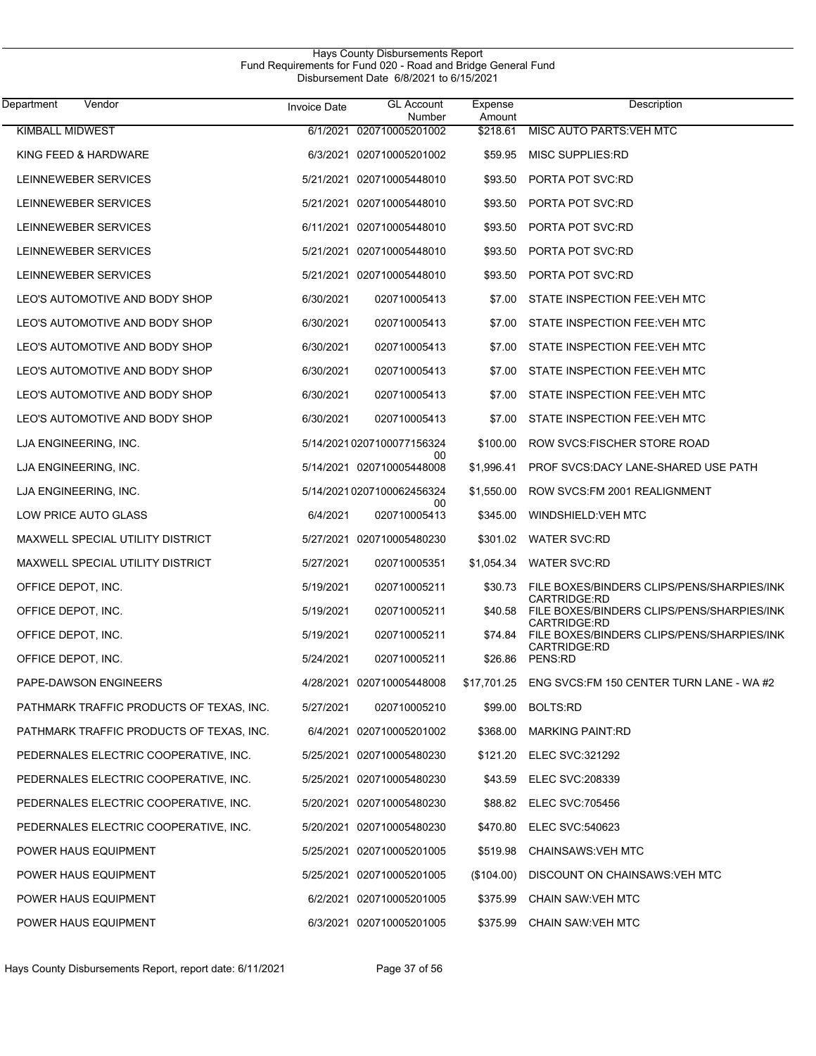Hays County Disbursements Report
Fund Requirements for Fund 020 - Road and Bridge General Fund
Disbursement Date 6/8/2021 to 6/15/2021

| Department Vendor | Invoice Date | GL Account Number | Expense Amount | Description |
|---|---|---|---|---|
| KIMBALL MIDWEST | 6/1/2021 | 020710005201002 | $218.61 | MISC AUTO PARTS:VEH MTC |
| KING FEED & HARDWARE | 6/3/2021 | 020710005201002 | $59.95 | MISC SUPPLIES:RD |
| LEINNEWEBER SERVICES | 5/21/2021 | 020710005448010 | $93.50 | PORTA POT SVC:RD |
| LEINNEWEBER SERVICES | 5/21/2021 | 020710005448010 | $93.50 | PORTA POT SVC:RD |
| LEINNEWEBER SERVICES | 6/11/2021 | 020710005448010 | $93.50 | PORTA POT SVC:RD |
| LEINNEWEBER SERVICES | 5/21/2021 | 020710005448010 | $93.50 | PORTA POT SVC:RD |
| LEINNEWEBER SERVICES | 5/21/2021 | 020710005448010 | $93.50 | PORTA POT SVC:RD |
| LEO'S AUTOMOTIVE AND BODY SHOP | 6/30/2021 | 020710005413 | $7.00 | STATE INSPECTION FEE:VEH MTC |
| LEO'S AUTOMOTIVE AND BODY SHOP | 6/30/2021 | 020710005413 | $7.00 | STATE INSPECTION FEE:VEH MTC |
| LEO'S AUTOMOTIVE AND BODY SHOP | 6/30/2021 | 020710005413 | $7.00 | STATE INSPECTION FEE:VEH MTC |
| LEO'S AUTOMOTIVE AND BODY SHOP | 6/30/2021 | 020710005413 | $7.00 | STATE INSPECTION FEE:VEH MTC |
| LEO'S AUTOMOTIVE AND BODY SHOP | 6/30/2021 | 020710005413 | $7.00 | STATE INSPECTION FEE:VEH MTC |
| LEO'S AUTOMOTIVE AND BODY SHOP | 6/30/2021 | 020710005413 | $7.00 | STATE INSPECTION FEE:VEH MTC |
| LJA ENGINEERING, INC. | 5/14/2021 | 020710007715632400 | $100.00 | ROW SVCS:FISCHER STORE ROAD |
| LJA ENGINEERING, INC. | 5/14/2021 | 020710005448008 | $1,996.41 | PROF SVCS:DACY LANE-SHARED USE PATH |
| LJA ENGINEERING, INC. | 5/14/2021 | 020710006245632400 | $1,550.00 | ROW SVCS:FM 2001 REALIGNMENT |
| LOW PRICE AUTO GLASS | 6/4/2021 | 020710005413 | $345.00 | WINDSHIELD:VEH MTC |
| MAXWELL SPECIAL UTILITY DISTRICT | 5/27/2021 | 020710005480230 | $301.02 | WATER SVC:RD |
| MAXWELL SPECIAL UTILITY DISTRICT | 5/27/2021 | 020710005351 | $1,054.34 | WATER SVC:RD |
| OFFICE DEPOT, INC. | 5/19/2021 | 020710005211 | $30.73 | FILE BOXES/BINDERS CLIPS/PENS/SHARPIES/INK CARTRIDGE:RD |
| OFFICE DEPOT, INC. | 5/19/2021 | 020710005211 | $40.58 | FILE BOXES/BINDERS CLIPS/PENS/SHARPIES/INK CARTRIDGE:RD |
| OFFICE DEPOT, INC. | 5/19/2021 | 020710005211 | $74.84 | FILE BOXES/BINDERS CLIPS/PENS/SHARPIES/INK CARTRIDGE:RD |
| OFFICE DEPOT, INC. | 5/24/2021 | 020710005211 | $26.86 | PENS:RD |
| PAPE-DAWSON ENGINEERS | 4/28/2021 | 020710005448008 | $17,701.25 | ENG SVCS:FM 150 CENTER TURN LANE - WA #2 |
| PATHMARK TRAFFIC PRODUCTS OF TEXAS, INC. | 5/27/2021 | 020710005210 | $99.00 | BOLTS:RD |
| PATHMARK TRAFFIC PRODUCTS OF TEXAS, INC. | 6/4/2021 | 020710005201002 | $368.00 | MARKING PAINT:RD |
| PEDERNALES ELECTRIC COOPERATIVE, INC. | 5/25/2021 | 020710005480230 | $121.20 | ELEC SVC:321292 |
| PEDERNALES ELECTRIC COOPERATIVE, INC. | 5/25/2021 | 020710005480230 | $43.59 | ELEC SVC:208339 |
| PEDERNALES ELECTRIC COOPERATIVE, INC. | 5/20/2021 | 020710005480230 | $88.82 | ELEC SVC:705456 |
| PEDERNALES ELECTRIC COOPERATIVE, INC. | 5/20/2021 | 020710005480230 | $470.80 | ELEC SVC:540623 |
| POWER HAUS EQUIPMENT | 5/25/2021 | 020710005201005 | $519.98 | CHAINSAWS:VEH MTC |
| POWER HAUS EQUIPMENT | 5/25/2021 | 020710005201005 | ($104.00) | DISCOUNT ON CHAINSAWS:VEH MTC |
| POWER HAUS EQUIPMENT | 6/2/2021 | 020710005201005 | $375.99 | CHAIN SAW:VEH MTC |
| POWER HAUS EQUIPMENT | 6/3/2021 | 020710005201005 | $375.99 | CHAIN SAW:VEH MTC |

Hays County Disbursements Report, report date: 6/11/2021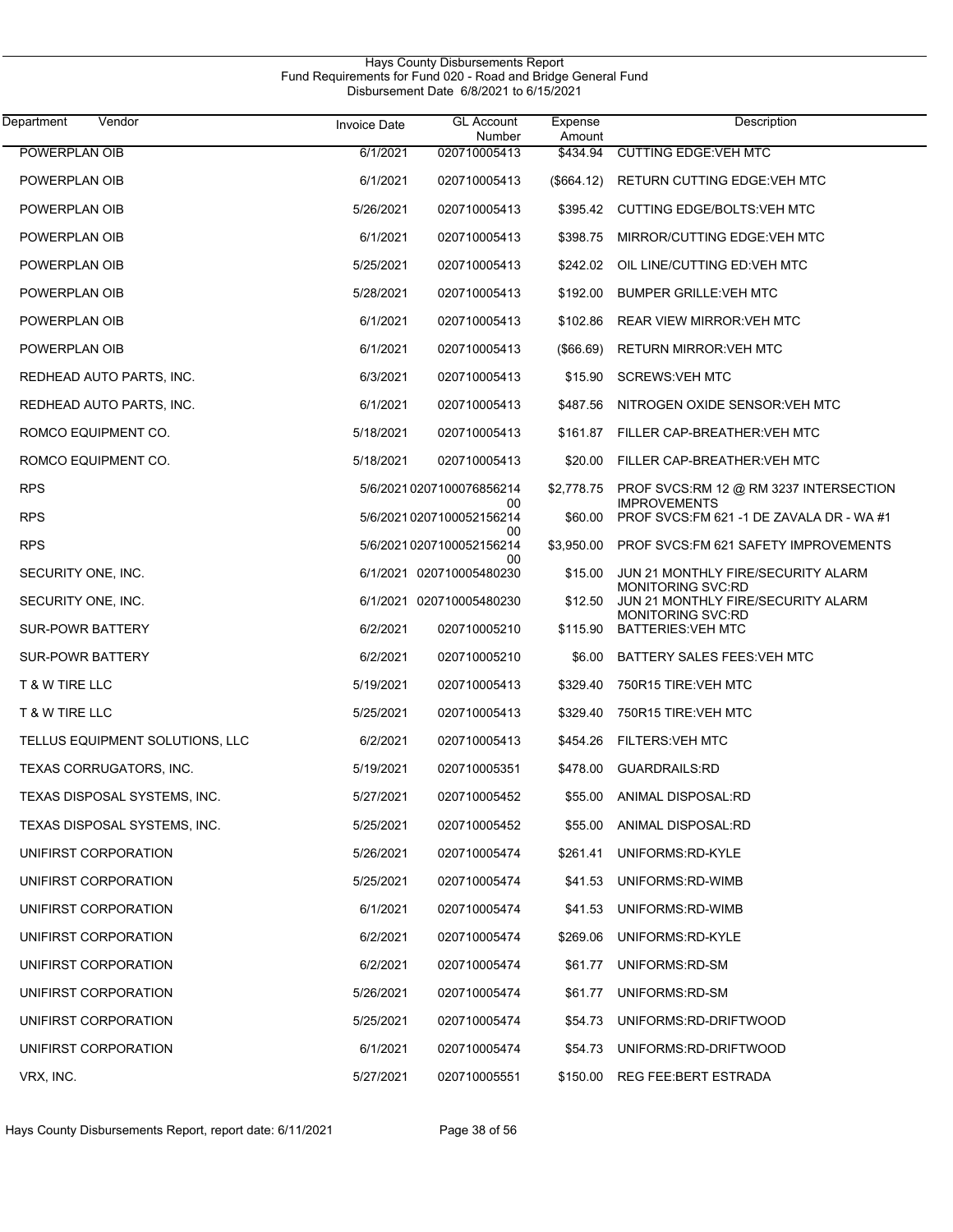Hays County Disbursements Report
Fund Requirements for Fund 020 - Road and Bridge General Fund
Disbursement Date 6/8/2021 to 6/15/2021

| Department | Vendor | Invoice Date | GL Account Number | Expense Amount | Description |
|---|---|---|---|---|---|
| POWERPLAN OIB | | 6/1/2021 | 020710005413 | $434.94 | CUTTING EDGE:VEH MTC |
| POWERPLAN OIB | | 6/1/2021 | 020710005413 | ($664.12) | RETURN CUTTING EDGE:VEH MTC |
| POWERPLAN OIB | | 5/26/2021 | 020710005413 | $395.42 | CUTTING EDGE/BOLTS:VEH MTC |
| POWERPLAN OIB | | 6/1/2021 | 020710005413 | $398.75 | MIRROR/CUTTING EDGE:VEH MTC |
| POWERPLAN OIB | | 5/25/2021 | 020710005413 | $242.02 | OIL LINE/CUTTING ED:VEH MTC |
| POWERPLAN OIB | | 5/28/2021 | 020710005413 | $192.00 | BUMPER GRILLE:VEH MTC |
| POWERPLAN OIB | | 6/1/2021 | 020710005413 | $102.86 | REAR VIEW MIRROR:VEH MTC |
| POWERPLAN OIB | | 6/1/2021 | 020710005413 | ($66.69) | RETURN MIRROR:VEH MTC |
| REDHEAD AUTO PARTS, INC. | | 6/3/2021 | 020710005413 | $15.90 | SCREWS:VEH MTC |
| REDHEAD AUTO PARTS, INC. | | 6/1/2021 | 020710005413 | $487.56 | NITROGEN OXIDE SENSOR:VEH MTC |
| ROMCO EQUIPMENT CO. | | 5/18/2021 | 020710005413 | $161.87 | FILLER CAP-BREATHER:VEH MTC |
| ROMCO EQUIPMENT CO. | | 5/18/2021 | 020710005413 | $20.00 | FILLER CAP-BREATHER:VEH MTC |
| RPS | | 5/6/2021 | 020710007685621400 | $2,778.75 | PROF SVCS:RM 12 @ RM 3237 INTERSECTION IMPROVEMENTS |
| RPS | | 5/6/2021 | 020710005215621400 | $60.00 | PROF SVCS:FM 621 -1 DE ZAVALA DR - WA #1 |
| RPS | | 5/6/2021 | 020710005215621400 | $3,950.00 | PROF SVCS:FM 621 SAFETY IMPROVEMENTS |
| SECURITY ONE, INC. | | 6/1/2021 | 020710005480230 | $15.00 | JUN 21 MONTHLY FIRE/SECURITY ALARM MONITORING SVC:RD |
| SECURITY ONE, INC. | | 6/1/2021 | 020710005480230 | $12.50 | JUN 21 MONTHLY FIRE/SECURITY ALARM MONITORING SVC:RD |
| SUR-POWR BATTERY | | 6/2/2021 | 020710005210 | $115.90 | BATTERIES:VEH MTC |
| SUR-POWR BATTERY | | 6/2/2021 | 020710005210 | $6.00 | BATTERY SALES FEES:VEH MTC |
| T & W TIRE LLC | | 5/19/2021 | 020710005413 | $329.40 | 750R15 TIRE:VEH MTC |
| T & W TIRE LLC | | 5/25/2021 | 020710005413 | $329.40 | 750R15 TIRE:VEH MTC |
| TELLUS EQUIPMENT SOLUTIONS, LLC | | 6/2/2021 | 020710005413 | $454.26 | FILTERS:VEH MTC |
| TEXAS CORRUGATORS, INC. | | 5/19/2021 | 020710005351 | $478.00 | GUARDRAILS:RD |
| TEXAS DISPOSAL SYSTEMS, INC. | | 5/27/2021 | 020710005452 | $55.00 | ANIMAL DISPOSAL:RD |
| TEXAS DISPOSAL SYSTEMS, INC. | | 5/25/2021 | 020710005452 | $55.00 | ANIMAL DISPOSAL:RD |
| UNIFIRST CORPORATION | | 5/26/2021 | 020710005474 | $261.41 | UNIFORMS:RD-KYLE |
| UNIFIRST CORPORATION | | 5/25/2021 | 020710005474 | $41.53 | UNIFORMS:RD-WIMB |
| UNIFIRST CORPORATION | | 6/1/2021 | 020710005474 | $41.53 | UNIFORMS:RD-WIMB |
| UNIFIRST CORPORATION | | 6/2/2021 | 020710005474 | $269.06 | UNIFORMS:RD-KYLE |
| UNIFIRST CORPORATION | | 6/2/2021 | 020710005474 | $61.77 | UNIFORMS:RD-SM |
| UNIFIRST CORPORATION | | 5/26/2021 | 020710005474 | $61.77 | UNIFORMS:RD-SM |
| UNIFIRST CORPORATION | | 5/25/2021 | 020710005474 | $54.73 | UNIFORMS:RD-DRIFTWOOD |
| UNIFIRST CORPORATION | | 6/1/2021 | 020710005474 | $54.73 | UNIFORMS:RD-DRIFTWOOD |
| VRX, INC. | | 5/27/2021 | 020710005551 | $150.00 | REG FEE:BERT ESTRADA |

Hays County Disbursements Report, report date: 6/11/2021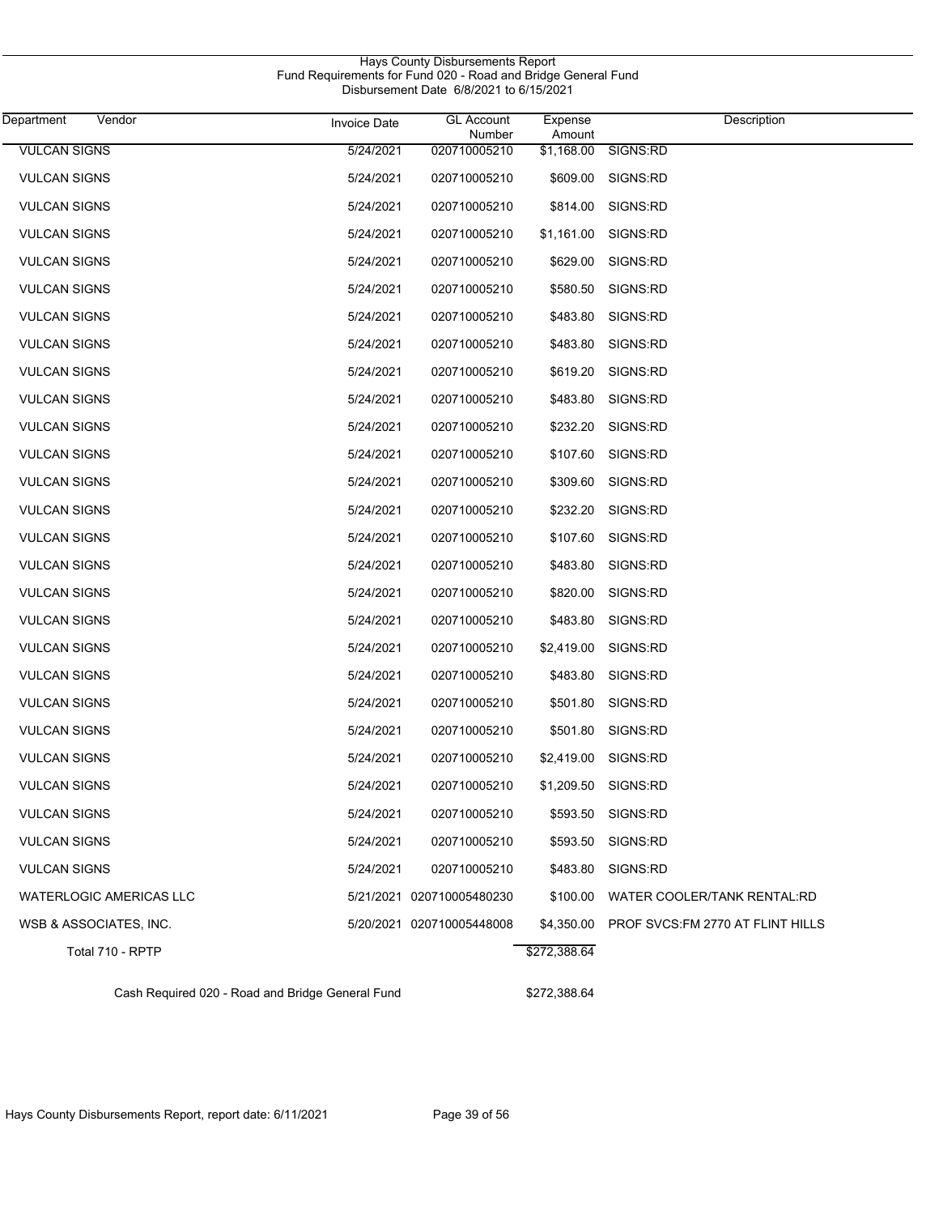Hays County Disbursements Report
Fund Requirements for Fund 020 - Road and Bridge General Fund
Disbursement Date 6/8/2021 to 6/15/2021

| Department | Vendor | Invoice Date | GL Account Number | Expense Amount | Description |
|---|---|---|---|---|---|
| VULCAN SIGNS | | 5/24/2021 | 020710005210 | $1,168.00 | SIGNS:RD |
| VULCAN SIGNS | | 5/24/2021 | 020710005210 | $609.00 | SIGNS:RD |
| VULCAN SIGNS | | 5/24/2021 | 020710005210 | $814.00 | SIGNS:RD |
| VULCAN SIGNS | | 5/24/2021 | 020710005210 | $1,161.00 | SIGNS:RD |
| VULCAN SIGNS | | 5/24/2021 | 020710005210 | $629.00 | SIGNS:RD |
| VULCAN SIGNS | | 5/24/2021 | 020710005210 | $580.50 | SIGNS:RD |
| VULCAN SIGNS | | 5/24/2021 | 020710005210 | $483.80 | SIGNS:RD |
| VULCAN SIGNS | | 5/24/2021 | 020710005210 | $483.80 | SIGNS:RD |
| VULCAN SIGNS | | 5/24/2021 | 020710005210 | $619.20 | SIGNS:RD |
| VULCAN SIGNS | | 5/24/2021 | 020710005210 | $483.80 | SIGNS:RD |
| VULCAN SIGNS | | 5/24/2021 | 020710005210 | $232.20 | SIGNS:RD |
| VULCAN SIGNS | | 5/24/2021 | 020710005210 | $107.60 | SIGNS:RD |
| VULCAN SIGNS | | 5/24/2021 | 020710005210 | $309.60 | SIGNS:RD |
| VULCAN SIGNS | | 5/24/2021 | 020710005210 | $232.20 | SIGNS:RD |
| VULCAN SIGNS | | 5/24/2021 | 020710005210 | $107.60 | SIGNS:RD |
| VULCAN SIGNS | | 5/24/2021 | 020710005210 | $483.80 | SIGNS:RD |
| VULCAN SIGNS | | 5/24/2021 | 020710005210 | $820.00 | SIGNS:RD |
| VULCAN SIGNS | | 5/24/2021 | 020710005210 | $483.80 | SIGNS:RD |
| VULCAN SIGNS | | 5/24/2021 | 020710005210 | $2,419.00 | SIGNS:RD |
| VULCAN SIGNS | | 5/24/2021 | 020710005210 | $483.80 | SIGNS:RD |
| VULCAN SIGNS | | 5/24/2021 | 020710005210 | $501.80 | SIGNS:RD |
| VULCAN SIGNS | | 5/24/2021 | 020710005210 | $501.80 | SIGNS:RD |
| VULCAN SIGNS | | 5/24/2021 | 020710005210 | $2,419.00 | SIGNS:RD |
| VULCAN SIGNS | | 5/24/2021 | 020710005210 | $1,209.50 | SIGNS:RD |
| VULCAN SIGNS | | 5/24/2021 | 020710005210 | $593.50 | SIGNS:RD |
| VULCAN SIGNS | | 5/24/2021 | 020710005210 | $593.50 | SIGNS:RD |
| VULCAN SIGNS | | 5/24/2021 | 020710005210 | $483.80 | SIGNS:RD |
| WATERLOGIC AMERICAS LLC | | 5/21/2021 | 020710005480230 | $100.00 | WATER COOLER/TANK RENTAL:RD |
| WSB & ASSOCIATES, INC. | | 5/20/2021 | 020710005448008 | $4,350.00 | PROF SVCS:FM 2770 AT FLINT HILLS |
| Total 710 - RPTP | | | | $272,388.64 | |
| Cash Required 020 - Road and Bridge General Fund | | | | $272,388.64 | |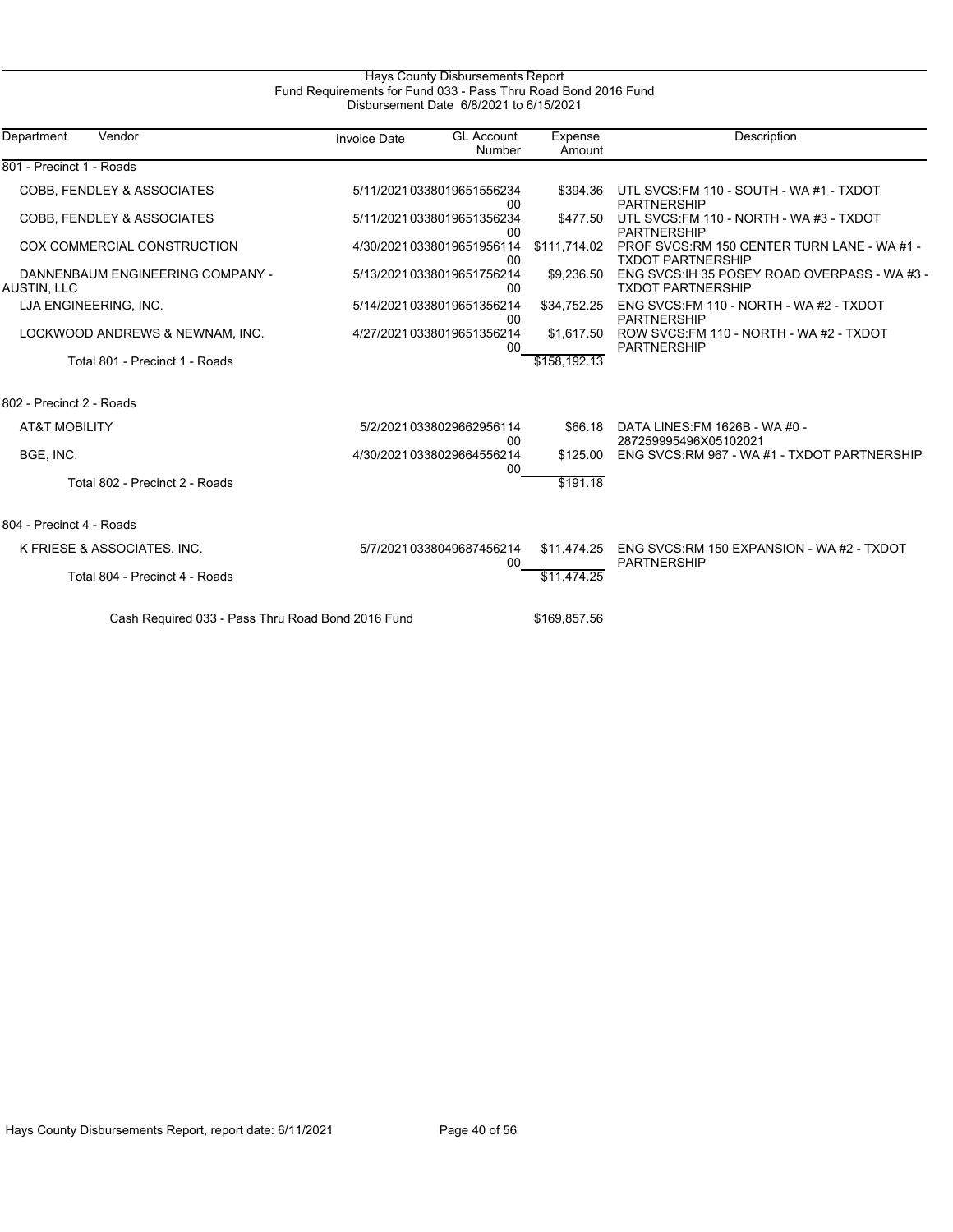# Hays County Disbursements Report

## Fund Requirements for Fund 033 - Pass Thru Road Bond 2016 Fund

Disbursement Date 6/8/2021 to 6/15/2021

| Department | Vendor | Invoice Date | GL Account Number | Expense Amount | Description |
|---|---|---|---|---|---|
| 801 - Precinct 1 - Roads | | | | | |
| | COBB, FENDLEY & ASSOCIATES | 5/11/2021 | 033801965155623400 | $394.36 | UTL SVCS:FM 110 - SOUTH - WA #1 - TXDOT PARTNERSHIP |
| | COBB, FENDLEY & ASSOCIATES | 5/11/2021 | 033801965135623400 | $477.50 | UTL SVCS:FM 110 - NORTH - WA #3 - TXDOT PARTNERSHIP |
| | COX COMMERCIAL CONSTRUCTION | 4/30/2021 | 033801965195611400 | $111,714.02 | PROF SVCS:RM 150 CENTER TURN LANE - WA #1 - TXDOT PARTNERSHIP |
| | DANNENBAUM ENGINEERING COMPANY - AUSTIN, LLC | 5/13/2021 | 033801965175621400 | $9,236.50 | ENG SVCS:IH 35 POSEY ROAD OVERPASS - WA #3 - TXDOT PARTNERSHIP |
| | LJA ENGINEERING, INC. | 5/14/2021 | 033801965135621400 | $34,752.25 | ENG SVCS:FM 110 - NORTH - WA #2 - TXDOT PARTNERSHIP |
| | LOCKWOOD ANDREWS & NEWNAM, INC. | 4/27/2021 | 033801965135621400 | $1,617.50 | ROW SVCS:FM 110 - NORTH - WA #2 - TXDOT PARTNERSHIP |
| | Total 801 - Precinct 1 - Roads | | | $158,192.13 | |
| 802 - Precinct 2 - Roads | | | | | |
| | AT&T MOBILITY | 5/2/2021 | 033802966295611400 | $66.18 | DATA LINES:FM 1626B - WA #0 - 287259995496X05102021 |
| | BGE, INC. | 4/30/2021 | 033802966455621400 | $125.00 | ENG SVCS:RM 967 - WA #1 - TXDOT PARTNERSHIP |
| | Total 802 - Precinct 2 - Roads | | | $191.18 | |
| 804 - Precinct 4 - Roads | | | | | |
| | K FRIESE & ASSOCIATES, INC. | 5/7/2021 | 033804968745621400 | $11,474.25 | ENG SVCS:RM 150 EXPANSION - WA #2 - TXDOT PARTNERSHIP |
| | Total 804 - Precinct 4 - Roads | | | $11,474.25 | |
| | Cash Required 033 - Pass Thru Road Bond 2016 Fund | | | $169,857.56 | |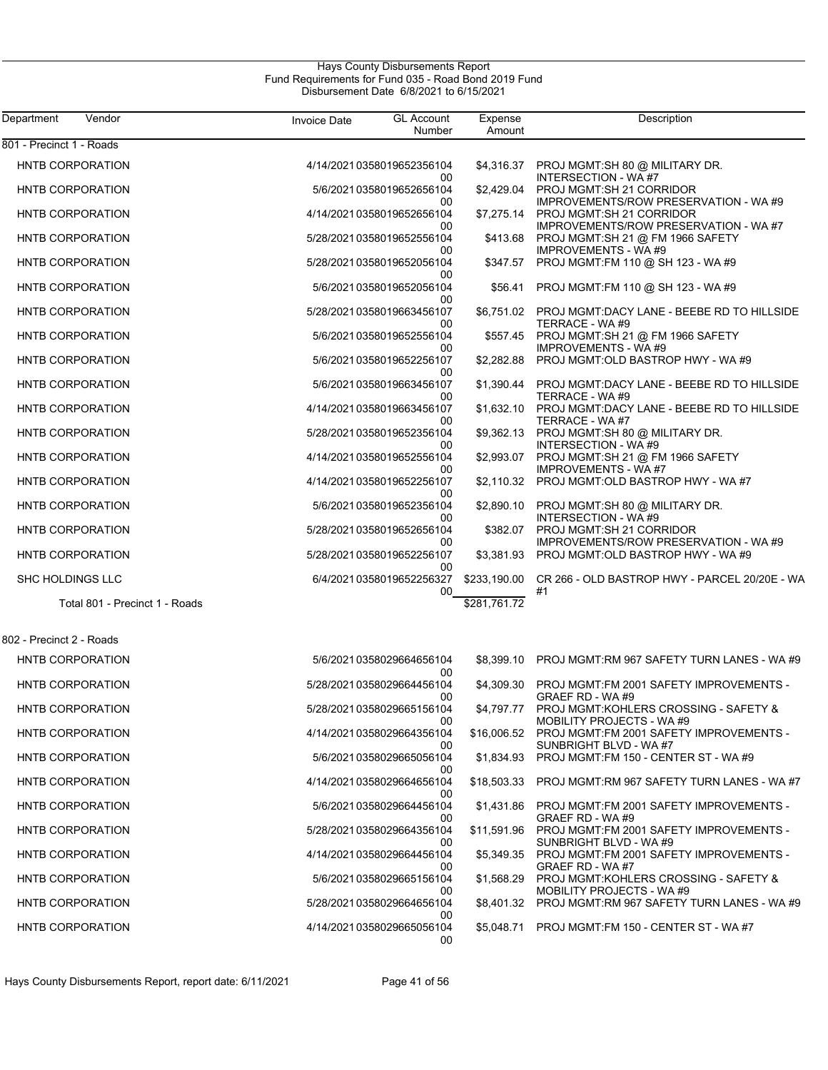Hays County Disbursements Report
Fund Requirements for Fund 035 - Road Bond 2019 Fund
Disbursement Date 6/8/2021 to 6/15/2021

| Department | Vendor | Invoice Date | GL Account Number | Expense Amount | Description |
|---|---|---|---|---|---|
| 801 - Precinct 1 - Roads | | | | | |
| | HNTB CORPORATION | 4/14/2021 | 035801965235610400 | $4,316.37 | PROJ MGMT:SH 80 @ MILITARY DR. INTERSECTION - WA #7 |
| | HNTB CORPORATION | 5/6/2021 | 035801965265610400 | $2,429.04 | PROJ MGMT:SH 21 CORRIDOR IMPROVEMENTS/ROW PRESERVATION - WA #9 |
| | HNTB CORPORATION | 4/14/2021 | 035801965265610400 | $7,275.14 | PROJ MGMT:SH 21 CORRIDOR IMPROVEMENTS/ROW PRESERVATION - WA #7 |
| | HNTB CORPORATION | 5/28/2021 | 035801965255610400 | $413.68 | PROJ MGMT:SH 21 @ FM 1966 SAFETY IMPROVEMENTS - WA #9 |
| | HNTB CORPORATION | 5/28/2021 | 035801965205610400 | $347.57 | PROJ MGMT:FM 110 @ SH 123 - WA #9 |
| | HNTB CORPORATION | 5/6/2021 | 035801965205610400 | $56.41 | PROJ MGMT:FM 110 @ SH 123 - WA #9 |
| | HNTB CORPORATION | 5/28/2021 | 035801966345610700 | $6,751.02 | PROJ MGMT:DACY LANE - BEEBE RD TO HILLSIDE TERRACE - WA #9 |
| | HNTB CORPORATION | 5/6/2021 | 035801965255610400 | $557.45 | PROJ MGMT:SH 21 @ FM 1966 SAFETY IMPROVEMENTS - WA #9 |
| | HNTB CORPORATION | 5/6/2021 | 035801965225610700 | $2,282.88 | PROJ MGMT:OLD BASTROP HWY - WA #9 |
| | HNTB CORPORATION | 5/6/2021 | 035801966345610700 | $1,390.44 | PROJ MGMT:DACY LANE - BEEBE RD TO HILLSIDE TERRACE - WA #9 |
| | HNTB CORPORATION | 4/14/2021 | 035801966345610700 | $1,632.10 | PROJ MGMT:DACY LANE - BEEBE RD TO HILLSIDE TERRACE - WA #7 |
| | HNTB CORPORATION | 5/28/2021 | 035801965235610400 | $9,362.13 | PROJ MGMT:SH 80 @ MILITARY DR. INTERSECTION - WA #9 |
| | HNTB CORPORATION | 4/14/2021 | 035801965255610400 | $2,993.07 | PROJ MGMT:SH 21 @ FM 1966 SAFETY IMPROVEMENTS - WA #7 |
| | HNTB CORPORATION | 4/14/2021 | 035801965225610700 | $2,110.32 | PROJ MGMT:OLD BASTROP HWY - WA #7 |
| | HNTB CORPORATION | 5/6/2021 | 035801965235610400 | $2,890.10 | PROJ MGMT:SH 80 @ MILITARY DR. INTERSECTION - WA #9 |
| | HNTB CORPORATION | 5/28/2021 | 035801965265610400 | $382.07 | PROJ MGMT:SH 21 CORRIDOR IMPROVEMENTS/ROW PRESERVATION - WA #9 |
| | HNTB CORPORATION | 5/28/2021 | 035801965225610700 | $3,381.93 | PROJ MGMT:OLD BASTROP HWY - WA #9 |
| | SHC HOLDINGS LLC | 6/4/2021 | 035801965225632700 | $233,190.00 | CR 266 - OLD BASTROP HWY - PARCEL 20/20E - WA #1 |
| | Total 801 - Precinct 1 - Roads | | | $281,761.72 | |
| 802 - Precinct 2 - Roads | | | | | |
| | HNTB CORPORATION | 5/6/2021 | 035802966465610400 | $8,399.10 | PROJ MGMT:RM 967 SAFETY TURN LANES - WA #9 |
| | HNTB CORPORATION | 5/28/2021 | 035802966445610400 | $4,309.30 | PROJ MGMT:FM 2001 SAFETY IMPROVEMENTS - GRAEF RD - WA #9 |
| | HNTB CORPORATION | 5/28/2021 | 035802966515610400 | $4,797.77 | PROJ MGMT:KOHLERS CROSSING - SAFETY & MOBILITY PROJECTS - WA #9 |
| | HNTB CORPORATION | 4/14/2021 | 035802966435610400 | $16,006.52 | PROJ MGMT:FM 2001 SAFETY IMPROVEMENTS - SUNBRIGHT BLVD - WA #7 |
| | HNTB CORPORATION | 5/6/2021 | 035802966505610400 | $1,834.93 | PROJ MGMT:FM 150 - CENTER ST - WA #9 |
| | HNTB CORPORATION | 4/14/2021 | 035802966465610400 | $18,503.33 | PROJ MGMT:RM 967 SAFETY TURN LANES - WA #7 |
| | HNTB CORPORATION | 5/6/2021 | 035802966445610400 | $1,431.86 | PROJ MGMT:FM 2001 SAFETY IMPROVEMENTS - GRAEF RD - WA #9 |
| | HNTB CORPORATION | 5/28/2021 | 035802966435610400 | $11,591.96 | PROJ MGMT:FM 2001 SAFETY IMPROVEMENTS - SUNBRIGHT BLVD - WA #9 |
| | HNTB CORPORATION | 4/14/2021 | 035802966445610400 | $5,349.35 | PROJ MGMT:FM 2001 SAFETY IMPROVEMENTS - GRAEF RD - WA #7 |
| | HNTB CORPORATION | 5/6/2021 | 035802966515610400 | $1,568.29 | PROJ MGMT:KOHLERS CROSSING - SAFETY & MOBILITY PROJECTS - WA #9 |
| | HNTB CORPORATION | 5/28/2021 | 035802966465610400 | $8,401.32 | PROJ MGMT:RM 967 SAFETY TURN LANES - WA #9 |
| | HNTB CORPORATION | 4/14/2021 | 035802966505610400 | $5,048.71 | PROJ MGMT:FM 150 - CENTER ST - WA #7 |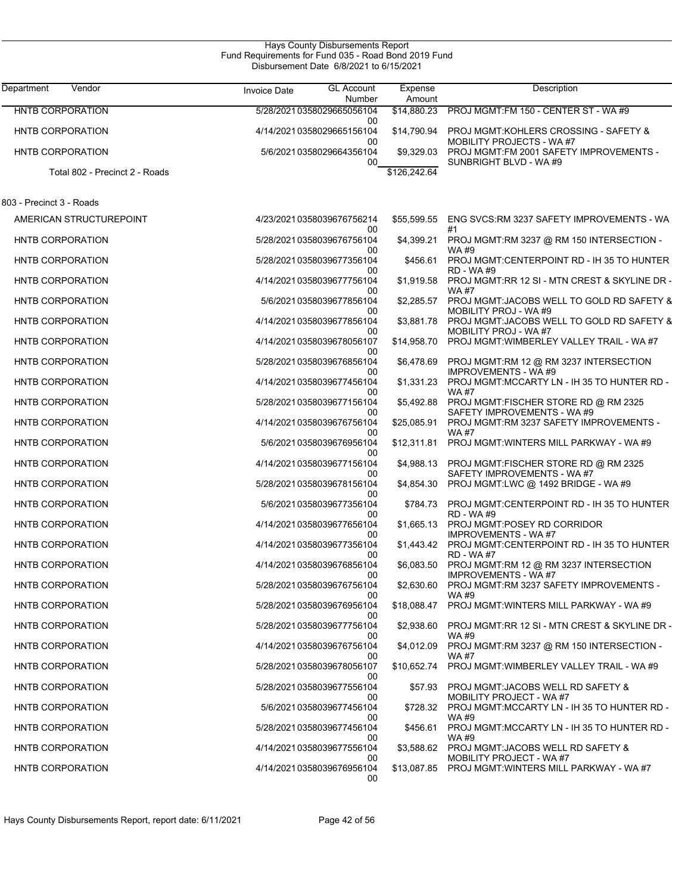Hays County Disbursements Report
Fund Requirements for Fund 035 - Road Bond 2019 Fund
Disbursement Date 6/8/2021 to 6/15/2021

| Department | Vendor | Invoice Date | GL Account Number | Expense Amount | Description |
|---|---|---|---|---|---|
| | HNTB CORPORATION | 5/28/2021 | 035802966505610400 | $14,880.23 | PROJ MGMT:FM 150 - CENTER ST - WA #9 |
| | HNTB CORPORATION | 4/14/2021 | 035802966515610400 | $14,790.94 | PROJ MGMT:KOHLERS CROSSING - SAFETY & MOBILITY PROJECTS - WA #7 |
| | HNTB CORPORATION | 5/6/2021 | 035802966435610400 | $9,329.03 | PROJ MGMT:FM 2001 SAFETY IMPROVEMENTS - SUNBRIGHT BLVD - WA #9 |
| | Total 802 - Precinct 2 - Roads | | | $126,242.64 | |
| 803 - Precinct 3 - Roads | | | | | |
| | AMERICAN STRUCTUREPOINT | 4/23/2021 | 035803967675621400 | $55,599.55 | ENG SVCS:RM 3237 SAFETY IMPROVEMENTS - WA #1 |
| | HNTB CORPORATION | 5/28/2021 | 035803967675610400 | $4,399.21 | PROJ MGMT:RM 3237 @ RM 150 INTERSECTION - WA #9 |
| | HNTB CORPORATION | 5/28/2021 | 035803967735610400 | $456.61 | PROJ MGMT:CENTERPOINT RD - IH 35 TO HUNTER RD - WA #9 |
| | HNTB CORPORATION | 4/14/2021 | 035803967775610400 | $1,919.58 | PROJ MGMT:RR 12 SI - MTN CREST & SKYLINE DR - WA #7 |
| | HNTB CORPORATION | 5/6/2021 | 035803967785610400 | $2,285.57 | PROJ MGMT:JACOBS WELL TO GOLD RD SAFETY & MOBILITY PROJ - WA #9 |
| | HNTB CORPORATION | 4/14/2021 | 035803967785610400 | $3,881.78 | PROJ MGMT:JACOBS WELL TO GOLD RD SAFETY & MOBILITY PROJ - WA #7 |
| | HNTB CORPORATION | 4/14/2021 | 035803967805610700 | $14,958.70 | PROJ MGMT:WIMBERLEY VALLEY TRAIL - WA #7 |
| | HNTB CORPORATION | 5/28/2021 | 035803967685610400 | $6,478.69 | PROJ MGMT:RM 12 @ RM 3237 INTERSECTION IMPROVEMENTS - WA #9 |
| | HNTB CORPORATION | 4/14/2021 | 035803967745610400 | $1,331.23 | PROJ MGMT:MCCARTY LN - IH 35 TO HUNTER RD - WA #7 |
| | HNTB CORPORATION | 5/28/2021 | 035803967715610400 | $5,492.88 | PROJ MGMT:FISCHER STORE RD @ RM 2325 SAFETY IMPROVEMENTS - WA #9 |
| | HNTB CORPORATION | 4/14/2021 | 035803967675610400 | $25,085.91 | PROJ MGMT:RM 3237 SAFETY IMPROVEMENTS - WA #7 |
| | HNTB CORPORATION | 5/6/2021 | 035803967695610400 | $12,311.81 | PROJ MGMT:WINTERS MILL PARKWAY - WA #9 |
| | HNTB CORPORATION | 4/14/2021 | 035803967715610400 | $4,988.13 | PROJ MGMT:FISCHER STORE RD @ RM 2325 SAFETY IMPROVEMENTS - WA #7 |
| | HNTB CORPORATION | 5/28/2021 | 035803967815610400 | $4,854.30 | PROJ MGMT:LWC @ 1492 BRIDGE - WA #9 |
| | HNTB CORPORATION | 5/6/2021 | 035803967735610400 | $784.73 | PROJ MGMT:CENTERPOINT RD - IH 35 TO HUNTER RD - WA #9 |
| | HNTB CORPORATION | 4/14/2021 | 035803967765610400 | $1,665.13 | PROJ MGMT:POSEY RD CORRIDOR IMPROVEMENTS - WA #7 |
| | HNTB CORPORATION | 4/14/2021 | 035803967735610400 | $1,443.42 | PROJ MGMT:CENTERPOINT RD - IH 35 TO HUNTER RD - WA #7 |
| | HNTB CORPORATION | 4/14/2021 | 035803967685610400 | $6,083.50 | PROJ MGMT:RM 12 @ RM 3237 INTERSECTION IMPROVEMENTS - WA #7 |
| | HNTB CORPORATION | 5/28/2021 | 035803967675610400 | $2,630.60 | PROJ MGMT:RM 3237 SAFETY IMPROVEMENTS - WA #9 |
| | HNTB CORPORATION | 5/28/2021 | 035803967695610400 | $18,088.47 | PROJ MGMT:WINTERS MILL PARKWAY - WA #9 |
| | HNTB CORPORATION | 5/28/2021 | 035803967775610400 | $2,938.60 | PROJ MGMT:RR 12 SI - MTN CREST & SKYLINE DR - WA #9 |
| | HNTB CORPORATION | 4/14/2021 | 035803967675610400 | $4,012.09 | PROJ MGMT:RM 3237 @ RM 150 INTERSECTION - WA #7 |
| | HNTB CORPORATION | 5/28/2021 | 035803967805610700 | $10,652.74 | PROJ MGMT:WIMBERLEY VALLEY TRAIL - WA #9 |
| | HNTB CORPORATION | 5/28/2021 | 035803967755610400 | $57.93 | PROJ MGMT:JACOBS WELL RD SAFETY & MOBILITY PROJECT - WA #7 |
| | HNTB CORPORATION | 5/6/2021 | 035803967745610400 | $728.32 | PROJ MGMT:MCCARTY LN - IH 35 TO HUNTER RD - WA #9 |
| | HNTB CORPORATION | 5/28/2021 | 035803967745610400 | $456.61 | PROJ MGMT:MCCARTY LN - IH 35 TO HUNTER RD - WA #9 |
| | HNTB CORPORATION | 4/14/2021 | 035803967755610400 | $3,588.62 | PROJ MGMT:JACOBS WELL RD SAFETY & MOBILITY PROJECT - WA #7 |
| | HNTB CORPORATION | 4/14/2021 | 035803967695610400 | $13,087.85 | PROJ MGMT:WINTERS MILL PARKWAY - WA #7 |

Hays County Disbursements Report, report date: 6/11/2021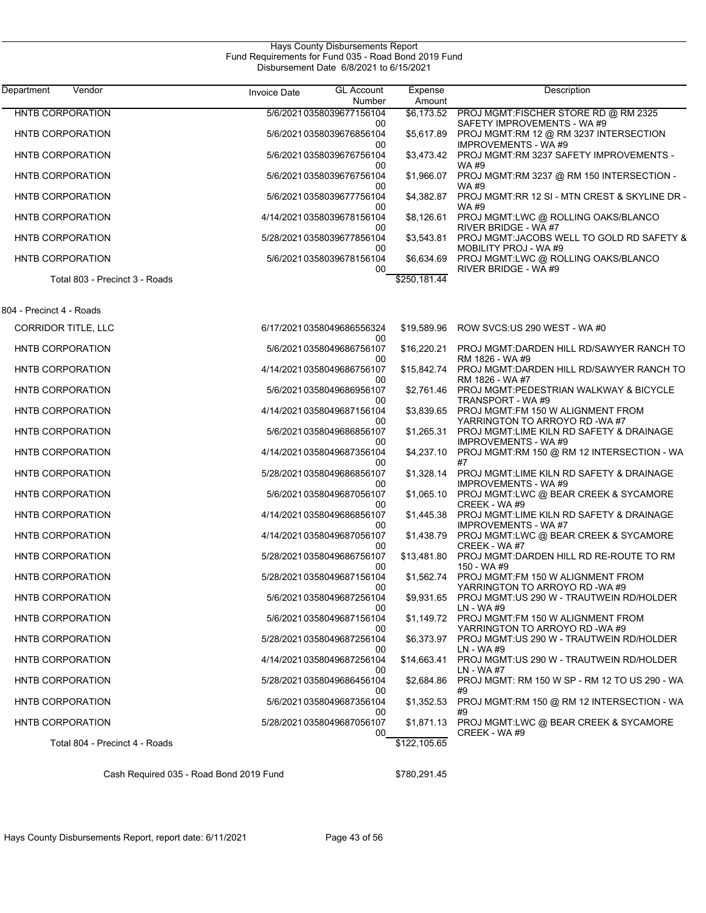Hays County Disbursements Report
Fund Requirements for Fund 035 - Road Bond 2019 Fund
Disbursement Date 6/8/2021 to 6/15/2021

| Department | Vendor | Invoice Date | GL Account Number | Expense Amount | Description |
|---|---|---|---|---|---|
| | HNTB CORPORATION | 5/6/2021 | 035803967715610400 | $6,173.52 | PROJ MGMT:FISCHER STORE RD @ RM 2325 SAFETY IMPROVEMENTS - WA #9 |
| | HNTB CORPORATION | 5/6/2021 | 035803967685610400 | $5,617.89 | PROJ MGMT:RM 12 @ RM 3237 INTERSECTION IMPROVEMENTS - WA #9 |
| | HNTB CORPORATION | 5/6/2021 | 035803967675610400 | $3,473.42 | PROJ MGMT:RM 3237 SAFETY IMPROVEMENTS - WA #9 |
| | HNTB CORPORATION | 5/6/2021 | 035803967675610400 | $1,966.07 | PROJ MGMT:RM 3237 @ RM 150 INTERSECTION - WA #9 |
| | HNTB CORPORATION | 5/6/2021 | 035803967775610400 | $4,382.87 | PROJ MGMT:RR 12 SI - MTN CREST & SKYLINE DR - WA #9 |
| | HNTB CORPORATION | 4/14/2021 | 035803967815610400 | $8,126.61 | PROJ MGMT:LWC @ ROLLING OAKS/BLANCO RIVER BRIDGE - WA #7 |
| | HNTB CORPORATION | 5/28/2021 | 035803967785610400 | $3,543.81 | PROJ MGMT:JACOBS WELL TO GOLD RD SAFETY & MOBILITY PROJ - WA #9 |
| | HNTB CORPORATION | 5/6/2021 | 035803967815610400 | $6,634.69 | PROJ MGMT:LWC @ ROLLING OAKS/BLANCO RIVER BRIDGE - WA #9 |
| | Total 803 - Precinct 3 - Roads | | | $250,181.44 | |
| 804 - Precinct 4 - Roads | | | | | |
| | CORRIDOR TITLE, LLC | 6/17/2021 | 035804968655632400 | $19,589.96 | ROW SVCS:US 290 WEST - WA #0 |
| | HNTB CORPORATION | 5/6/2021 | 035804968675610700 | $16,220.21 | PROJ MGMT:DARDEN HILL RD/SAWYER RANCH TO RM 1826 - WA #9 |
| | HNTB CORPORATION | 4/14/2021 | 035804968675610700 | $15,842.74 | PROJ MGMT:DARDEN HILL RD/SAWYER RANCH TO RM 1826 - WA #7 |
| | HNTB CORPORATION | 5/6/2021 | 035804968695610700 | $2,761.46 | PROJ MGMT:PEDESTRIAN WALKWAY & BICYCLE TRANSPORT - WA #9 |
| | HNTB CORPORATION | 4/14/2021 | 035804968715610400 | $3,839.65 | PROJ MGMT:FM 150 W ALIGNMENT FROM YARRINGTON TO ARROYO RD -WA #7 |
| | HNTB CORPORATION | 5/6/2021 | 035804968685610700 | $1,265.31 | PROJ MGMT:LIME KILN RD SAFETY & DRAINAGE IMPROVEMENTS - WA #9 |
| | HNTB CORPORATION | 4/14/2021 | 035804968735610400 | $4,237.10 | PROJ MGMT:RM 150 @ RM 12 INTERSECTION - WA #7 |
| | HNTB CORPORATION | 5/28/2021 | 035804968685610700 | $1,328.14 | PROJ MGMT:LIME KILN RD SAFETY & DRAINAGE IMPROVEMENTS - WA #9 |
| | HNTB CORPORATION | 5/6/2021 | 035804968705610700 | $1,065.10 | PROJ MGMT:LWC @ BEAR CREEK & SYCAMORE CREEK - WA #9 |
| | HNTB CORPORATION | 4/14/2021 | 035804968685610700 | $1,445.38 | PROJ MGMT:LIME KILN RD SAFETY & DRAINAGE IMPROVEMENTS - WA #7 |
| | HNTB CORPORATION | 4/14/2021 | 035804968705610700 | $1,438.79 | PROJ MGMT:LWC @ BEAR CREEK & SYCAMORE CREEK - WA #7 |
| | HNTB CORPORATION | 5/28/2021 | 035804968675610700 | $13,481.80 | PROJ MGMT:DARDEN HILL RD RE-ROUTE TO RM 150 - WA #9 |
| | HNTB CORPORATION | 5/28/2021 | 035804968715610400 | $1,562.74 | PROJ MGMT:FM 150 W ALIGNMENT FROM YARRINGTON TO ARROYO RD -WA #9 |
| | HNTB CORPORATION | 5/6/2021 | 035804968725610400 | $9,931.65 | PROJ MGMT:US 290 W - TRAUTWEIN RD/HOLDER LN - WA #9 |
| | HNTB CORPORATION | 5/6/2021 | 035804968715610400 | $1,149.72 | PROJ MGMT:FM 150 W ALIGNMENT FROM YARRINGTON TO ARROYO RD -WA #9 |
| | HNTB CORPORATION | 5/28/2021 | 035804968725610400 | $6,373.97 | PROJ MGMT:US 290 W - TRAUTWEIN RD/HOLDER LN - WA #9 |
| | HNTB CORPORATION | 4/14/2021 | 035804968725610400 | $14,663.41 | PROJ MGMT:US 290 W - TRAUTWEIN RD/HOLDER LN - WA #7 |
| | HNTB CORPORATION | 5/28/2021 | 035804968645610400 | $2,684.86 | PROJ MGMT: RM 150 W SP - RM 12 TO US 290 - WA #9 |
| | HNTB CORPORATION | 5/6/2021 | 035804968735610400 | $1,352.53 | PROJ MGMT:RM 150 @ RM 12 INTERSECTION - WA #9 |
| | HNTB CORPORATION | 5/28/2021 | 035804968705610700 | $1,871.13 | PROJ MGMT:LWC @ BEAR CREEK & SYCAMORE CREEK - WA #9 |
| | Total 804 - Precinct 4 - Roads | | | $122,105.65 | |

Cash Required 035 - Road Bond 2019 Fund $780,291.45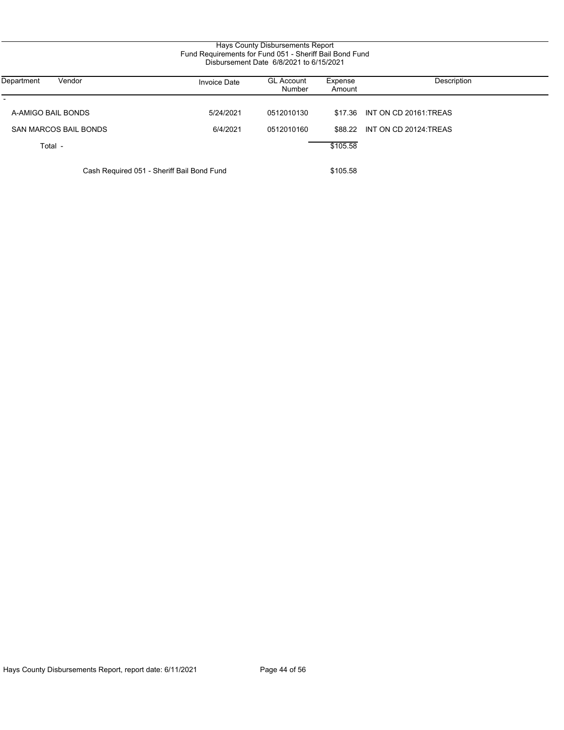# Hays County Disbursements Report
## Fund Requirements for Fund 051 - Sheriff Bail Bond Fund
### Disbursement Date 6/8/2021 to 6/15/2021

| Department | Vendor | Invoice Date | GL Account Number | Expense Amount | Description |
|---|---|---|---|---|---|
| - | | | | | |
| A-AMIGO BAIL BONDS | | 5/24/2021 | 0512010130 | $17.36 | INT ON CD 20161:TREAS |
| SAN MARCOS BAIL BONDS | | 6/4/2021 | 0512010160 | $88.22 | INT ON CD 20124:TREAS |
| Total - | | | | $105.58 | |
| Cash Required 051 - Sheriff Bail Bond Fund | | | | $105.58 | |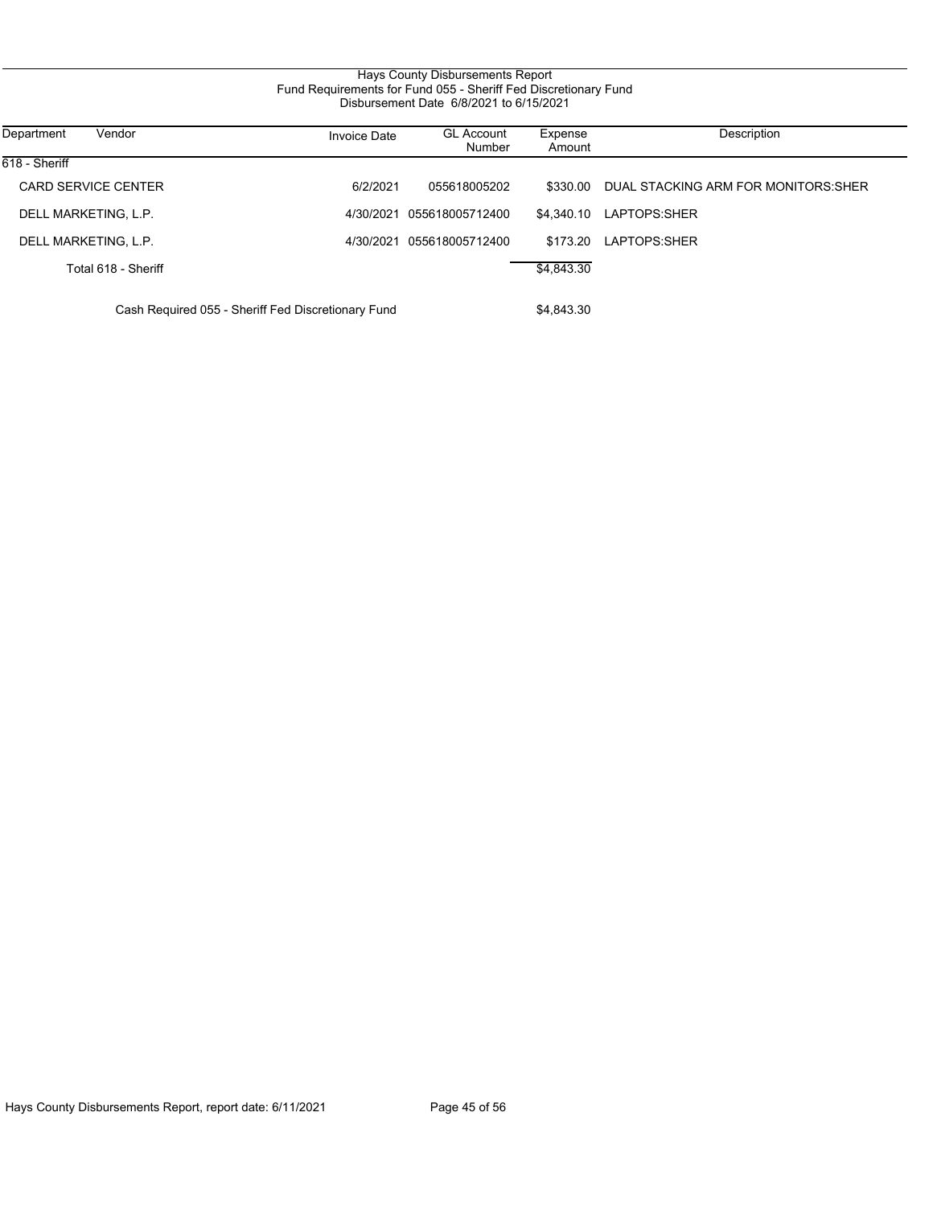# Hays County Disbursements Report
## Fund Requirements for Fund 055 - Sheriff Fed Discretionary Fund
### Disbursement Date 6/8/2021 to 6/15/2021

| Department | Vendor | Invoice Date | GL Account Number | Expense Amount | Description |
|---|---|---|---|---|---|
| 618 - Sheriff | | | | | |
| | CARD SERVICE CENTER | 6/2/2021 | 055618005202 | $330.00 | DUAL STACKING ARM FOR MONITORS:SHER |
| | DELL MARKETING, L.P. | 4/30/2021 | 055618005712400 | $4,340.10 | LAPTOPS:SHER |
| | DELL MARKETING, L.P. | 4/30/2021 | 055618005712400 | $173.20 | LAPTOPS:SHER |
| | Total 618 - Sheriff | | | $4,843.30 | |
| | Cash Required 055 - Sheriff Fed Discretionary Fund | | | $4,843.30 | |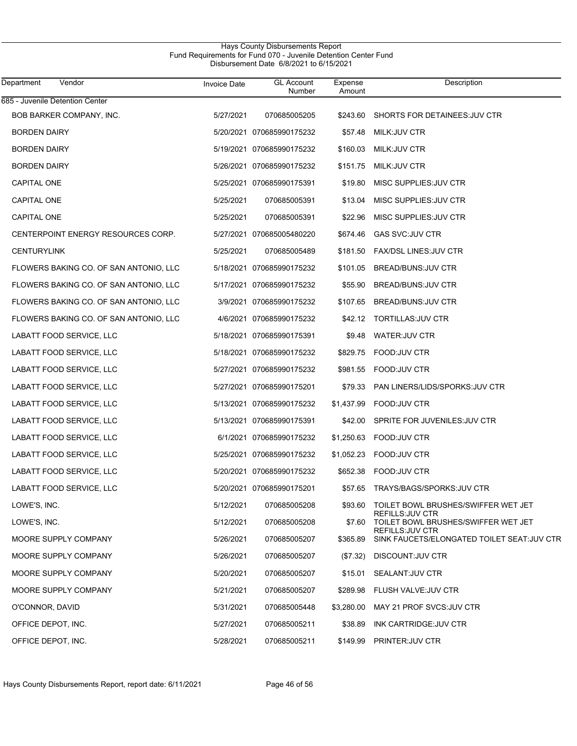# Hays County Disbursements Report

## Fund Requirements for Fund 070 - Juvenile Detention Center Fund

Disbursement Date 6/8/2021 to 6/15/2021

| Department | Vendor | Invoice Date | GL Account Number | Expense Amount | Description |
|---|---|---|---|---|---|
| 685 - Juvenile Detention Center | | | | | |
| | BOB BARKER COMPANY, INC. | 5/27/2021 | 070685005205 | $243.60 | SHORTS FOR DETAINEES:JUV CTR |
| | BORDEN DAIRY | 5/20/2021 | 070685990175232 | $57.48 | MILK:JUV CTR |
| | BORDEN DAIRY | 5/19/2021 | 070685990175232 | $160.03 | MILK:JUV CTR |
| | BORDEN DAIRY | 5/26/2021 | 070685990175232 | $151.75 | MILK:JUV CTR |
| | CAPITAL ONE | 5/25/2021 | 070685990175391 | $19.80 | MISC SUPPLIES:JUV CTR |
| | CAPITAL ONE | 5/25/2021 | 070685005391 | $13.04 | MISC SUPPLIES:JUV CTR |
| | CAPITAL ONE | 5/25/2021 | 070685005391 | $22.96 | MISC SUPPLIES:JUV CTR |
| | CENTERPOINT ENERGY RESOURCES CORP. | 5/27/2021 | 070685005480220 | $674.46 | GAS SVC:JUV CTR |
| | CENTURYLINK | 5/25/2021 | 070685005489 | $181.50 | FAX/DSL LINES:JUV CTR |
| | FLOWERS BAKING CO. OF SAN ANTONIO, LLC | 5/18/2021 | 070685990175232 | $101.05 | BREAD/BUNS:JUV CTR |
| | FLOWERS BAKING CO. OF SAN ANTONIO, LLC | 5/17/2021 | 070685990175232 | $55.90 | BREAD/BUNS:JUV CTR |
| | FLOWERS BAKING CO. OF SAN ANTONIO, LLC | 3/9/2021 | 070685990175232 | $107.65 | BREAD/BUNS:JUV CTR |
| | FLOWERS BAKING CO. OF SAN ANTONIO, LLC | 4/6/2021 | 070685990175232 | $42.12 | TORTILLAS:JUV CTR |
| | LABATT FOOD SERVICE, LLC | 5/18/2021 | 070685990175391 | $9.48 | WATER:JUV CTR |
| | LABATT FOOD SERVICE, LLC | 5/18/2021 | 070685990175232 | $829.75 | FOOD:JUV CTR |
| | LABATT FOOD SERVICE, LLC | 5/27/2021 | 070685990175232 | $981.55 | FOOD:JUV CTR |
| | LABATT FOOD SERVICE, LLC | 5/27/2021 | 070685990175201 | $79.33 | PAN LINERS/LIDS/SPORKS:JUV CTR |
| | LABATT FOOD SERVICE, LLC | 5/13/2021 | 070685990175232 | $1,437.99 | FOOD:JUV CTR |
| | LABATT FOOD SERVICE, LLC | 5/13/2021 | 070685990175391 | $42.00 | SPRITE FOR JUVENILES:JUV CTR |
| | LABATT FOOD SERVICE, LLC | 6/1/2021 | 070685990175232 | $1,250.63 | FOOD:JUV CTR |
| | LABATT FOOD SERVICE, LLC | 5/25/2021 | 070685990175232 | $1,052.23 | FOOD:JUV CTR |
| | LABATT FOOD SERVICE, LLC | 5/20/2021 | 070685990175232 | $652.38 | FOOD:JUV CTR |
| | LABATT FOOD SERVICE, LLC | 5/20/2021 | 070685990175201 | $57.65 | TRAYS/BAGS/SPORKS:JUV CTR |
| | LOWE'S, INC. | 5/12/2021 | 070685005208 | $93.60 | TOILET BOWL BRUSHES/SWIFFER WET JET REFILLS:JUV CTR |
| | LOWE'S, INC. | 5/12/2021 | 070685005208 | $7.60 | TOILET BOWL BRUSHES/SWIFFER WET JET REFILLS:JUV CTR |
| | MOORE SUPPLY COMPANY | 5/26/2021 | 070685005207 | $365.89 | SINK FAUCETS/ELONGATED TOILET SEAT:JUV CTR |
| | MOORE SUPPLY COMPANY | 5/26/2021 | 070685005207 | ($7.32) | DISCOUNT:JUV CTR |
| | MOORE SUPPLY COMPANY | 5/20/2021 | 070685005207 | $15.01 | SEALANT:JUV CTR |
| | MOORE SUPPLY COMPANY | 5/21/2021 | 070685005207 | $289.98 | FLUSH VALVE:JUV CTR |
| | O'CONNOR, DAVID | 5/31/2021 | 070685005448 | $3,280.00 | MAY 21 PROF SVCS:JUV CTR |
| | OFFICE DEPOT, INC. | 5/27/2021 | 070685005211 | $38.89 | INK CARTRIDGE:JUV CTR |
| | OFFICE DEPOT, INC. | 5/28/2021 | 070685005211 | $149.99 | PRINTER:JUV CTR |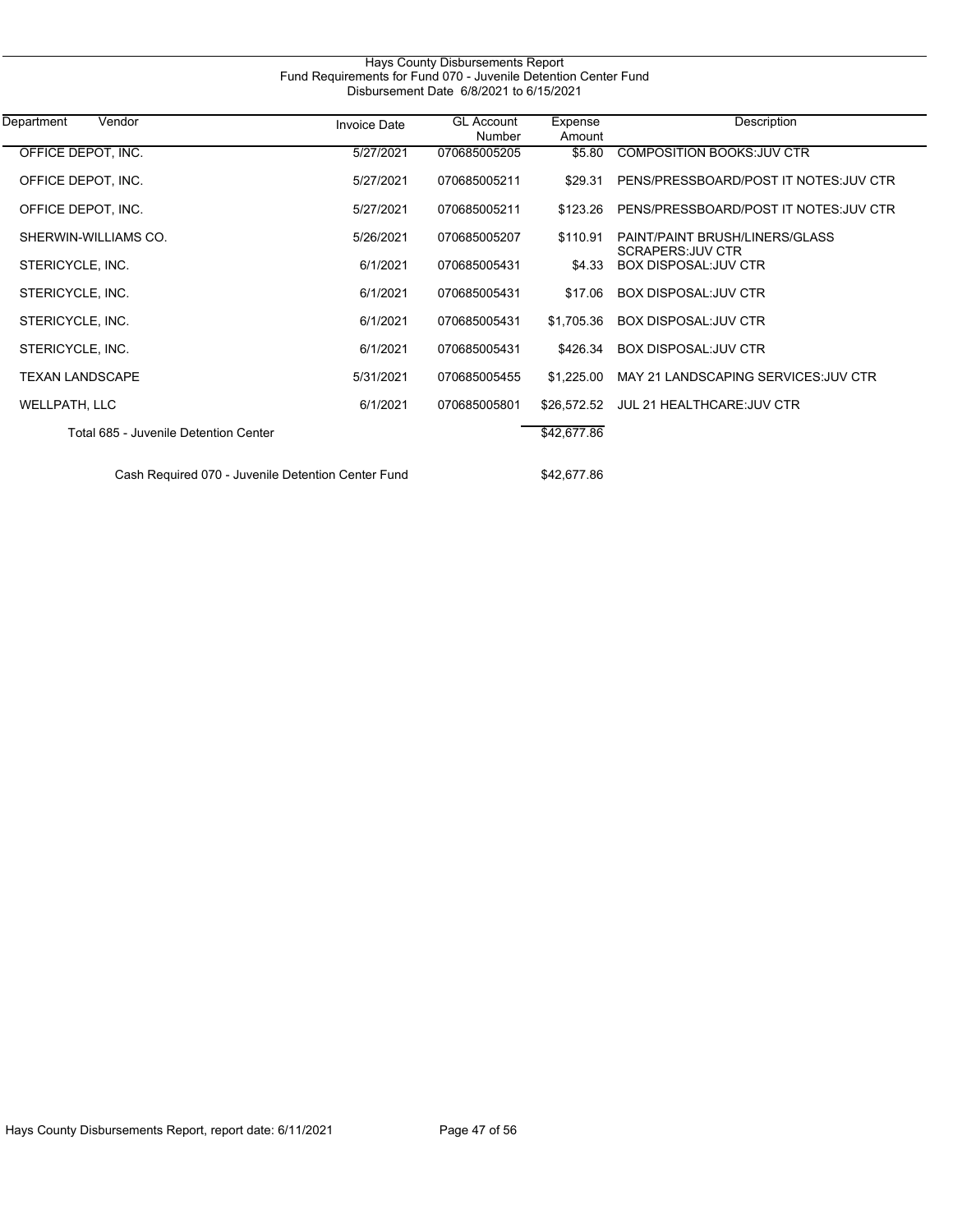Hays County Disbursements Report
Fund Requirements for Fund 070 - Juvenile Detention Center Fund
Disbursement Date 6/8/2021 to 6/15/2021

| Department Vendor | Invoice Date | GL Account Number | Expense Amount | Description |
|---|---|---|---|---|
| OFFICE DEPOT, INC. | 5/27/2021 | 070685005205 | $5.80 | COMPOSITION BOOKS:JUV CTR |
| OFFICE DEPOT, INC. | 5/27/2021 | 070685005211 | $29.31 | PENS/PRESSBOARD/POST IT NOTES:JUV CTR |
| OFFICE DEPOT, INC. | 5/27/2021 | 070685005211 | $123.26 | PENS/PRESSBOARD/POST IT NOTES:JUV CTR |
| SHERWIN-WILLIAMS CO. | 5/26/2021 | 070685005207 | $110.91 | PAINT/PAINT BRUSH/LINERS/GLASS SCRAPERS:JUV CTR |
| STERICYCLE, INC. | 6/1/2021 | 070685005431 | $4.33 | BOX DISPOSAL:JUV CTR |
| STERICYCLE, INC. | 6/1/2021 | 070685005431 | $17.06 | BOX DISPOSAL:JUV CTR |
| STERICYCLE, INC. | 6/1/2021 | 070685005431 | $1,705.36 | BOX DISPOSAL:JUV CTR |
| STERICYCLE, INC. | 6/1/2021 | 070685005431 | $426.34 | BOX DISPOSAL:JUV CTR |
| TEXAN LANDSCAPE | 5/31/2021 | 070685005455 | $1,225.00 | MAY 21 LANDSCAPING SERVICES:JUV CTR |
| WELLPATH, LLC | 6/1/2021 | 070685005801 | $26,572.52 | JUL 21 HEALTHCARE:JUV CTR |
| Total 685 - Juvenile Detention Center | | | $42,677.86 | |
| Cash Required 070 - Juvenile Detention Center Fund | | | $42,677.86 | |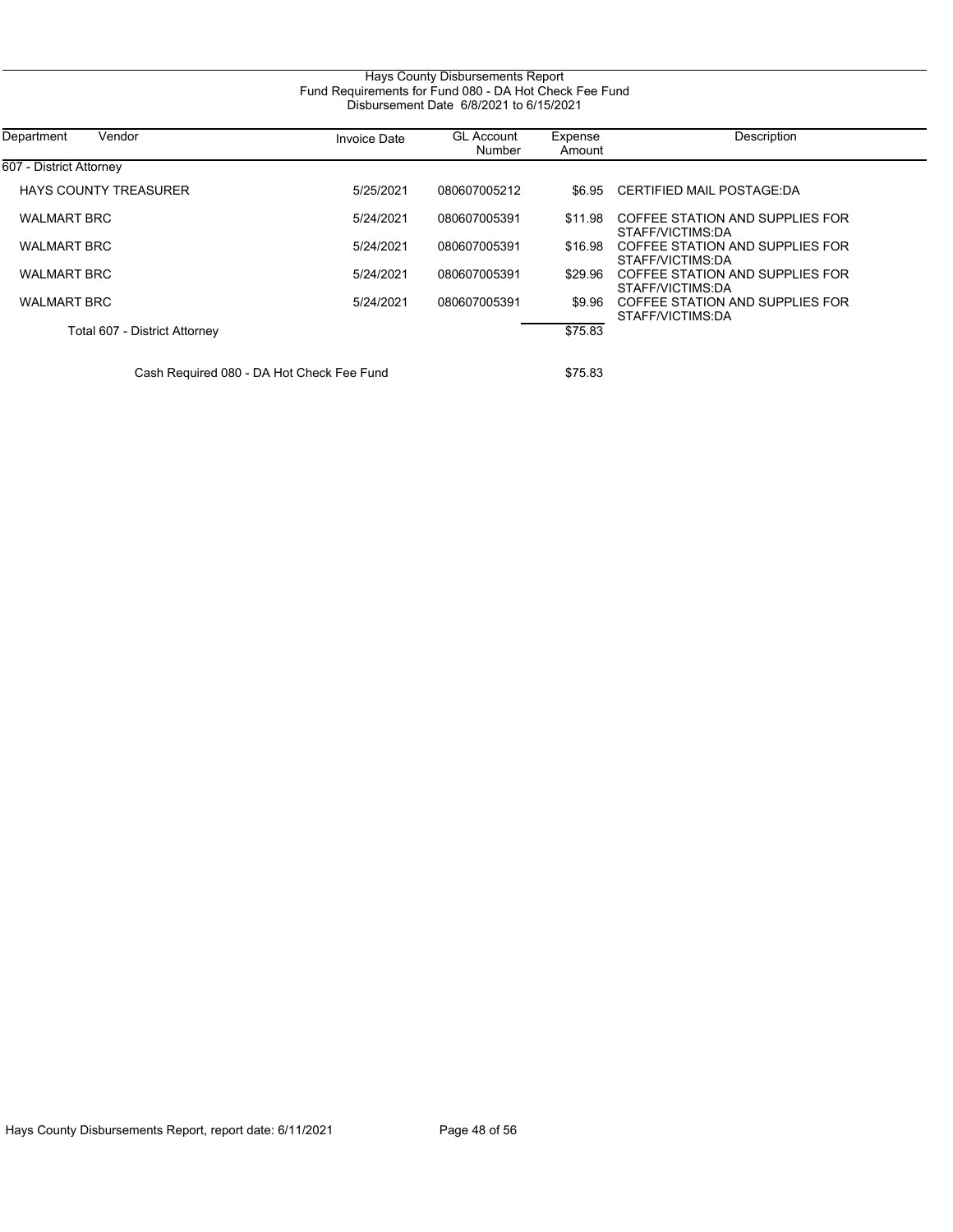# Hays County Disbursements Report

## Fund Requirements for Fund 080 - DA Hot Check Fee Fund

Disbursement Date 6/8/2021 to 6/15/2021

| Department | Vendor | Invoice Date | GL Account Number | Expense Amount | Description |
|---|---|---|---|---|---|
| 607 - District Attorney | | | | | |
| | HAYS COUNTY TREASURER | 5/25/2021 | 080607005212 | $6.95 | CERTIFIED MAIL POSTAGE:DA |
| | WALMART BRC | 5/24/2021 | 080607005391 | $11.98 | COFFEE STATION AND SUPPLIES FOR STAFF/VICTIMS:DA |
| | WALMART BRC | 5/24/2021 | 080607005391 | $16.98 | COFFEE STATION AND SUPPLIES FOR STAFF/VICTIMS:DA |
| | WALMART BRC | 5/24/2021 | 080607005391 | $29.96 | COFFEE STATION AND SUPPLIES FOR STAFF/VICTIMS:DA |
| | WALMART BRC | 5/24/2021 | 080607005391 | $9.96 | COFFEE STATION AND SUPPLIES FOR STAFF/VICTIMS:DA |
| | Total 607 - District Attorney | | | $75.83 | |
| | Cash Required 080 - DA Hot Check Fee Fund | | | $75.83 | |

Hays County Disbursements Report, report date: 6/11/2021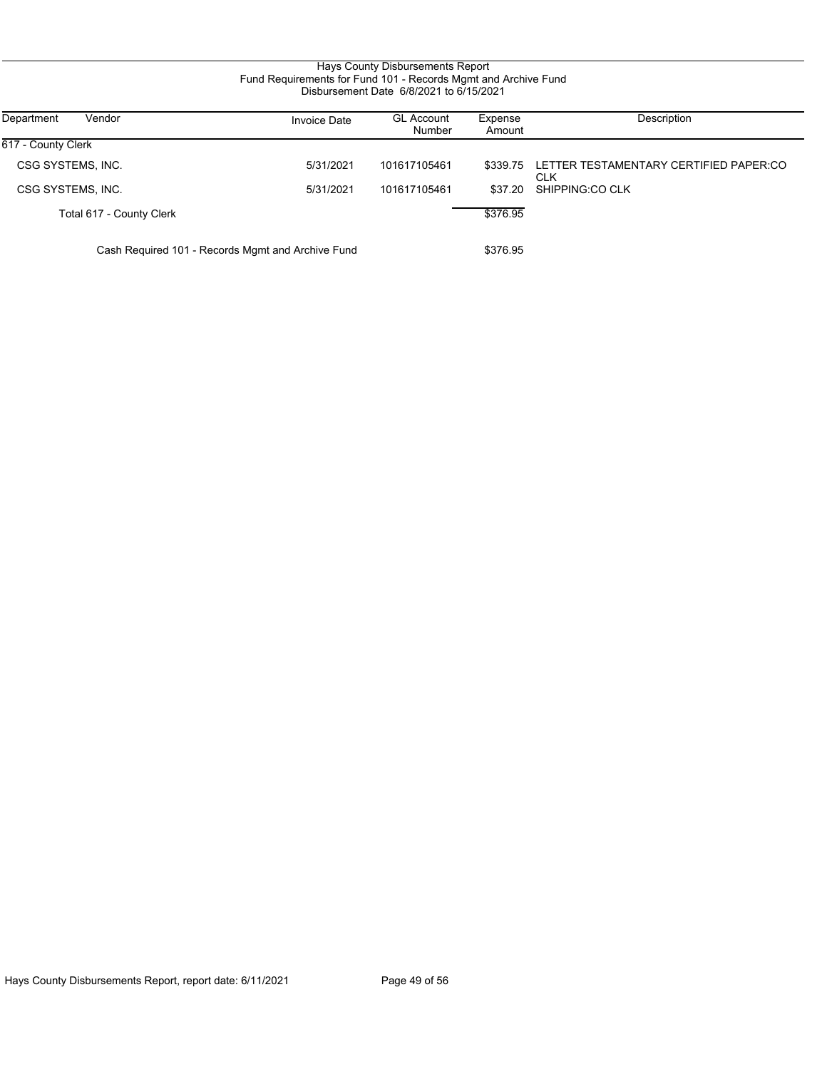# Hays County Disbursements Report

## Fund Requirements for Fund 101 - Records Mgmt and Archive Fund

### Disbursement Date 6/8/2021 to 6/15/2021

| Department | Vendor | Invoice Date | GL Account Number | Expense Amount | Description |
|---|---|---|---|---|---|
| 617 - County Clerk | | | | | |
| | CSG SYSTEMS, INC. | 5/31/2021 | 101617105461 | $339.75 | LETTER TESTAMENTARY CERTIFIED PAPER:CO CLK |
| | CSG SYSTEMS, INC. | 5/31/2021 | 101617105461 | $37.20 | SHIPPING:CO CLK |
| | Total 617 - County Clerk | | | $376.95 | |
| | Cash Required 101 - Records Mgmt and Archive Fund | | | $376.95 | |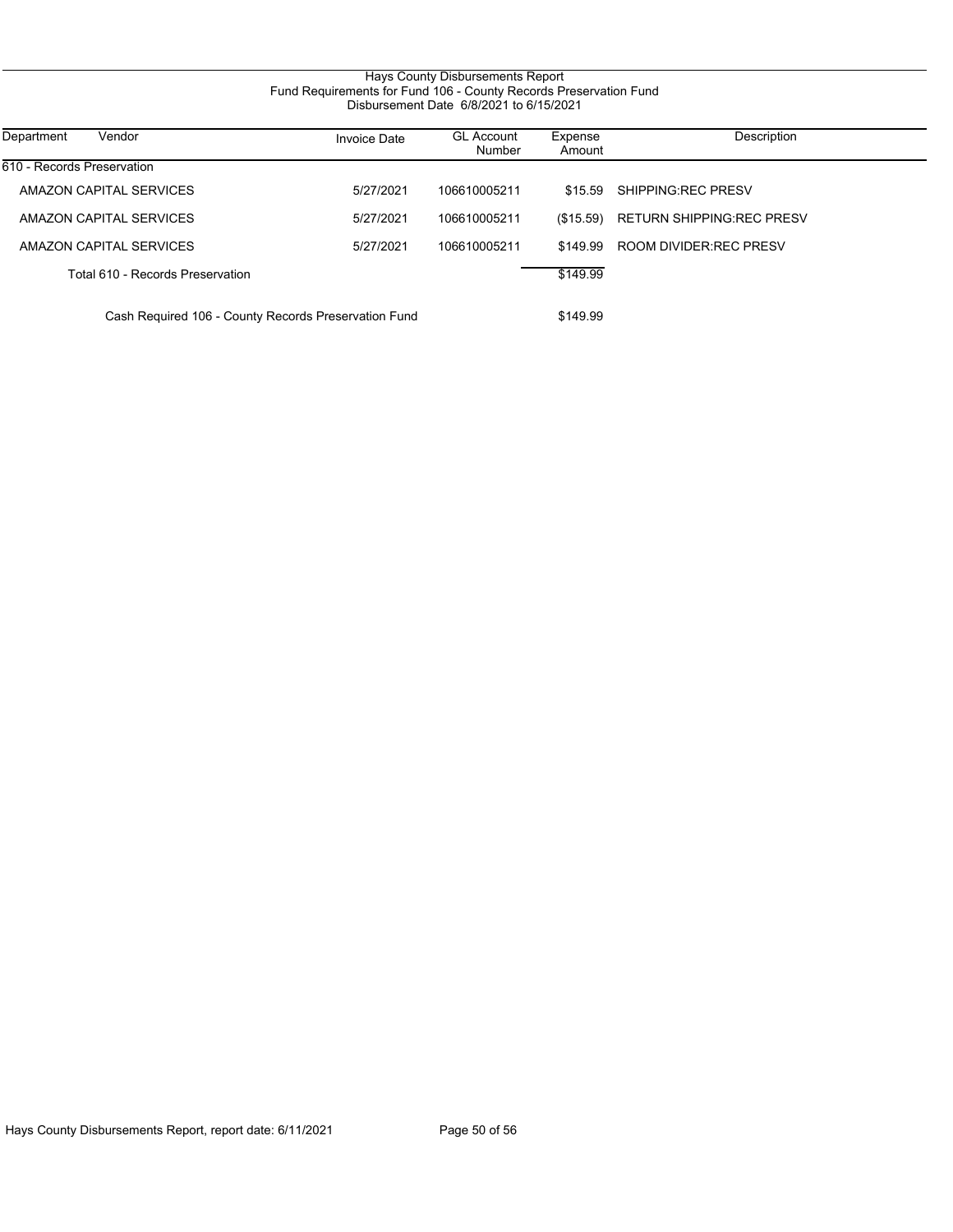# Hays County Disbursements Report

## Fund Requirements for Fund 106 - County Records Preservation Fund

### Disbursement Date 6/8/2021 to 6/15/2021

| Department | Vendor | Invoice Date | GL Account Number | Expense Amount | Description |
|---|---|---|---|---|---|
| 610 - Records Preservation | | | | | |
| | AMAZON CAPITAL SERVICES | 5/27/2021 | 106610005211 | $15.59 | SHIPPING:REC PRESV |
| | AMAZON CAPITAL SERVICES | 5/27/2021 | 106610005211 | ($15.59) | RETURN SHIPPING:REC PRESV |
| | AMAZON CAPITAL SERVICES | 5/27/2021 | 106610005211 | $149.99 | ROOM DIVIDER:REC PRESV |
| | Total 610 - Records Preservation | | | $149.99 | |
| | Cash Required 106 - County Records Preservation Fund | | | $149.99 | |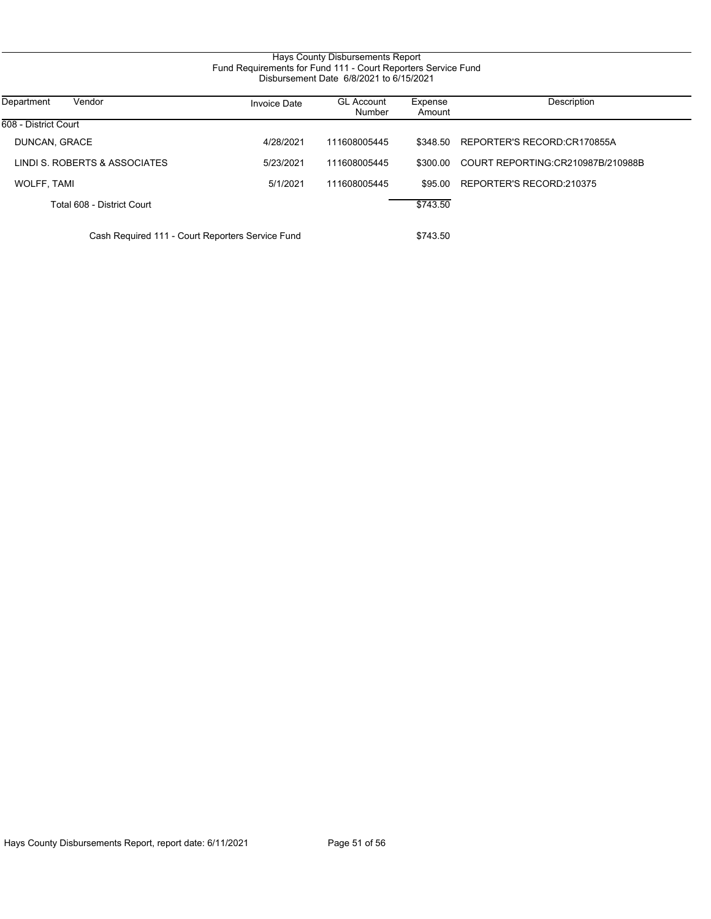# Hays County Disbursements Report

## Fund Requirements for Fund 111 - Court Reporters Service Fund

Disbursement Date 6/8/2021 to 6/15/2021

| Department | Vendor | Invoice Date | GL Account Number | Expense Amount | Description |
|---|---|---|---|---|---|
| 608 - District Court | | | | | |
| | DUNCAN, GRACE | 4/28/2021 | 111608005445 | $348.50 | REPORTER'S RECORD:CR170855A |
| | LINDI S. ROBERTS & ASSOCIATES | 5/23/2021 | 111608005445 | $300.00 | COURT REPORTING:CR210987B/210988B |
| | WOLFF, TAMI | 5/1/2021 | 111608005445 | $95.00 | REPORTER'S RECORD:210375 |
| | Total 608 - District Court | | | $743.50 | |
| | Cash Required 111 - Court Reporters Service Fund | | | $743.50 | |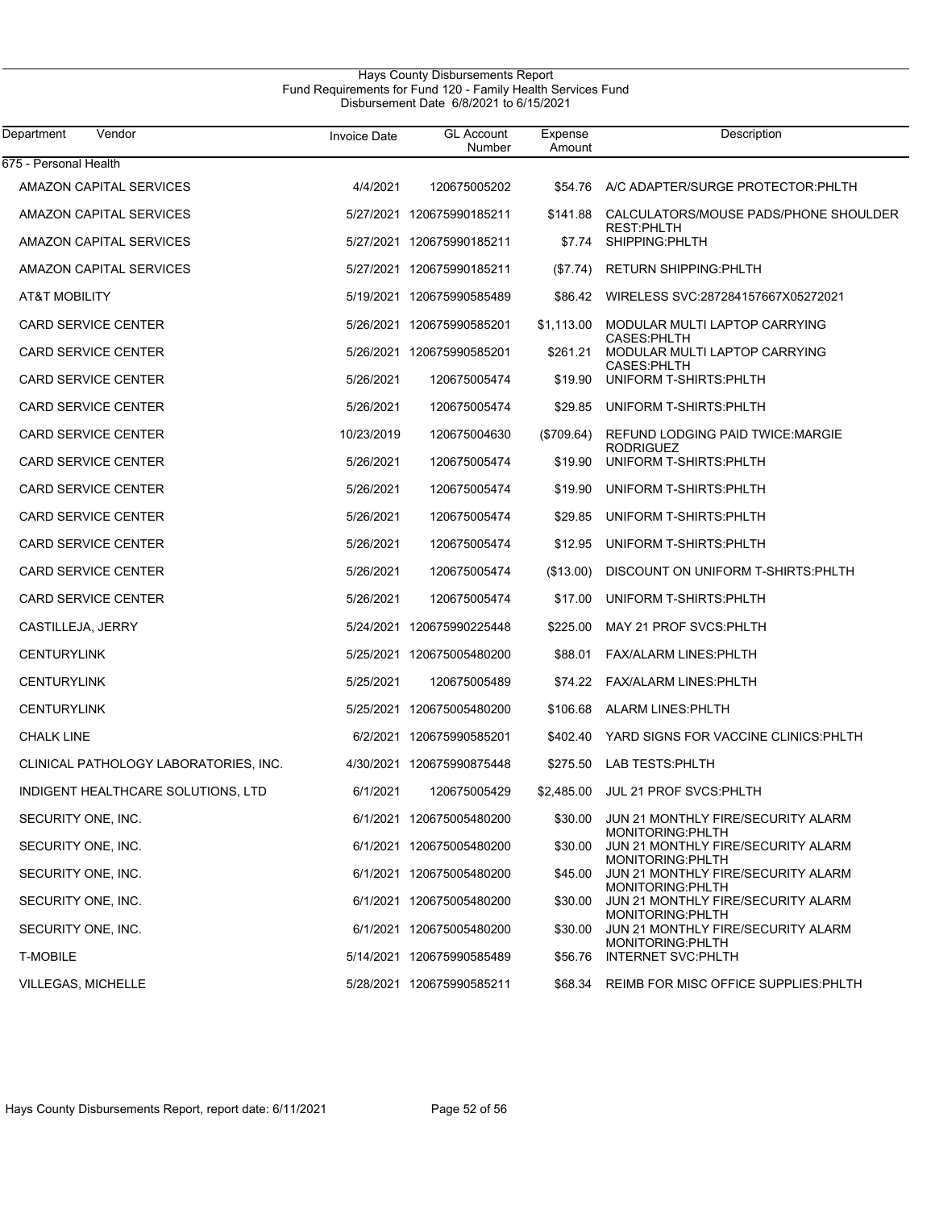# Hays County Disbursements Report

## Fund Requirements for Fund 120 - Family Health Services Fund

### Disbursement Date 6/8/2021 to 6/15/2021

| Department | Vendor | Invoice Date | GL Account Number | Expense Amount | Description |
|---|---|---|---|---|---|
| 675 - Personal Health | | | | | |
| | AMAZON CAPITAL SERVICES | 4/4/2021 | 120675005202 | $54.76 | A/C ADAPTER/SURGE PROTECTOR:PHLTH |
| | AMAZON CAPITAL SERVICES | 5/27/2021 | 120675990185211 | $141.88 | CALCULATORS/MOUSE PADS/PHONE SHOULDER REST:PHLTH |
| | AMAZON CAPITAL SERVICES | 5/27/2021 | 120675990185211 | $7.74 | SHIPPING:PHLTH |
| | AMAZON CAPITAL SERVICES | 5/27/2021 | 120675990185211 | ($7.74) | RETURN SHIPPING:PHLTH |
| | AT&T MOBILITY | 5/19/2021 | 120675990585489 | $86.42 | WIRELESS SVC:287284157667X05272021 |
| | CARD SERVICE CENTER | 5/26/2021 | 120675990585201 | $1,113.00 | MODULAR MULTI LAPTOP CARRYING CASES:PHLTH |
| | CARD SERVICE CENTER | 5/26/2021 | 120675990585201 | $261.21 | MODULAR MULTI LAPTOP CARRYING CASES:PHLTH |
| | CARD SERVICE CENTER | 5/26/2021 | 120675005474 | $19.90 | UNIFORM T-SHIRTS:PHLTH |
| | CARD SERVICE CENTER | 5/26/2021 | 120675005474 | $29.85 | UNIFORM T-SHIRTS:PHLTH |
| | CARD SERVICE CENTER | 10/23/2019 | 120675004630 | ($709.64) | REFUND LODGING PAID TWICE:MARGIE RODRIGUEZ |
| | CARD SERVICE CENTER | 5/26/2021 | 120675005474 | $19.90 | UNIFORM T-SHIRTS:PHLTH |
| | CARD SERVICE CENTER | 5/26/2021 | 120675005474 | $19.90 | UNIFORM T-SHIRTS:PHLTH |
| | CARD SERVICE CENTER | 5/26/2021 | 120675005474 | $29.85 | UNIFORM T-SHIRTS:PHLTH |
| | CARD SERVICE CENTER | 5/26/2021 | 120675005474 | $12.95 | UNIFORM T-SHIRTS:PHLTH |
| | CARD SERVICE CENTER | 5/26/2021 | 120675005474 | ($13.00) | DISCOUNT ON UNIFORM T-SHIRTS:PHLTH |
| | CARD SERVICE CENTER | 5/26/2021 | 120675005474 | $17.00 | UNIFORM T-SHIRTS:PHLTH |
| | CASTILLEJA, JERRY | 5/24/2021 | 120675990225448 | $225.00 | MAY 21 PROF SVCS:PHLTH |
| | CENTURYLINK | 5/25/2021 | 120675005480200 | $88.01 | FAX/ALARM LINES:PHLTH |
| | CENTURYLINK | 5/25/2021 | 120675005489 | $74.22 | FAX/ALARM LINES:PHLTH |
| | CENTURYLINK | 5/25/2021 | 120675005480200 | $106.68 | ALARM LINES:PHLTH |
| | CHALK LINE | 6/2/2021 | 120675990585201 | $402.40 | YARD SIGNS FOR VACCINE CLINICS:PHLTH |
| | CLINICAL PATHOLOGY LABORATORIES, INC. | 4/30/2021 | 120675990875448 | $275.50 | LAB TESTS:PHLTH |
| | INDIGENT HEALTHCARE SOLUTIONS, LTD | 6/1/2021 | 120675005429 | $2,485.00 | JUL 21 PROF SVCS:PHLTH |
| | SECURITY ONE, INC. | 6/1/2021 | 120675005480200 | $30.00 | JUN 21 MONTHLY FIRE/SECURITY ALARM MONITORING:PHLTH |
| | SECURITY ONE, INC. | 6/1/2021 | 120675005480200 | $30.00 | JUN 21 MONTHLY FIRE/SECURITY ALARM MONITORING:PHLTH |
| | SECURITY ONE, INC. | 6/1/2021 | 120675005480200 | $45.00 | JUN 21 MONTHLY FIRE/SECURITY ALARM MONITORING:PHLTH |
| | SECURITY ONE, INC. | 6/1/2021 | 120675005480200 | $30.00 | JUN 21 MONTHLY FIRE/SECURITY ALARM MONITORING:PHLTH |
| | SECURITY ONE, INC. | 6/1/2021 | 120675005480200 | $30.00 | JUN 21 MONTHLY FIRE/SECURITY ALARM MONITORING:PHLTH |
| | T-MOBILE | 5/14/2021 | 120675990585489 | $56.76 | INTERNET SVC:PHLTH |
| | VILLEGAS, MICHELLE | 5/28/2021 | 120675990585211 | $68.34 | REIMB FOR MISC OFFICE SUPPLIES:PHLTH |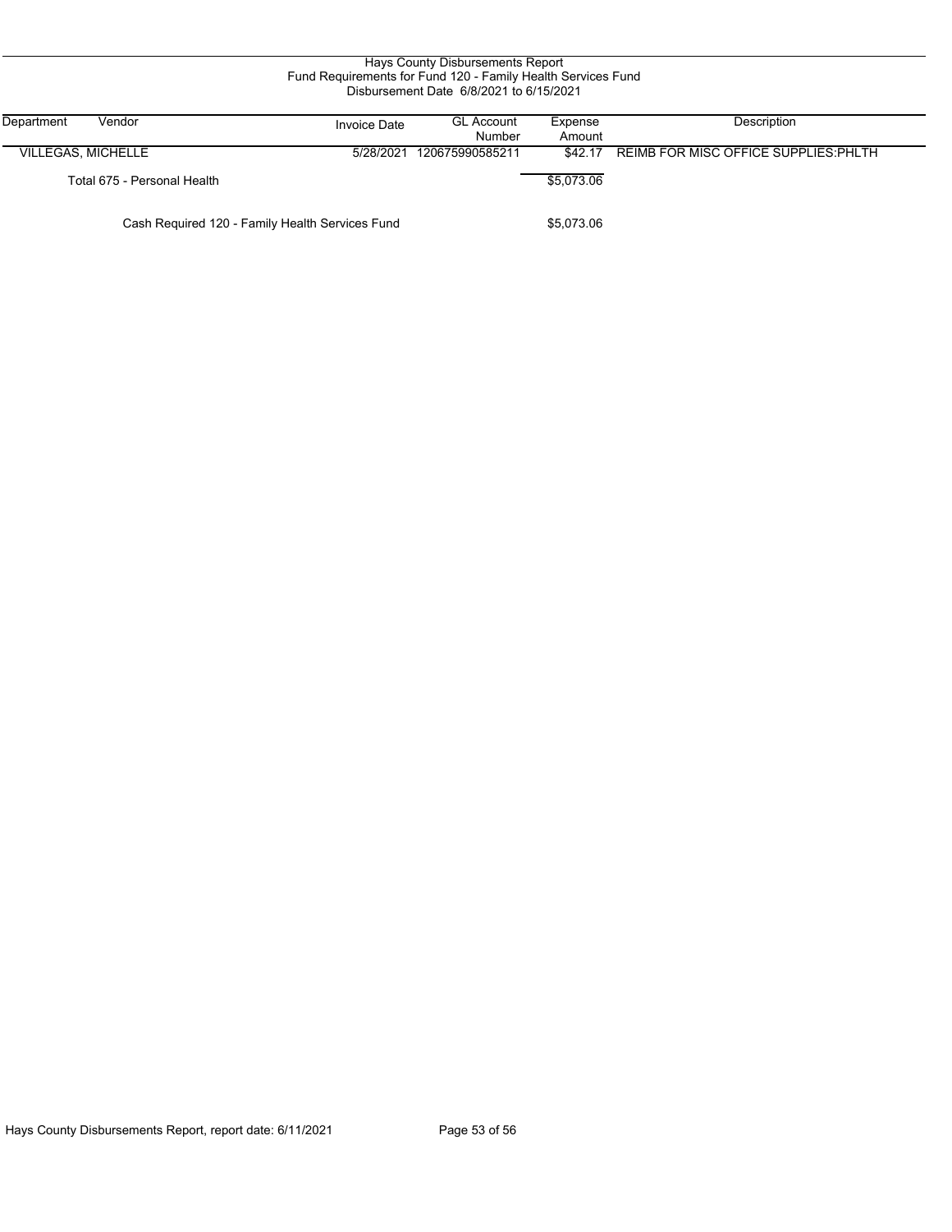# Hays County Disbursements Report
## Fund Requirements for Fund 120 - Family Health Services Fund
### Disbursement Date 6/8/2021 to 6/15/2021

| Department | Vendor | Invoice Date | GL Account Number | Expense Amount | Description |
|---|---|---|---|---|---|
| VILLEGAS, MICHELLE | | 5/28/2021 | 120675990585211 | $42.17 | REIMB FOR MISC OFFICE SUPPLIES:PHLTH |
| | Total 675 - Personal Health | | | $5,073.06 | |
| | Cash Required 120 - Family Health Services Fund | | | $5,073.06 | |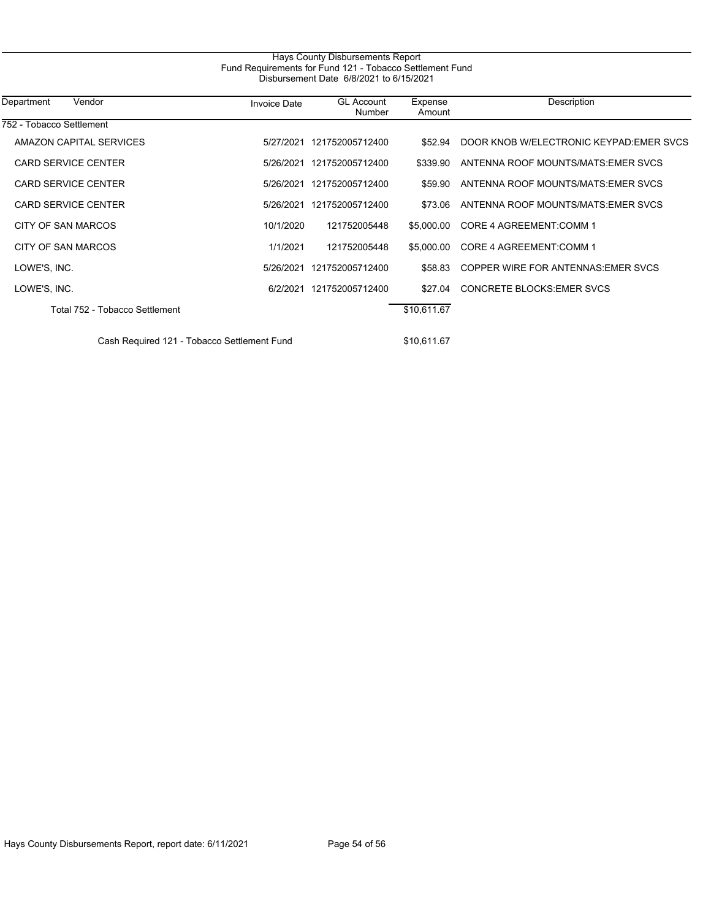# Hays County Disbursements Report

## Fund Requirements for Fund 121 - Tobacco Settlement Fund

### Disbursement Date 6/8/2021 to 6/15/2021

| Department | Vendor | Invoice Date | GL Account Number | Expense Amount | Description |
|---|---|---|---|---|---|
| 752 - Tobacco Settlement | | | | | |
| | AMAZON CAPITAL SERVICES | 5/27/2021 | 121752005712400 | $52.94 | DOOR KNOB W/ELECTRONIC KEYPAD:EMER SVCS |
| | CARD SERVICE CENTER | 5/26/2021 | 121752005712400 | $339.90 | ANTENNA ROOF MOUNTS/MATS:EMER SVCS |
| | CARD SERVICE CENTER | 5/26/2021 | 121752005712400 | $59.90 | ANTENNA ROOF MOUNTS/MATS:EMER SVCS |
| | CARD SERVICE CENTER | 5/26/2021 | 121752005712400 | $73.06 | ANTENNA ROOF MOUNTS/MATS:EMER SVCS |
| | CITY OF SAN MARCOS | 10/1/2020 | 121752005448 | $5,000.00 | CORE 4 AGREEMENT:COMM 1 |
| | CITY OF SAN MARCOS | 1/1/2021 | 121752005448 | $5,000.00 | CORE 4 AGREEMENT:COMM 1 |
| | LOWE'S, INC. | 5/26/2021 | 121752005712400 | $58.83 | COPPER WIRE FOR ANTENNAS:EMER SVCS |
| | LOWE'S, INC. | 6/2/2021 | 121752005712400 | $27.04 | CONCRETE BLOCKS:EMER SVCS |
| | Total 752 - Tobacco Settlement | | | $10,611.67 | |
| | Cash Required 121 - Tobacco Settlement Fund | | | $10,611.67 | |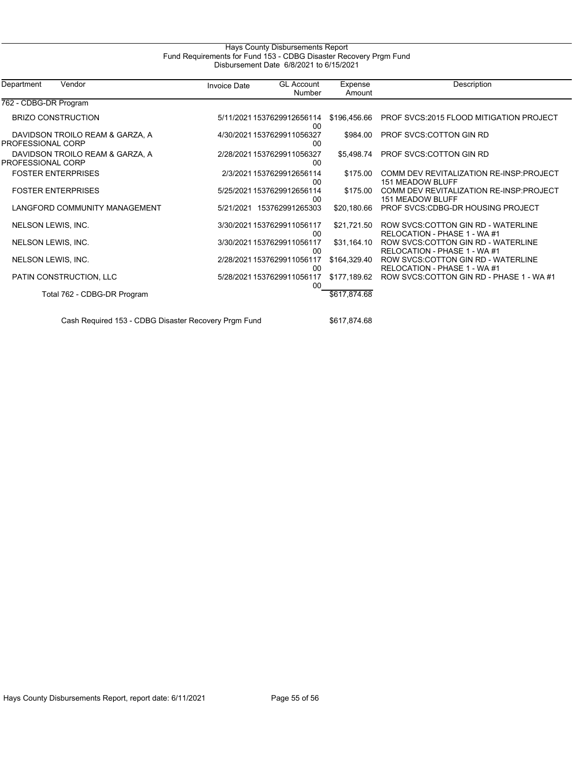Hays County Disbursements Report
Fund Requirements for Fund 153 - CDBG Disaster Recovery Prgm Fund
Disbursement Date 6/8/2021 to 6/15/2021

| Department | Vendor | Invoice Date | GL Account Number | Expense Amount | Description |
|---|---|---|---|---|---|
| 762 - CDBG-DR Program | | | | | |
| | BRIZO CONSTRUCTION | 5/11/2021 | 153762991265611400 | $196,456.66 | PROF SVCS:2015 FLOOD MITIGATION PROJECT |
| | DAVIDSON TROILO REAM & GARZA, A PROFESSIONAL CORP | 4/30/2021 | 153762991105632700 | $984.00 | PROF SVCS:COTTON GIN RD |
| | DAVIDSON TROILO REAM & GARZA, A PROFESSIONAL CORP | 2/28/2021 | 153762991105632700 | $5,498.74 | PROF SVCS:COTTON GIN RD |
| | FOSTER ENTERPRISES | 2/3/2021 | 153762991265611400 | $175.00 | COMM DEV REVITALIZATION RE-INSP:PROJECT 151 MEADOW BLUFF |
| | FOSTER ENTERPRISES | 5/25/2021 | 153762991265611400 | $175.00 | COMM DEV REVITALIZATION RE-INSP:PROJECT 151 MEADOW BLUFF |
| | LANGFORD COMMUNITY MANAGEMENT | 5/21/2021 | 153762991265303 | $20,180.66 | PROF SVCS:CDBG-DR HOUSING PROJECT |
| | NELSON LEWIS, INC. | 3/30/2021 | 153762991105611700 | $21,721.50 | ROW SVCS:COTTON GIN RD - WATERLINE RELOCATION - PHASE 1 - WA #1 |
| | NELSON LEWIS, INC. | 3/30/2021 | 153762991105611700 | $31,164.10 | ROW SVCS:COTTON GIN RD - WATERLINE RELOCATION - PHASE 1 - WA #1 |
| | NELSON LEWIS, INC. | 2/28/2021 | 153762991105611700 | $164,329.40 | ROW SVCS:COTTON GIN RD - WATERLINE RELOCATION - PHASE 1 - WA #1 |
| | PATIN CONSTRUCTION, LLC | 5/28/2021 | 153762991105611700 | $177,189.62 | ROW SVCS:COTTON GIN RD - PHASE 1 - WA #1 |
| | Total 762 - CDBG-DR Program | | | $617,874.68 | |

Cash Required 153 - CDBG Disaster Recovery Prgm Fund $617,874.68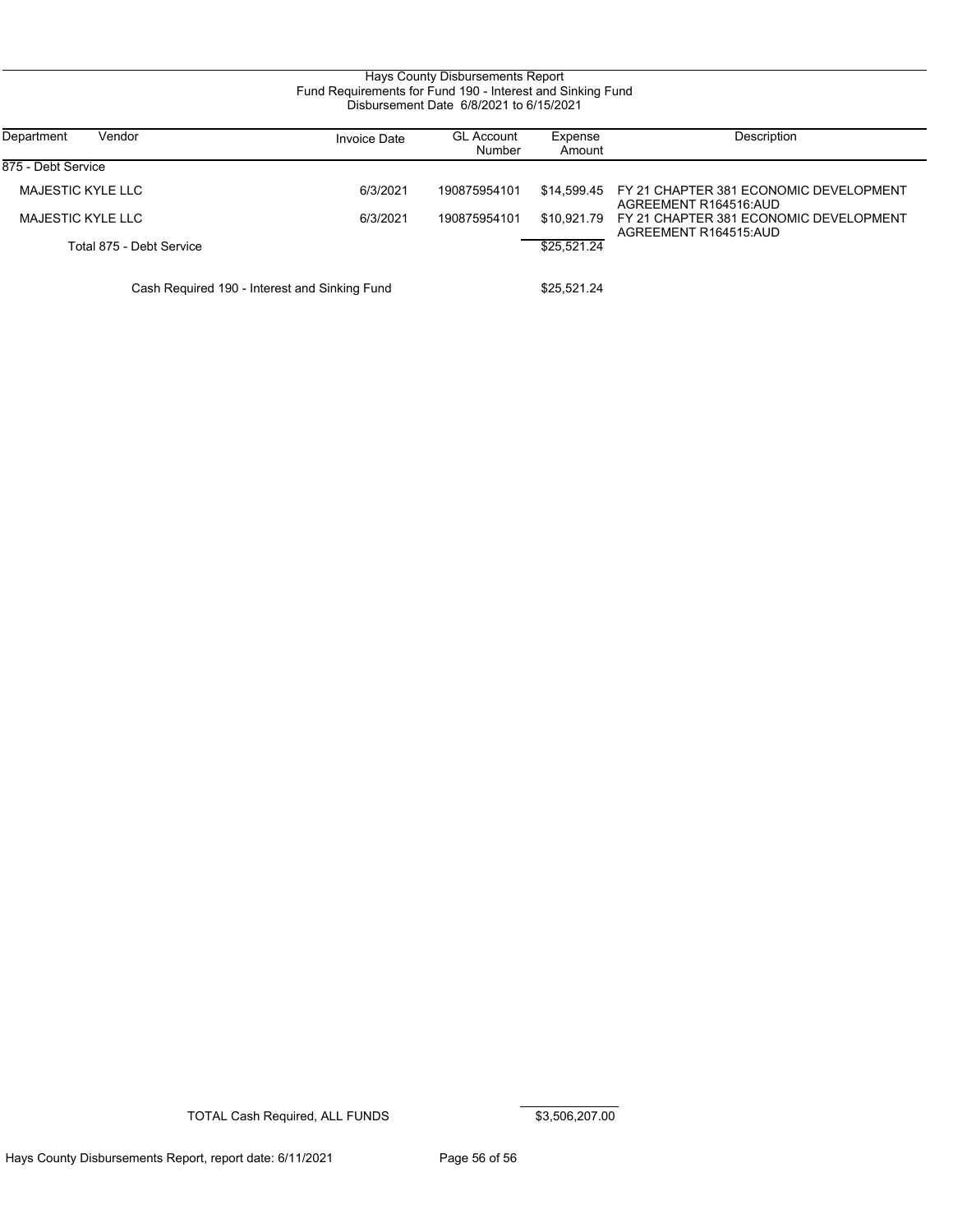Hays County Disbursements Report
Fund Requirements for Fund 190 - Interest and Sinking Fund
Disbursement Date 6/8/2021 to 6/15/2021

| Department | Vendor | Invoice Date | GL Account Number | Expense Amount | Description |
|---|---|---|---|---|---|
| 875 - Debt Service | | | | | |
| | MAJESTIC KYLE LLC | 6/3/2021 | 190875954101 | $14,599.45 | FY 21 CHAPTER 381 ECONOMIC DEVELOPMENT AGREEMENT R164516:AUD |
| | MAJESTIC KYLE LLC | 6/3/2021 | 190875954101 | $10,921.79 | FY 21 CHAPTER 381 ECONOMIC DEVELOPMENT AGREEMENT R164515:AUD |
| | Total 875 - Debt Service | | | $25,521.24 | |
| | Cash Required 190 - Interest and Sinking Fund | | | $25,521.24 | |

TOTAL Cash Required, ALL FUNDS $3,506,207.00

Hays County Disbursements Report, report date: 6/11/2021